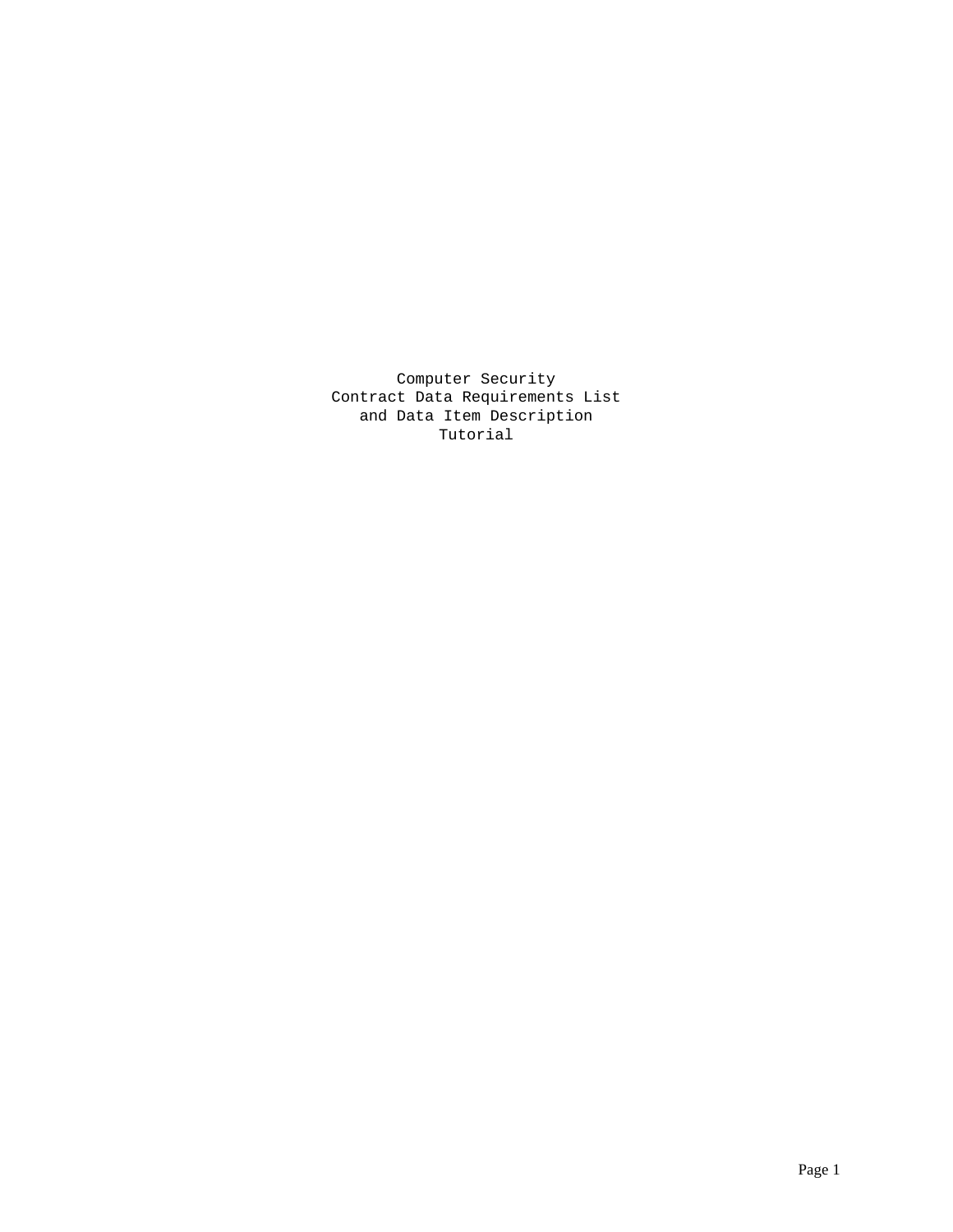# Computer Security
# Contract Data Requirements List
# and Data Item Description
# Tutorial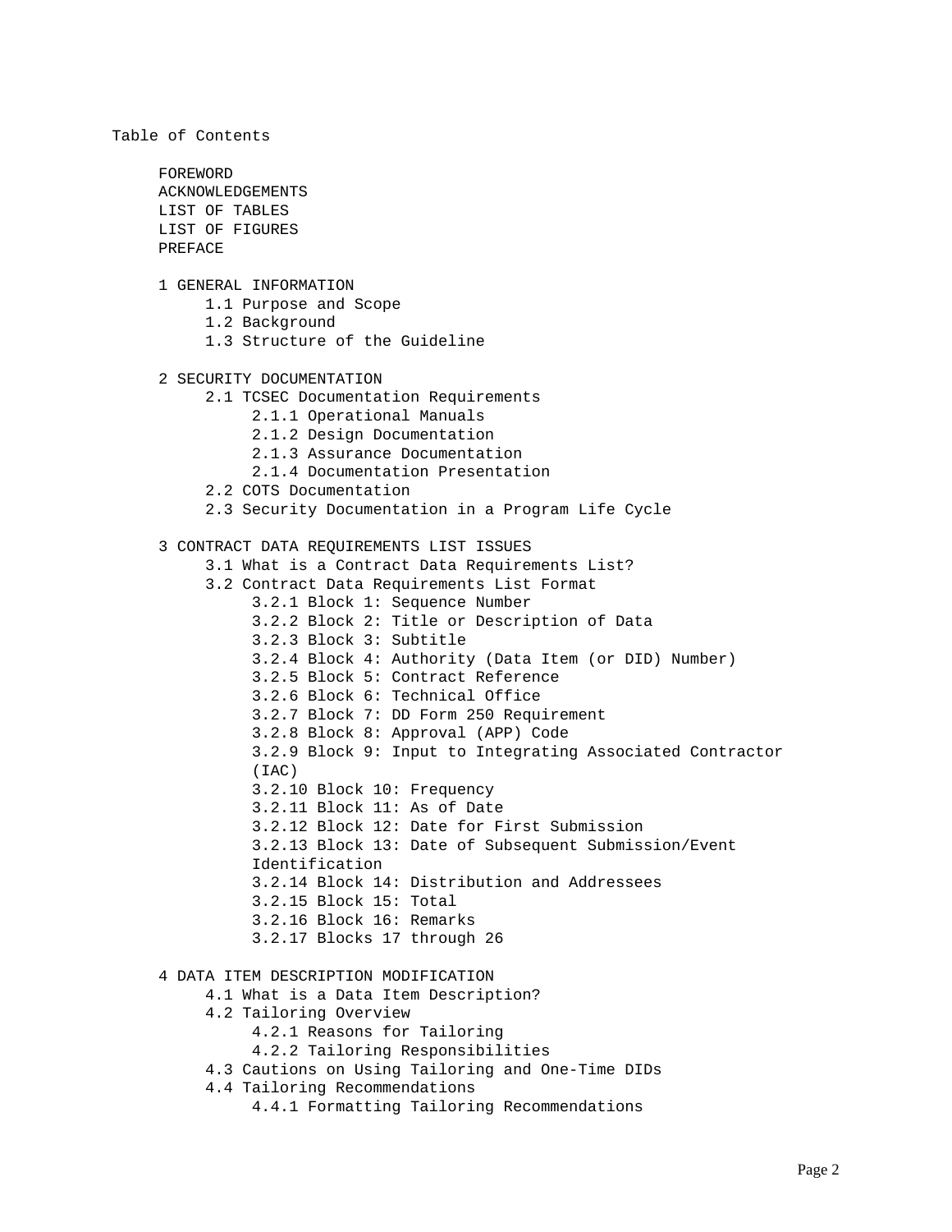# Table of Contents

- FOREWORD
- ACKNOWLEDGEMENTS
- LIST OF TABLES
- LIST OF FIGURES
- PREFACE

- 1 GENERAL INFORMATION
  - 1.1 Purpose and Scope
  - 1.2 Background
  - 1.3 Structure of the Guideline

- 2 SECURITY DOCUMENTATION
  - 2.1 TCSEC Documentation Requirements
    - 2.1.1 Operational Manuals
    - 2.1.2 Design Documentation
    - 2.1.3 Assurance Documentation
    - 2.1.4 Documentation Presentation
  - 2.2 COTS Documentation
  - 2.3 Security Documentation in a Program Life Cycle

- 3 CONTRACT DATA REQUIREMENTS LIST ISSUES
  - 3.1 What is a Contract Data Requirements List?
  - 3.2 Contract Data Requirements List Format
    - 3.2.1 Block 1: Sequence Number
    - 3.2.2 Block 2: Title or Description of Data
    - 3.2.3 Block 3: Subtitle
    - 3.2.4 Block 4: Authority (Data Item (or DID) Number)
    - 3.2.5 Block 5: Contract Reference
    - 3.2.6 Block 6: Technical Office
    - 3.2.7 Block 7: DD Form 250 Requirement
    - 3.2.8 Block 8: Approval (APP) Code
    - 3.2.9 Block 9: Input to Integrating Associated Contractor (IAC)
    - 3.2.10 Block 10: Frequency
    - 3.2.11 Block 11: As of Date
    - 3.2.12 Block 12: Date for First Submission
    - 3.2.13 Block 13: Date of Subsequent Submission/Event Identification
    - 3.2.14 Block 14: Distribution and Addressees
    - 3.2.15 Block 15: Total
    - 3.2.16 Block 16: Remarks
    - 3.2.17 Blocks 17 through 26

- 4 DATA ITEM DESCRIPTION MODIFICATION
  - 4.1 What is a Data Item Description?
  - 4.2 Tailoring Overview
    - 4.2.1 Reasons for Tailoring
    - 4.2.2 Tailoring Responsibilities
  - 4.3 Cautions on Using Tailoring and One-Time DIDs
  - 4.4 Tailoring Recommendations
    - 4.4.1 Formatting Tailoring Recommendations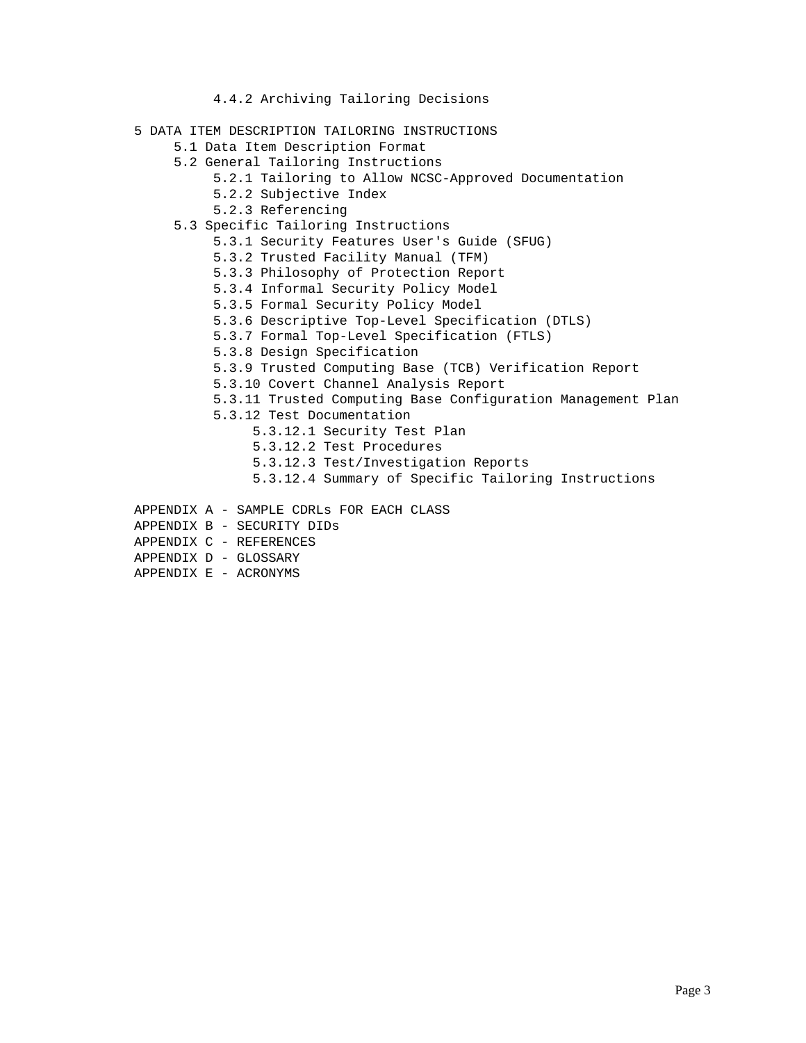- 4.4.2 Archiving Tailoring Decisions

5 DATA ITEM DESCRIPTION TAILORING INSTRUCTIONS
- 5.1 Data Item Description Format
- 5.2 General Tailoring Instructions
  - 5.2.1 Tailoring to Allow NCSC-Approved Documentation
  - 5.2.2 Subjective Index
  - 5.2.3 Referencing
- 5.3 Specific Tailoring Instructions
  - 5.3.1 Security Features User's Guide (SFUG)
  - 5.3.2 Trusted Facility Manual (TFM)
  - 5.3.3 Philosophy of Protection Report
  - 5.3.4 Informal Security Policy Model
  - 5.3.5 Formal Security Policy Model
  - 5.3.6 Descriptive Top-Level Specification (DTLS)
  - 5.3.7 Formal Top-Level Specification (FTLS)
  - 5.3.8 Design Specification
  - 5.3.9 Trusted Computing Base (TCB) Verification Report
  - 5.3.10 Covert Channel Analysis Report
  - 5.3.11 Trusted Computing Base Configuration Management Plan
  - 5.3.12 Test Documentation
    - 5.3.12.1 Security Test Plan
    - 5.3.12.2 Test Procedures
    - 5.3.12.3 Test/Investigation Reports
    - 5.3.12.4 Summary of Specific Tailoring Instructions

APPENDIX A - SAMPLE CDRLs FOR EACH CLASS
APPENDIX B - SECURITY DIDs
APPENDIX C - REFERENCES
APPENDIX D - GLOSSARY
APPENDIX E - ACRONYMS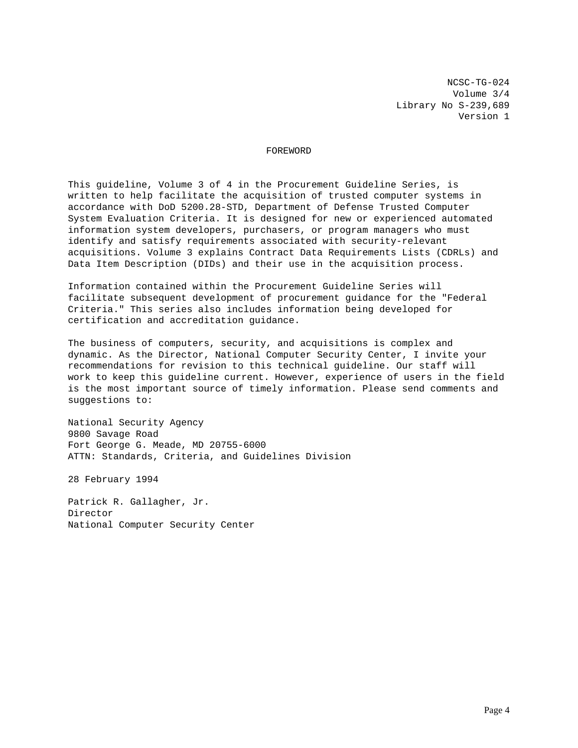NCSC-TG-024
Volume 3/4
Library No S-239,689
Version 1

# FOREWORD

This guideline, Volume 3 of 4 in the Procurement Guideline Series, is written to help facilitate the acquisition of trusted computer systems in accordance with DoD 5200.28-STD, Department of Defense Trusted Computer System Evaluation Criteria. It is designed for new or experienced automated information system developers, purchasers, or program managers who must identify and satisfy requirements associated with security-relevant acquisitions. Volume 3 explains Contract Data Requirements Lists (CDRLs) and Data Item Description (DIDs) and their use in the acquisition process.

Information contained within the Procurement Guideline Series will facilitate subsequent development of procurement guidance for the "Federal Criteria." This series also includes information being developed for certification and accreditation guidance.

The business of computers, security, and acquisitions is complex and dynamic. As the Director, National Computer Security Center, I invite your recommendations for revision to this technical guideline. Our staff will work to keep this guideline current. However, experience of users in the field is the most important source of timely information. Please send comments and suggestions to:

National Security Agency
9800 Savage Road
Fort George G. Meade, MD 20755-6000
ATTN: Standards, Criteria, and Guidelines Division

28 February 1994

Patrick R. Gallagher, Jr.
Director
National Computer Security Center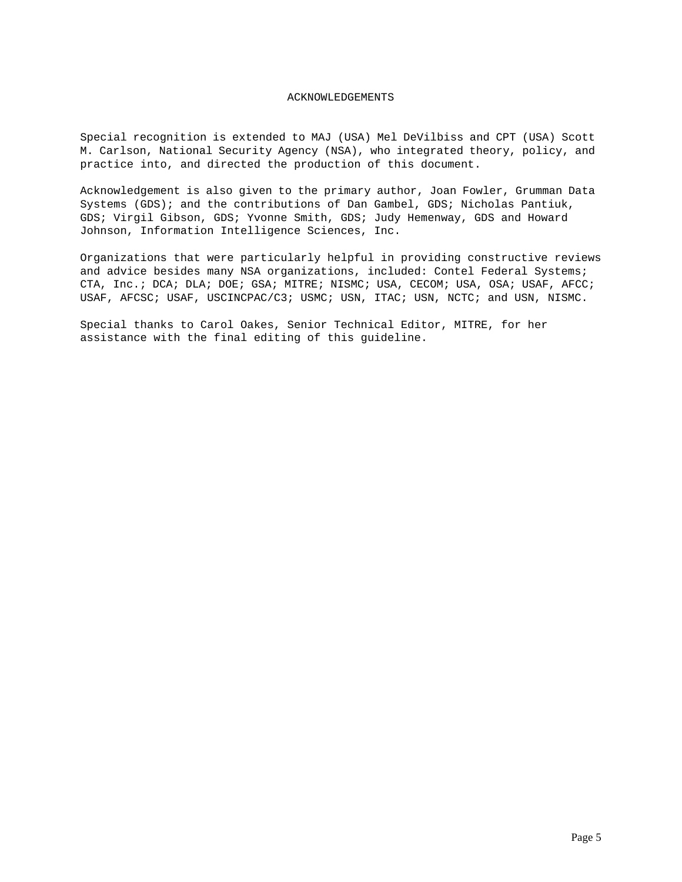# ACKNOWLEDGEMENTS

Special recognition is extended to MAJ (USA) Mel DeVilbiss and CPT (USA) Scott M. Carlson, National Security Agency (NSA), who integrated theory, policy, and practice into, and directed the production of this document.

Acknowledgement is also given to the primary author, Joan Fowler, Grumman Data Systems (GDS); and the contributions of Dan Gambel, GDS; Nicholas Pantiuk, GDS; Virgil Gibson, GDS; Yvonne Smith, GDS; Judy Hemenway, GDS and Howard Johnson, Information Intelligence Sciences, Inc.

Organizations that were particularly helpful in providing constructive reviews and advice besides many NSA organizations, included: Contel Federal Systems; CTA, Inc.; DCA; DLA; DOE; GSA; MITRE; NISMC; USA, CECOM; USA, OSA; USAF, AFCC; USAF, AFCSC; USAF, USCINCPAC/C3; USMC; USN, ITAC; USN, NCTC; and USN, NISMC.

Special thanks to Carol Oakes, Senior Technical Editor, MITRE, for her assistance with the final editing of this guideline.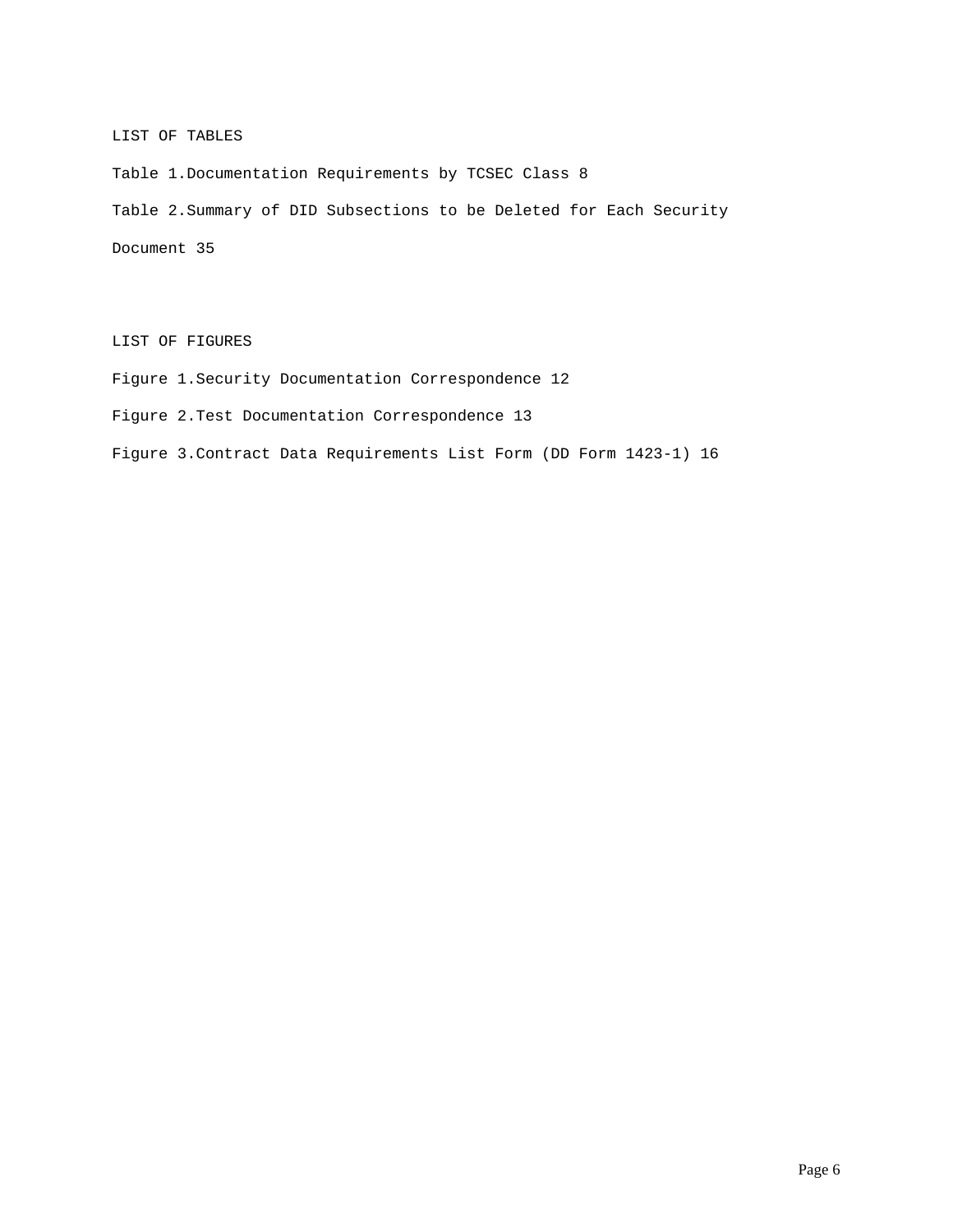## LIST OF TABLES

Table 1.Documentation Requirements by TCSEC Class 8

Table 2.Summary of DID Subsections to be Deleted for Each Security Document 35

## LIST OF FIGURES

Figure 1.Security Documentation Correspondence 12

Figure 2.Test Documentation Correspondence 13

Figure 3.Contract Data Requirements List Form (DD Form 1423-1) 16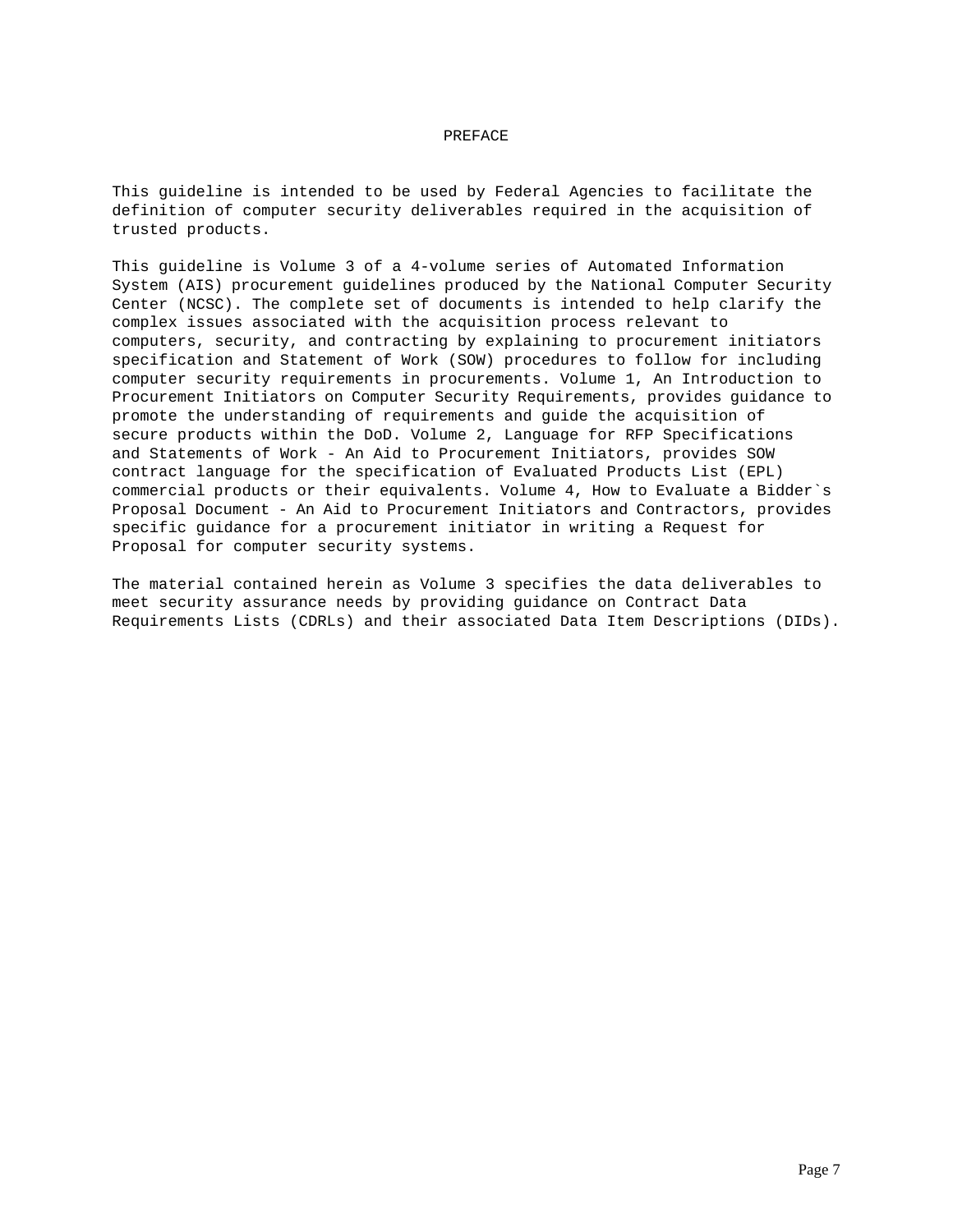# PREFACE

This guideline is intended to be used by Federal Agencies to facilitate the definition of computer security deliverables required in the acquisition of trusted products.

This guideline is Volume 3 of a 4-volume series of Automated Information System (AIS) procurement guidelines produced by the National Computer Security Center (NCSC). The complete set of documents is intended to help clarify the complex issues associated with the acquisition process relevant to computers, security, and contracting by explaining to procurement initiators specification and Statement of Work (SOW) procedures to follow for including computer security requirements in procurements. Volume 1, An Introduction to Procurement Initiators on Computer Security Requirements, provides guidance to promote the understanding of requirements and guide the acquisition of secure products within the DoD. Volume 2, Language for RFP Specifications and Statements of Work - An Aid to Procurement Initiators, provides SOW contract language for the specification of Evaluated Products List (EPL) commercial products or their equivalents. Volume 4, How to Evaluate a Bidder`s Proposal Document - An Aid to Procurement Initiators and Contractors, provides specific guidance for a procurement initiator in writing a Request for Proposal for computer security systems.

The material contained herein as Volume 3 specifies the data deliverables to meet security assurance needs by providing guidance on Contract Data Requirements Lists (CDRLs) and their associated Data Item Descriptions (DIDs).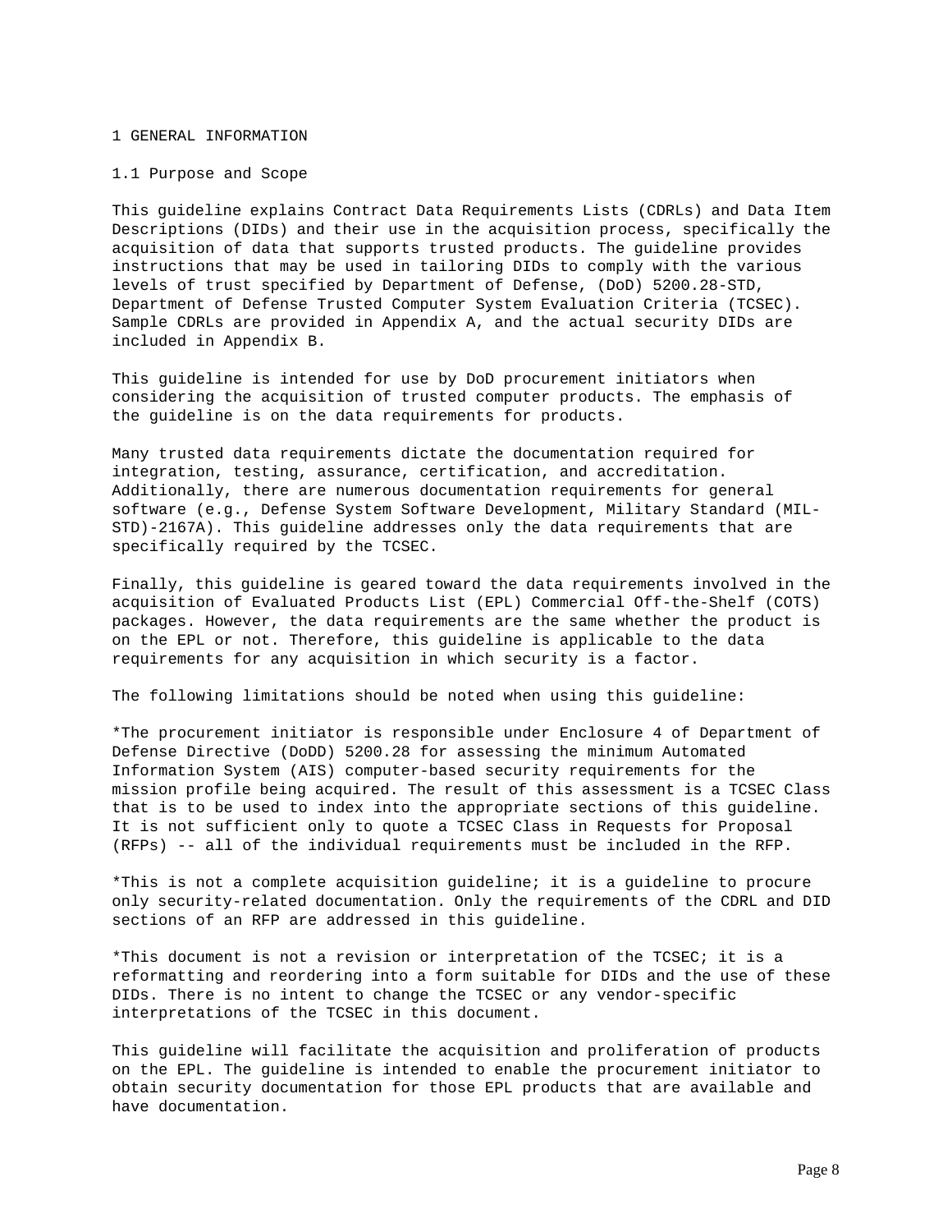# 1 GENERAL INFORMATION

## 1.1 Purpose and Scope

This guideline explains Contract Data Requirements Lists (CDRLs) and Data Item Descriptions (DIDs) and their use in the acquisition process, specifically the acquisition of data that supports trusted products. The guideline provides instructions that may be used in tailoring DIDs to comply with the various levels of trust specified by Department of Defense, (DoD) 5200.28-STD, Department of Defense Trusted Computer System Evaluation Criteria (TCSEC). Sample CDRLs are provided in Appendix A, and the actual security DIDs are included in Appendix B.

This guideline is intended for use by DoD procurement initiators when considering the acquisition of trusted computer products. The emphasis of the guideline is on the data requirements for products.

Many trusted data requirements dictate the documentation required for integration, testing, assurance, certification, and accreditation. Additionally, there are numerous documentation requirements for general software (e.g., Defense System Software Development, Military Standard (MIL-STD)-2167A). This guideline addresses only the data requirements that are specifically required by the TCSEC.

Finally, this guideline is geared toward the data requirements involved in the acquisition of Evaluated Products List (EPL) Commercial Off-the-Shelf (COTS) packages. However, the data requirements are the same whether the product is on the EPL or not. Therefore, this guideline is applicable to the data requirements for any acquisition in which security is a factor.

The following limitations should be noted when using this guideline:

- The procurement initiator is responsible under Enclosure 4 of Department of Defense Directive (DoDD) 5200.28 for assessing the minimum Automated Information System (AIS) computer-based security requirements for the mission profile being acquired. The result of this assessment is a TCSEC Class that is to be used to index into the appropriate sections of this guideline. It is not sufficient only to quote a TCSEC Class in Requests for Proposal (RFPs) -- all of the individual requirements must be included in the RFP.

- This is not a complete acquisition guideline; it is a guideline to procure only security-related documentation. Only the requirements of the CDRL and DID sections of an RFP are addressed in this guideline.

- This document is not a revision or interpretation of the TCSEC; it is a reformatting and reordering into a form suitable for DIDs and the use of these DIDs. There is no intent to change the TCSEC or any vendor-specific interpretations of the TCSEC in this document.

This guideline will facilitate the acquisition and proliferation of products on the EPL. The guideline is intended to enable the procurement initiator to obtain security documentation for those EPL products that are available and have documentation.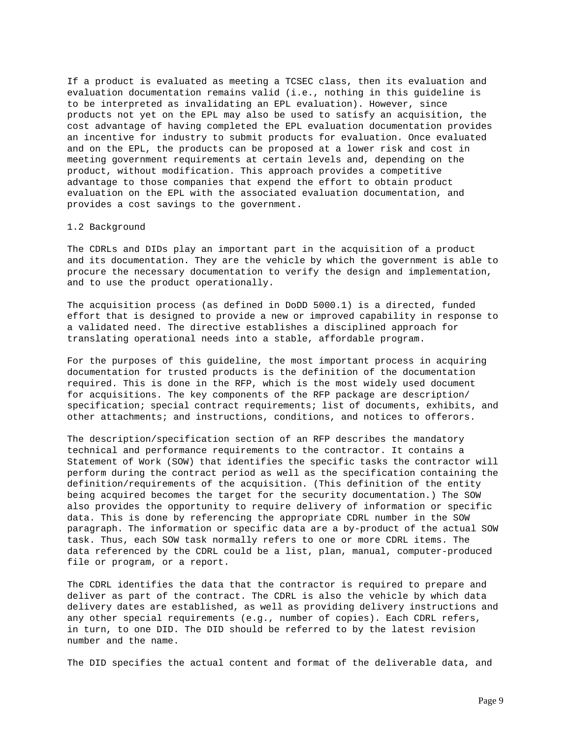If a product is evaluated as meeting a TCSEC class, then its evaluation and evaluation documentation remains valid (i.e., nothing in this guideline is to be interpreted as invalidating an EPL evaluation). However, since products not yet on the EPL may also be used to satisfy an acquisition, the cost advantage of having completed the EPL evaluation documentation provides an incentive for industry to submit products for evaluation. Once evaluated and on the EPL, the products can be proposed at a lower risk and cost in meeting government requirements at certain levels and, depending on the product, without modification. This approach provides a competitive advantage to those companies that expend the effort to obtain product evaluation on the EPL with the associated evaluation documentation, and provides a cost savings to the government.

## 1.2 Background

The CDRLs and DIDs play an important part in the acquisition of a product and its documentation. They are the vehicle by which the government is able to procure the necessary documentation to verify the design and implementation, and to use the product operationally.

The acquisition process (as defined in DoDD 5000.1) is a directed, funded effort that is designed to provide a new or improved capability in response to a validated need. The directive establishes a disciplined approach for translating operational needs into a stable, affordable program.

For the purposes of this guideline, the most important process in acquiring documentation for trusted products is the definition of the documentation required. This is done in the RFP, which is the most widely used document for acquisitions. The key components of the RFP package are description/ specification; special contract requirements; list of documents, exhibits, and other attachments; and instructions, conditions, and notices to offerors.

The description/specification section of an RFP describes the mandatory technical and performance requirements to the contractor. It contains a Statement of Work (SOW) that identifies the specific tasks the contractor will perform during the contract period as well as the specification containing the definition/requirements of the acquisition. (This definition of the entity being acquired becomes the target for the security documentation.) The SOW also provides the opportunity to require delivery of information or specific data. This is done by referencing the appropriate CDRL number in the SOW paragraph. The information or specific data are a by-product of the actual SOW task. Thus, each SOW task normally refers to one or more CDRL items. The data referenced by the CDRL could be a list, plan, manual, computer-produced file or program, or a report.

The CDRL identifies the data that the contractor is required to prepare and deliver as part of the contract. The CDRL is also the vehicle by which data delivery dates are established, as well as providing delivery instructions and any other special requirements (e.g., number of copies). Each CDRL refers, in turn, to one DID. The DID should be referred to by the latest revision number and the name.

The DID specifies the actual content and format of the deliverable data, and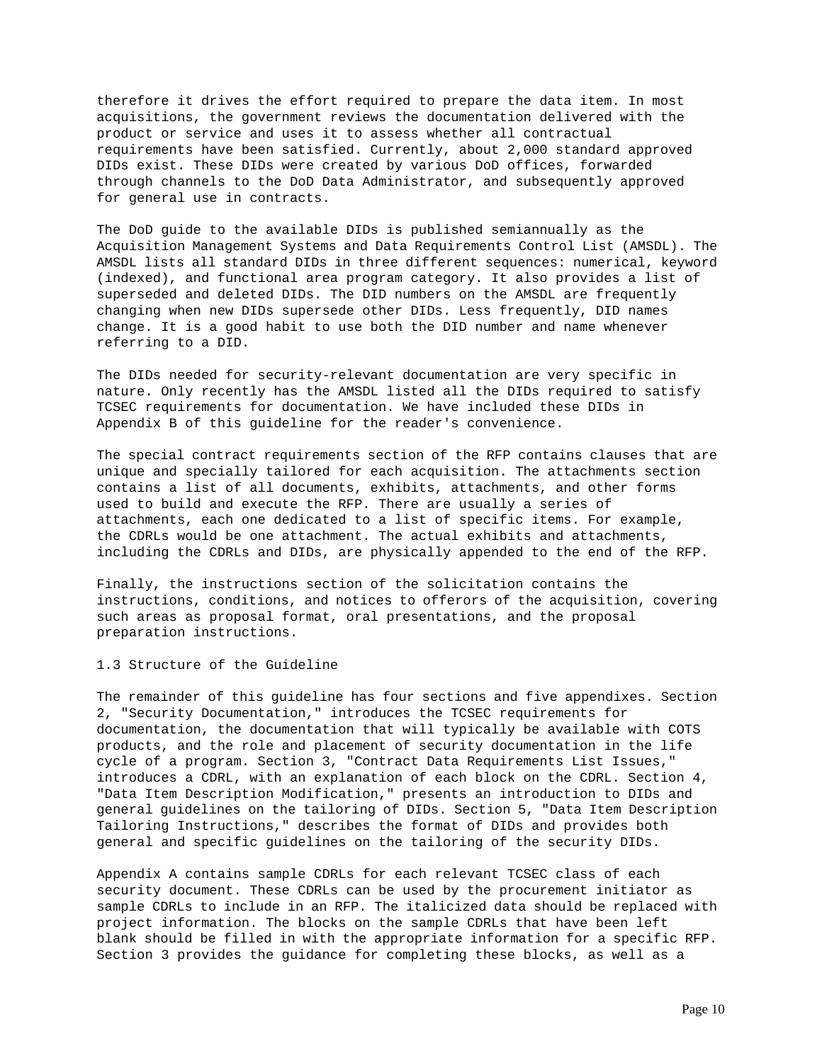therefore it drives the effort required to prepare the data item. In most acquisitions, the government reviews the documentation delivered with the product or service and uses it to assess whether all contractual requirements have been satisfied. Currently, about 2,000 standard approved DIDs exist. These DIDs were created by various DoD offices, forwarded through channels to the DoD Data Administrator, and subsequently approved for general use in contracts.

The DoD guide to the available DIDs is published semiannually as the Acquisition Management Systems and Data Requirements Control List (AMSDL). The AMSDL lists all standard DIDs in three different sequences: numerical, keyword (indexed), and functional area program category. It also provides a list of superseded and deleted DIDs. The DID numbers on the AMSDL are frequently changing when new DIDs supersede other DIDs. Less frequently, DID names change. It is a good habit to use both the DID number and name whenever referring to a DID.

The DIDs needed for security-relevant documentation are very specific in nature. Only recently has the AMSDL listed all the DIDs required to satisfy TCSEC requirements for documentation. We have included these DIDs in Appendix B of this guideline for the reader's convenience.

The special contract requirements section of the RFP contains clauses that are unique and specially tailored for each acquisition. The attachments section contains a list of all documents, exhibits, attachments, and other forms used to build and execute the RFP. There are usually a series of attachments, each one dedicated to a list of specific items. For example, the CDRLs would be one attachment. The actual exhibits and attachments, including the CDRLs and DIDs, are physically appended to the end of the RFP.

Finally, the instructions section of the solicitation contains the instructions, conditions, and notices to offerors of the acquisition, covering such areas as proposal format, oral presentations, and the proposal preparation instructions.

### 1.3 Structure of the Guideline

The remainder of this guideline has four sections and five appendixes. Section 2, "Security Documentation," introduces the TCSEC requirements for documentation, the documentation that will typically be available with COTS products, and the role and placement of security documentation in the life cycle of a program. Section 3, "Contract Data Requirements List Issues," introduces a CDRL, with an explanation of each block on the CDRL. Section 4, "Data Item Description Modification," presents an introduction to DIDs and general guidelines on the tailoring of DIDs. Section 5, "Data Item Description Tailoring Instructions," describes the format of DIDs and provides both general and specific guidelines on the tailoring of the security DIDs.

Appendix A contains sample CDRLs for each relevant TCSEC class of each security document. These CDRLs can be used by the procurement initiator as sample CDRLs to include in an RFP. The italicized data should be replaced with project information. The blocks on the sample CDRLs that have been left blank should be filled in with the appropriate information for a specific RFP. Section 3 provides the guidance for completing these blocks, as well as a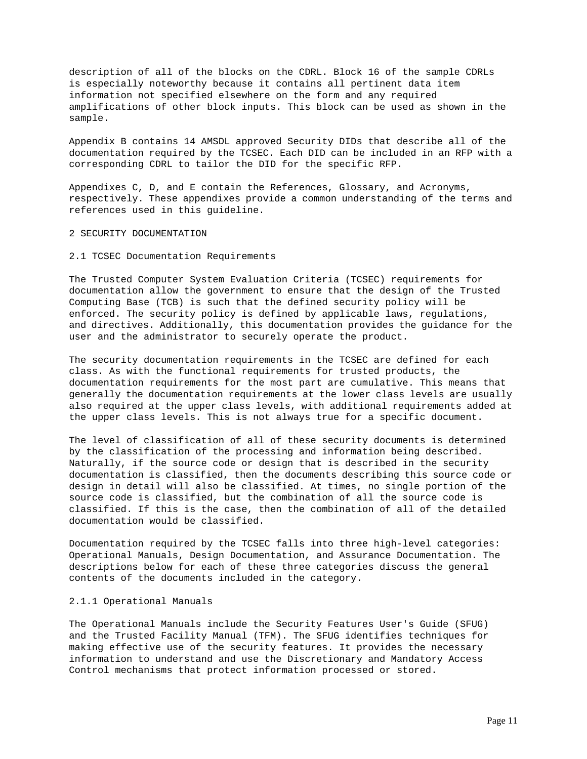description of all of the blocks on the CDRL. Block 16 of the sample CDRLs is especially noteworthy because it contains all pertinent data item information not specified elsewhere on the form and any required amplifications of other block inputs. This block can be used as shown in the sample.

Appendix B contains 14 AMSDL approved Security DIDs that describe all of the documentation required by the TCSEC. Each DID can be included in an RFP with a corresponding CDRL to tailor the DID for the specific RFP.

Appendixes C, D, and E contain the References, Glossary, and Acronyms, respectively. These appendixes provide a common understanding of the terms and references used in this guideline.

# 2 SECURITY DOCUMENTATION

## 2.1 TCSEC Documentation Requirements

The Trusted Computer System Evaluation Criteria (TCSEC) requirements for documentation allow the government to ensure that the design of the Trusted Computing Base (TCB) is such that the defined security policy will be enforced. The security policy is defined by applicable laws, regulations, and directives. Additionally, this documentation provides the guidance for the user and the administrator to securely operate the product.

The security documentation requirements in the TCSEC are defined for each class. As with the functional requirements for trusted products, the documentation requirements for the most part are cumulative. This means that generally the documentation requirements at the lower class levels are usually also required at the upper class levels, with additional requirements added at the upper class levels. This is not always true for a specific document.

The level of classification of all of these security documents is determined by the classification of the processing and information being described. Naturally, if the source code or design that is described in the security documentation is classified, then the documents describing this source code or design in detail will also be classified. At times, no single portion of the source code is classified, but the combination of all the source code is classified. If this is the case, then the combination of all of the detailed documentation would be classified.

Documentation required by the TCSEC falls into three high-level categories: Operational Manuals, Design Documentation, and Assurance Documentation. The descriptions below for each of these three categories discuss the general contents of the documents included in the category.

### 2.1.1 Operational Manuals

The Operational Manuals include the Security Features User's Guide (SFUG) and the Trusted Facility Manual (TFM). The SFUG identifies techniques for making effective use of the security features. It provides the necessary information to understand and use the Discretionary and Mandatory Access Control mechanisms that protect information processed or stored.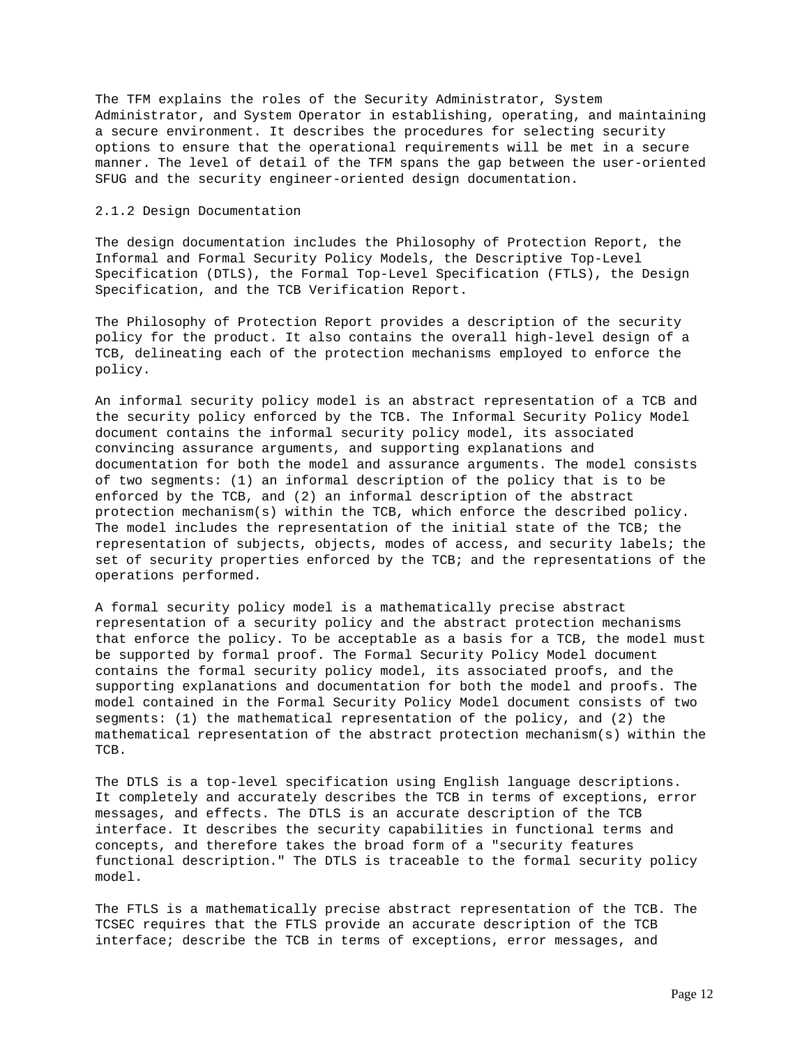The TFM explains the roles of the Security Administrator, System Administrator, and System Operator in establishing, operating, and maintaining a secure environment. It describes the procedures for selecting security options to ensure that the operational requirements will be met in a secure manner. The level of detail of the TFM spans the gap between the user-oriented SFUG and the security engineer-oriented design documentation.

### 2.1.2 Design Documentation

The design documentation includes the Philosophy of Protection Report, the Informal and Formal Security Policy Models, the Descriptive Top-Level Specification (DTLS), the Formal Top-Level Specification (FTLS), the Design Specification, and the TCB Verification Report.

The Philosophy of Protection Report provides a description of the security policy for the product. It also contains the overall high-level design of a TCB, delineating each of the protection mechanisms employed to enforce the policy.

An informal security policy model is an abstract representation of a TCB and the security policy enforced by the TCB. The Informal Security Policy Model document contains the informal security policy model, its associated convincing assurance arguments, and supporting explanations and documentation for both the model and assurance arguments. The model consists of two segments: (1) an informal description of the policy that is to be enforced by the TCB, and (2) an informal description of the abstract protection mechanism(s) within the TCB, which enforce the described policy. The model includes the representation of the initial state of the TCB; the representation of subjects, objects, modes of access, and security labels; the set of security properties enforced by the TCB; and the representations of the operations performed.

A formal security policy model is a mathematically precise abstract representation of a security policy and the abstract protection mechanisms that enforce the policy. To be acceptable as a basis for a TCB, the model must be supported by formal proof. The Formal Security Policy Model document contains the formal security policy model, its associated proofs, and the supporting explanations and documentation for both the model and proofs. The model contained in the Formal Security Policy Model document consists of two segments: (1) the mathematical representation of the policy, and (2) the mathematical representation of the abstract protection mechanism(s) within the TCB.

The DTLS is a top-level specification using English language descriptions. It completely and accurately describes the TCB in terms of exceptions, error messages, and effects. The DTLS is an accurate description of the TCB interface. It describes the security capabilities in functional terms and concepts, and therefore takes the broad form of a "security features functional description." The DTLS is traceable to the formal security policy model.

The FTLS is a mathematically precise abstract representation of the TCB. The TCSEC requires that the FTLS provide an accurate description of the TCB interface; describe the TCB in terms of exceptions, error messages, and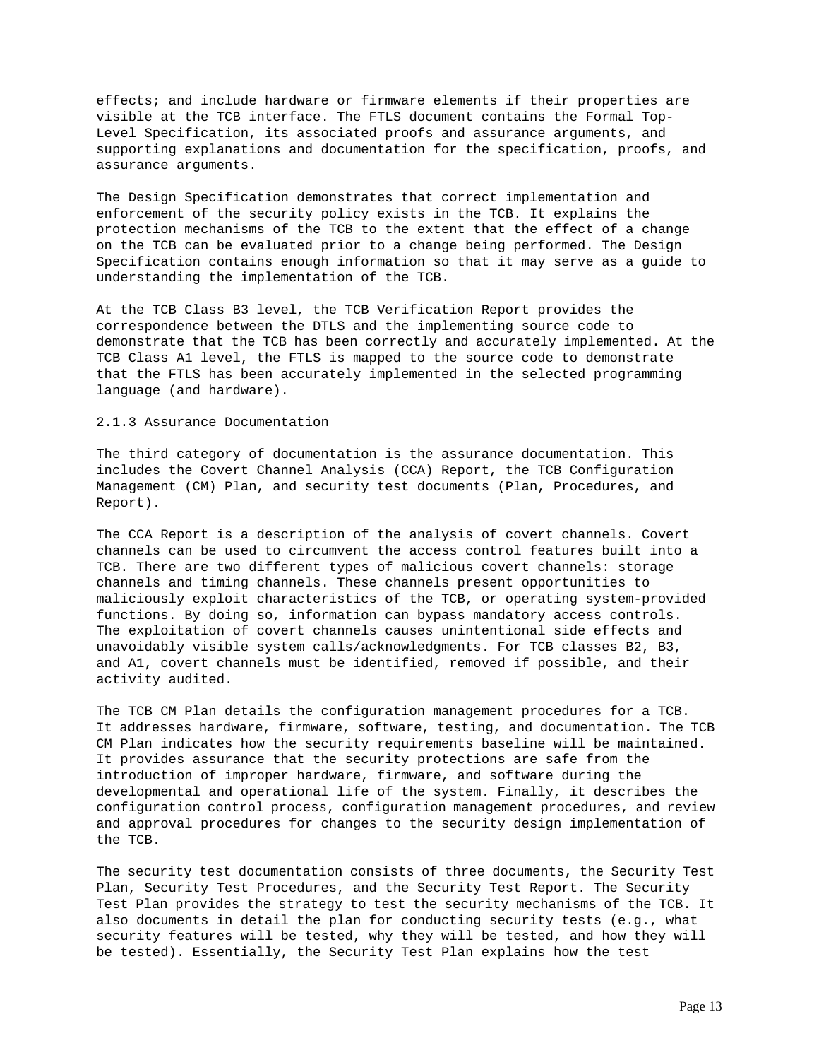effects; and include hardware or firmware elements if their properties are visible at the TCB interface. The FTLS document contains the Formal Top-Level Specification, its associated proofs and assurance arguments, and supporting explanations and documentation for the specification, proofs, and assurance arguments.

The Design Specification demonstrates that correct implementation and enforcement of the security policy exists in the TCB. It explains the protection mechanisms of the TCB to the extent that the effect of a change on the TCB can be evaluated prior to a change being performed. The Design Specification contains enough information so that it may serve as a guide to understanding the implementation of the TCB.

At the TCB Class B3 level, the TCB Verification Report provides the correspondence between the DTLS and the implementing source code to demonstrate that the TCB has been correctly and accurately implemented. At the TCB Class A1 level, the FTLS is mapped to the source code to demonstrate that the FTLS has been accurately implemented in the selected programming language (and hardware).

### 2.1.3 Assurance Documentation

The third category of documentation is the assurance documentation. This includes the Covert Channel Analysis (CCA) Report, the TCB Configuration Management (CM) Plan, and security test documents (Plan, Procedures, and Report).

The CCA Report is a description of the analysis of covert channels. Covert channels can be used to circumvent the access control features built into a TCB. There are two different types of malicious covert channels: storage channels and timing channels. These channels present opportunities to maliciously exploit characteristics of the TCB, or operating system-provided functions. By doing so, information can bypass mandatory access controls. The exploitation of covert channels causes unintentional side effects and unavoidably visible system calls/acknowledgments. For TCB classes B2, B3, and A1, covert channels must be identified, removed if possible, and their activity audited.

The TCB CM Plan details the configuration management procedures for a TCB. It addresses hardware, firmware, software, testing, and documentation. The TCB CM Plan indicates how the security requirements baseline will be maintained. It provides assurance that the security protections are safe from the introduction of improper hardware, firmware, and software during the developmental and operational life of the system. Finally, it describes the configuration control process, configuration management procedures, and review and approval procedures for changes to the security design implementation of the TCB.

The security test documentation consists of three documents, the Security Test Plan, Security Test Procedures, and the Security Test Report. The Security Test Plan provides the strategy to test the security mechanisms of the TCB. It also documents in detail the plan for conducting security tests (e.g., what security features will be tested, why they will be tested, and how they will be tested). Essentially, the Security Test Plan explains how the test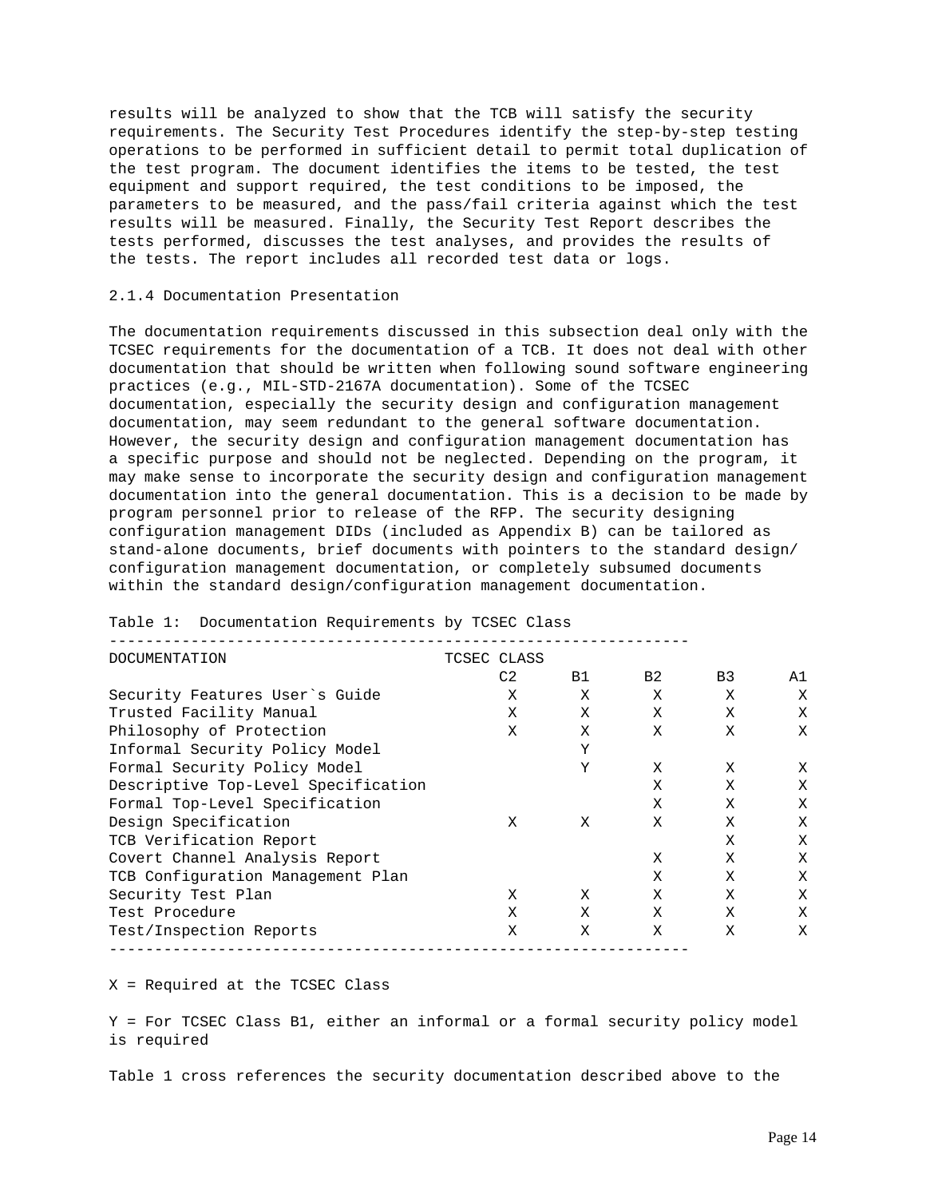results will be analyzed to show that the TCB will satisfy the security requirements. The Security Test Procedures identify the step-by-step testing operations to be performed in sufficient detail to permit total duplication of the test program. The document identifies the items to be tested, the test equipment and support required, the test conditions to be imposed, the parameters to be measured, and the pass/fail criteria against which the test results will be measured. Finally, the Security Test Report describes the tests performed, discusses the test analyses, and provides the results of the tests. The report includes all recorded test data or logs.

### 2.1.4 Documentation Presentation

The documentation requirements discussed in this subsection deal only with the TCSEC requirements for the documentation of a TCB. It does not deal with other documentation that should be written when following sound software engineering practices (e.g., MIL-STD-2167A documentation). Some of the TCSEC documentation, especially the security design and configuration management documentation, may seem redundant to the general software documentation. However, the security design and configuration management documentation has a specific purpose and should not be neglected. Depending on the program, it may make sense to incorporate the security design and configuration management documentation into the general documentation. This is a decision to be made by program personnel prior to release of the RFP. The security designing configuration management DIDs (included as Appendix B) can be tailored as stand-alone documents, brief documents with pointers to the standard design/ configuration management documentation, or completely subsumed documents within the standard design/configuration management documentation.

Table 1: Documentation Requirements by TCSEC Class

| DOCUMENTATION | TCSEC CLASS | | | | |
|---|---|---|---|---|---|
| | C2 | B1 | B2 | B3 | A1 |
| Security Features User`s Guide | X | X | X | X | X |
| Trusted Facility Manual | X | X | X | X | X |
| Philosophy of Protection | X | X | X | X | X |
| Informal Security Policy Model | | Y | | | |
| Formal Security Policy Model | | Y | X | X | X |
| Descriptive Top-Level Specification | | | X | X | X |
| Formal Top-Level Specification | | | X | X | X |
| Design Specification | X | X | X | X | X |
| TCB Verification Report | | | | X | X |
| Covert Channel Analysis Report | | | X | X | X |
| TCB Configuration Management Plan | | | X | X | X |
| Security Test Plan | X | X | X | X | X |
| Test Procedure | X | X | X | X | X |
| Test/Inspection Reports | X | X | X | X | X |

X = Required at the TCSEC Class

Y = For TCSEC Class B1, either an informal or a formal security policy model is required

Table 1 cross references the security documentation described above to the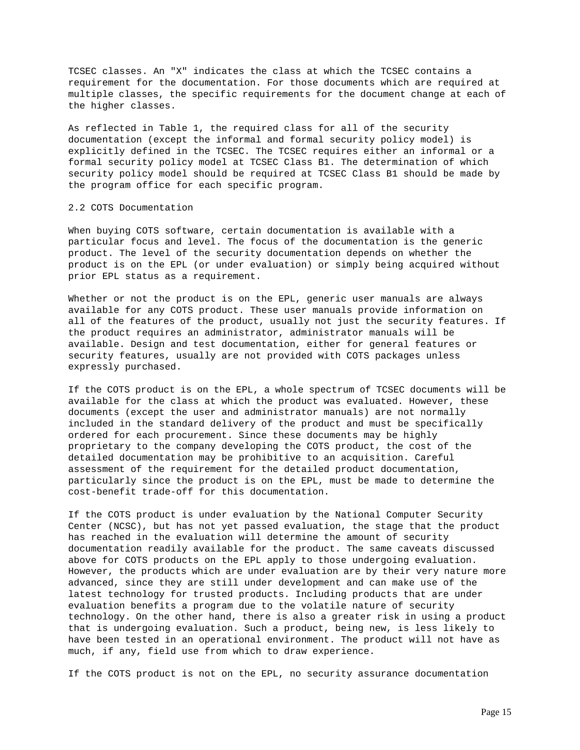TCSEC classes. An "X" indicates the class at which the TCSEC contains a requirement for the documentation. For those documents which are required at multiple classes, the specific requirements for the document change at each of the higher classes.

As reflected in Table 1, the required class for all of the security documentation (except the informal and formal security policy model) is explicitly defined in the TCSEC. The TCSEC requires either an informal or a formal security policy model at TCSEC Class B1. The determination of which security policy model should be required at TCSEC Class B1 should be made by the program office for each specific program.

## 2.2 COTS Documentation

When buying COTS software, certain documentation is available with a particular focus and level. The focus of the documentation is the generic product. The level of the security documentation depends on whether the product is on the EPL (or under evaluation) or simply being acquired without prior EPL status as a requirement.

Whether or not the product is on the EPL, generic user manuals are always available for any COTS product. These user manuals provide information on all of the features of the product, usually not just the security features. If the product requires an administrator, administrator manuals will be available. Design and test documentation, either for general features or security features, usually are not provided with COTS packages unless expressly purchased.

If the COTS product is on the EPL, a whole spectrum of TCSEC documents will be available for the class at which the product was evaluated. However, these documents (except the user and administrator manuals) are not normally included in the standard delivery of the product and must be specifically ordered for each procurement. Since these documents may be highly proprietary to the company developing the COTS product, the cost of the detailed documentation may be prohibitive to an acquisition. Careful assessment of the requirement for the detailed product documentation, particularly since the product is on the EPL, must be made to determine the cost-benefit trade-off for this documentation.

If the COTS product is under evaluation by the National Computer Security Center (NCSC), but has not yet passed evaluation, the stage that the product has reached in the evaluation will determine the amount of security documentation readily available for the product. The same caveats discussed above for COTS products on the EPL apply to those undergoing evaluation. However, the products which are under evaluation are by their very nature more advanced, since they are still under development and can make use of the latest technology for trusted products. Including products that are under evaluation benefits a program due to the volatile nature of security technology. On the other hand, there is also a greater risk in using a product that is undergoing evaluation. Such a product, being new, is less likely to have been tested in an operational environment. The product will not have as much, if any, field use from which to draw experience.

If the COTS product is not on the EPL, no security assurance documentation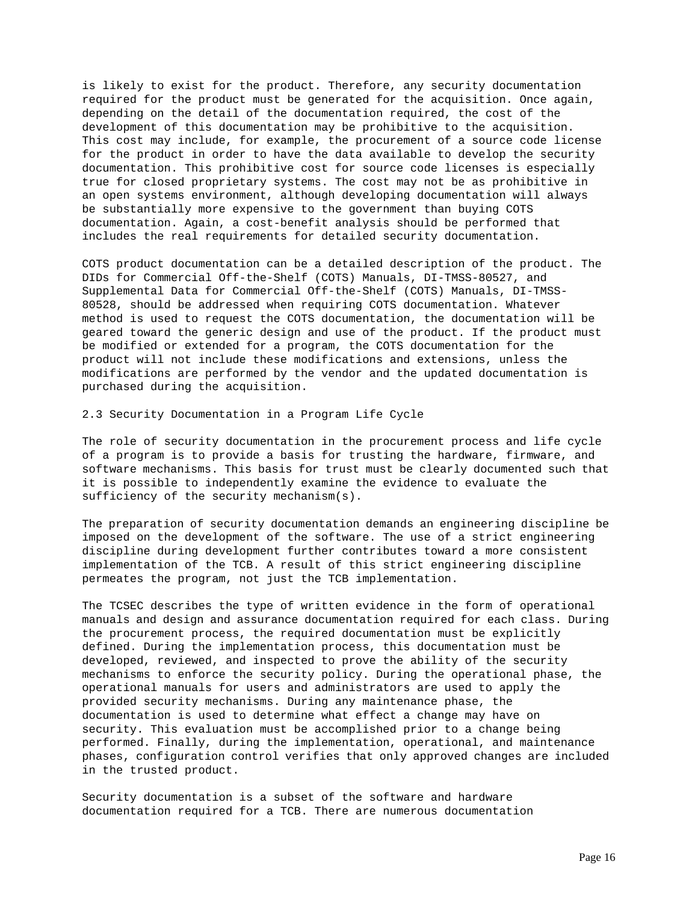is likely to exist for the product. Therefore, any security documentation required for the product must be generated for the acquisition. Once again, depending on the detail of the documentation required, the cost of the development of this documentation may be prohibitive to the acquisition. This cost may include, for example, the procurement of a source code license for the product in order to have the data available to develop the security documentation. This prohibitive cost for source code licenses is especially true for closed proprietary systems. The cost may not be as prohibitive in an open systems environment, although developing documentation will always be substantially more expensive to the government than buying COTS documentation. Again, a cost-benefit analysis should be performed that includes the real requirements for detailed security documentation.

COTS product documentation can be a detailed description of the product. The DIDs for Commercial Off-the-Shelf (COTS) Manuals, DI-TMSS-80527, and Supplemental Data for Commercial Off-the-Shelf (COTS) Manuals, DI-TMSS-80528, should be addressed when requiring COTS documentation. Whatever method is used to request the COTS documentation, the documentation will be geared toward the generic design and use of the product. If the product must be modified or extended for a program, the COTS documentation for the product will not include these modifications and extensions, unless the modifications are performed by the vendor and the updated documentation is purchased during the acquisition.

## 2.3 Security Documentation in a Program Life Cycle

The role of security documentation in the procurement process and life cycle of a program is to provide a basis for trusting the hardware, firmware, and software mechanisms. This basis for trust must be clearly documented such that it is possible to independently examine the evidence to evaluate the sufficiency of the security mechanism(s).

The preparation of security documentation demands an engineering discipline be imposed on the development of the software. The use of a strict engineering discipline during development further contributes toward a more consistent implementation of the TCB. A result of this strict engineering discipline permeates the program, not just the TCB implementation.

The TCSEC describes the type of written evidence in the form of operational manuals and design and assurance documentation required for each class. During the procurement process, the required documentation must be explicitly defined. During the implementation process, this documentation must be developed, reviewed, and inspected to prove the ability of the security mechanisms to enforce the security policy. During the operational phase, the operational manuals for users and administrators are used to apply the provided security mechanisms. During any maintenance phase, the documentation is used to determine what effect a change may have on security. This evaluation must be accomplished prior to a change being performed. Finally, during the implementation, operational, and maintenance phases, configuration control verifies that only approved changes are included in the trusted product.

Security documentation is a subset of the software and hardware documentation required for a TCB. There are numerous documentation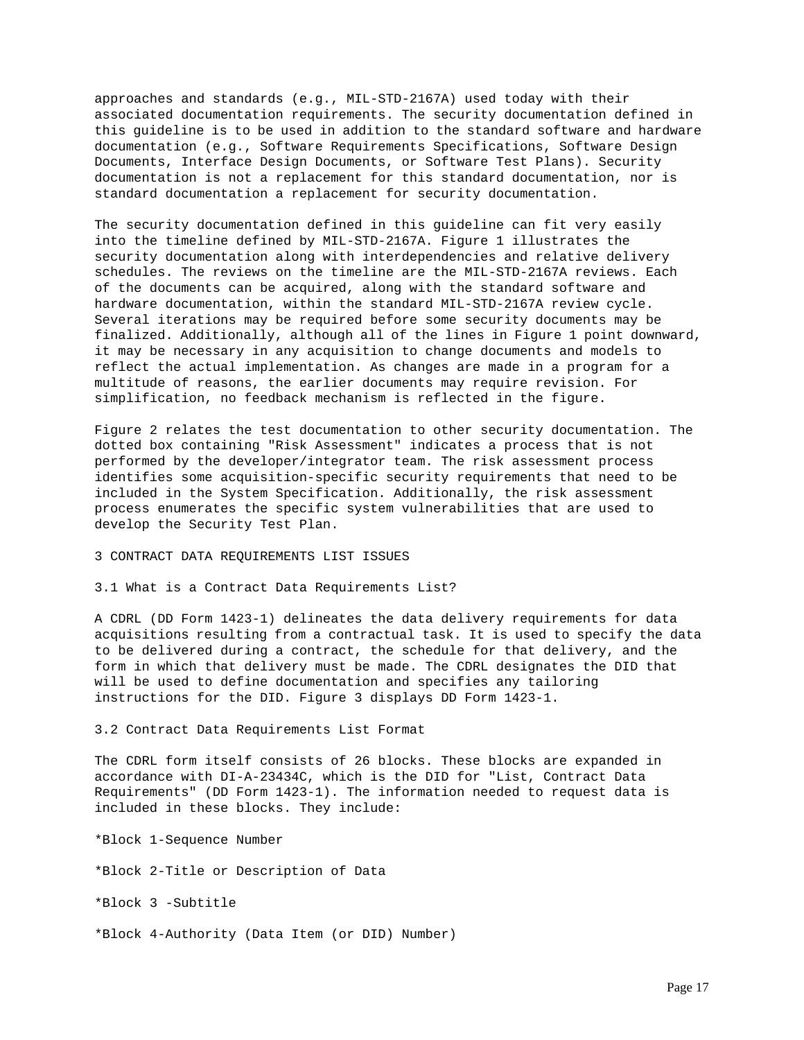approaches and standards (e.g., MIL-STD-2167A) used today with their associated documentation requirements. The security documentation defined in this guideline is to be used in addition to the standard software and hardware documentation (e.g., Software Requirements Specifications, Software Design Documents, Interface Design Documents, or Software Test Plans). Security documentation is not a replacement for this standard documentation, nor is standard documentation a replacement for security documentation.

The security documentation defined in this guideline can fit very easily into the timeline defined by MIL-STD-2167A. Figure 1 illustrates the security documentation along with interdependencies and relative delivery schedules. The reviews on the timeline are the MIL-STD-2167A reviews. Each of the documents can be acquired, along with the standard software and hardware documentation, within the standard MIL-STD-2167A review cycle. Several iterations may be required before some security documents may be finalized. Additionally, although all of the lines in Figure 1 point downward, it may be necessary in any acquisition to change documents and models to reflect the actual implementation. As changes are made in a program for a multitude of reasons, the earlier documents may require revision. For simplification, no feedback mechanism is reflected in the figure.

Figure 2 relates the test documentation to other security documentation. The dotted box containing "Risk Assessment" indicates a process that is not performed by the developer/integrator team. The risk assessment process identifies some acquisition-specific security requirements that need to be included in the System Specification. Additionally, the risk assessment process enumerates the specific system vulnerabilities that are used to develop the Security Test Plan.

## 3 CONTRACT DATA REQUIREMENTS LIST ISSUES

### 3.1 What is a Contract Data Requirements List?

A CDRL (DD Form 1423-1) delineates the data delivery requirements for data acquisitions resulting from a contractual task. It is used to specify the data to be delivered during a contract, the schedule for that delivery, and the form in which that delivery must be made. The CDRL designates the DID that will be used to define documentation and specifies any tailoring instructions for the DID. Figure 3 displays DD Form 1423-1.

### 3.2 Contract Data Requirements List Format

The CDRL form itself consists of 26 blocks. These blocks are expanded in accordance with DI-A-23434C, which is the DID for "List, Contract Data Requirements" (DD Form 1423-1). The information needed to request data is included in these blocks. They include:

- Block 1-Sequence Number
- Block 2-Title or Description of Data
- Block 3 -Subtitle
- Block 4-Authority (Data Item (or DID) Number)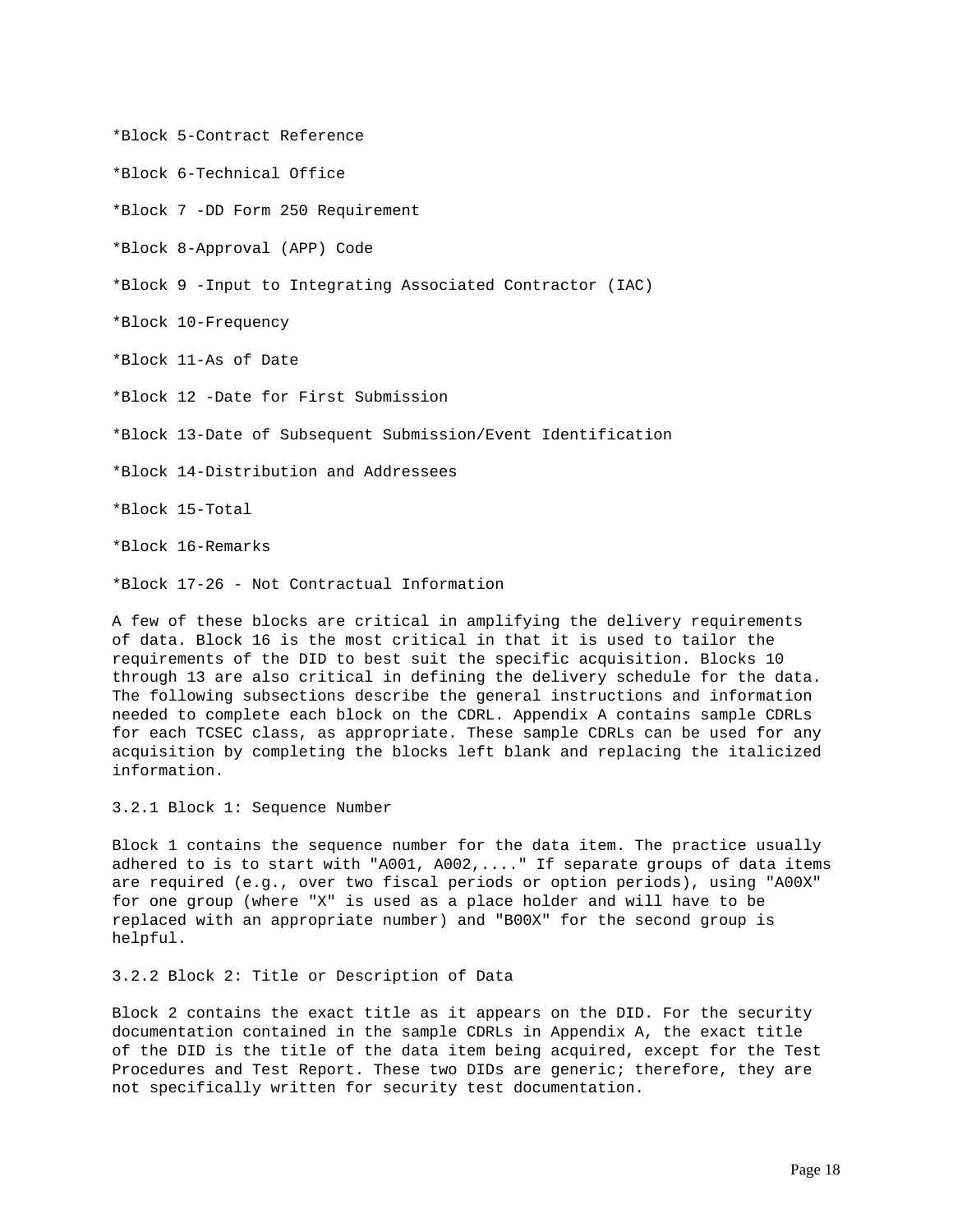*Block 5-Contract Reference

*Block 6-Technical Office

*Block 7 -DD Form 250 Requirement

*Block 8-Approval (APP) Code

*Block 9 -Input to Integrating Associated Contractor (IAC)

*Block 10-Frequency

*Block 11-As of Date

*Block 12 -Date for First Submission

*Block 13-Date of Subsequent Submission/Event Identification

*Block 14-Distribution and Addressees

*Block 15-Total

*Block 16-Remarks

*Block 17-26 - Not Contractual Information

A few of these blocks are critical in amplifying the delivery requirements of data. Block 16 is the most critical in that it is used to tailor the requirements of the DID to best suit the specific acquisition. Blocks 10 through 13 are also critical in defining the delivery schedule for the data. The following subsections describe the general instructions and information needed to complete each block on the CDRL. Appendix A contains sample CDRLs for each TCSEC class, as appropriate. These sample CDRLs can be used for any acquisition by completing the blocks left blank and replacing the italicized information.

### 3.2.1 Block 1: Sequence Number

Block 1 contains the sequence number for the data item. The practice usually adhered to is to start with "A001, A002,...." If separate groups of data items are required (e.g., over two fiscal periods or option periods), using "A00X" for one group (where "X" is used as a place holder and will have to be replaced with an appropriate number) and "B00X" for the second group is helpful.

### 3.2.2 Block 2: Title or Description of Data

Block 2 contains the exact title as it appears on the DID. For the security documentation contained in the sample CDRLs in Appendix A, the exact title of the DID is the title of the data item being acquired, except for the Test Procedures and Test Report. These two DIDs are generic; therefore, they are not specifically written for security test documentation.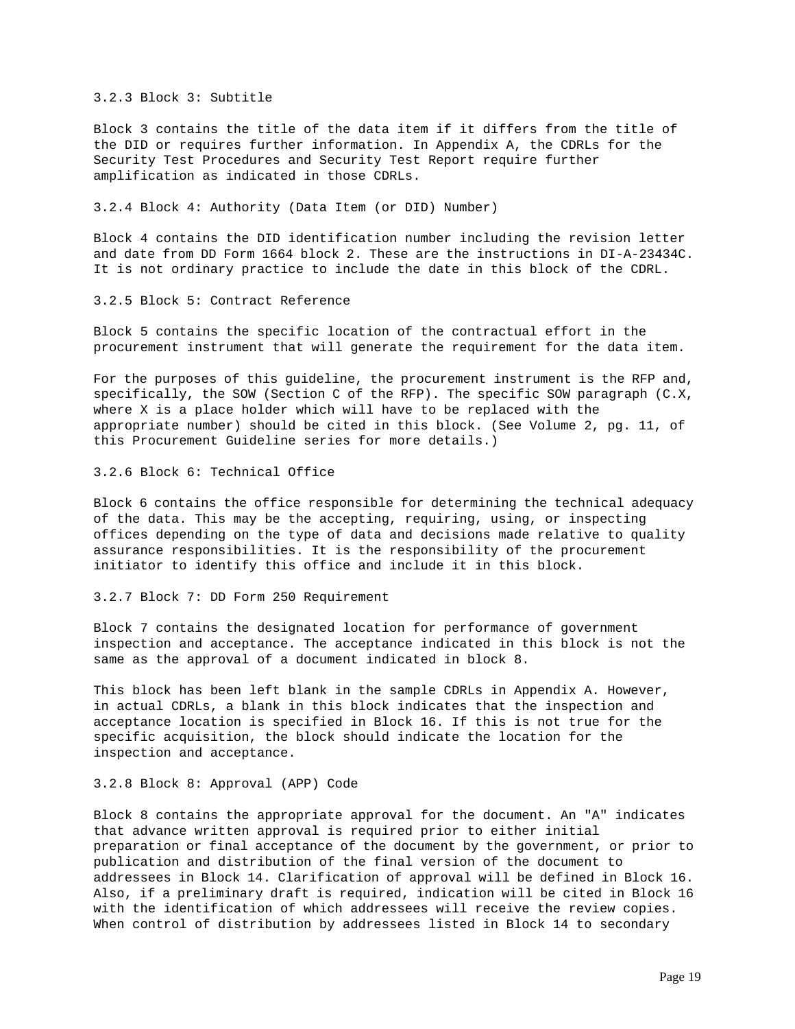### 3.2.3 Block 3: Subtitle

Block 3 contains the title of the data item if it differs from the title of the DID or requires further information. In Appendix A, the CDRLs for the Security Test Procedures and Security Test Report require further amplification as indicated in those CDRLs.

### 3.2.4 Block 4: Authority (Data Item (or DID) Number)

Block 4 contains the DID identification number including the revision letter and date from DD Form 1664 block 2. These are the instructions in DI-A-23434C. It is not ordinary practice to include the date in this block of the CDRL.

### 3.2.5 Block 5: Contract Reference

Block 5 contains the specific location of the contractual effort in the procurement instrument that will generate the requirement for the data item.

For the purposes of this guideline, the procurement instrument is the RFP and, specifically, the SOW (Section C of the RFP). The specific SOW paragraph (C.X, where X is a place holder which will have to be replaced with the appropriate number) should be cited in this block. (See Volume 2, pg. 11, of this Procurement Guideline series for more details.)

### 3.2.6 Block 6: Technical Office

Block 6 contains the office responsible for determining the technical adequacy of the data. This may be the accepting, requiring, using, or inspecting offices depending on the type of data and decisions made relative to quality assurance responsibilities. It is the responsibility of the procurement initiator to identify this office and include it in this block.

### 3.2.7 Block 7: DD Form 250 Requirement

Block 7 contains the designated location for performance of government inspection and acceptance. The acceptance indicated in this block is not the same as the approval of a document indicated in block 8.

This block has been left blank in the sample CDRLs in Appendix A. However, in actual CDRLs, a blank in this block indicates that the inspection and acceptance location is specified in Block 16. If this is not true for the specific acquisition, the block should indicate the location for the inspection and acceptance.

### 3.2.8 Block 8: Approval (APP) Code

Block 8 contains the appropriate approval for the document. An "A" indicates that advance written approval is required prior to either initial preparation or final acceptance of the document by the government, or prior to publication and distribution of the final version of the document to addressees in Block 14. Clarification of approval will be defined in Block 16. Also, if a preliminary draft is required, indication will be cited in Block 16 with the identification of which addressees will receive the review copies. When control of distribution by addressees listed in Block 14 to secondary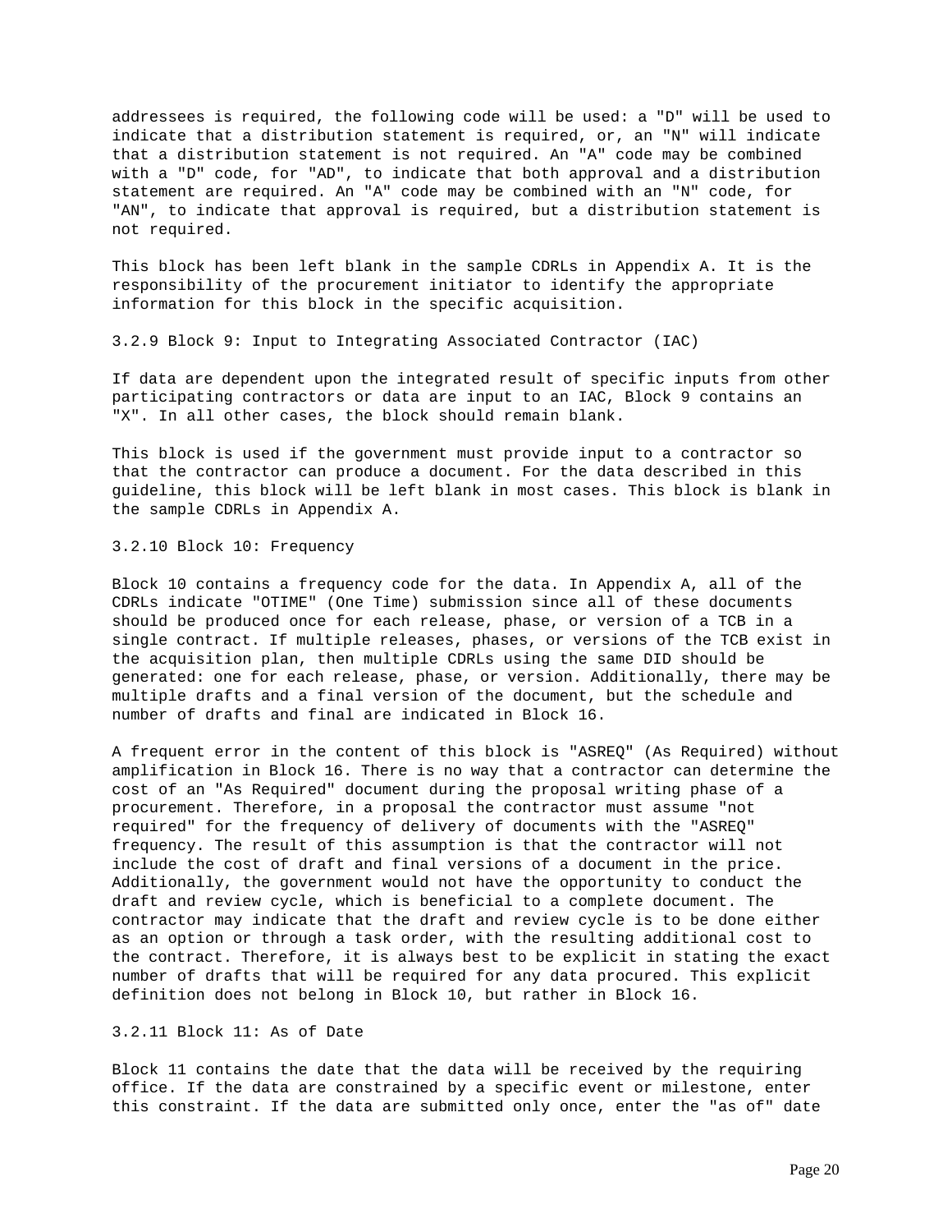addressees is required, the following code will be used: a "D" will be used to indicate that a distribution statement is required, or, an "N" will indicate that a distribution statement is not required. An "A" code may be combined with a "D" code, for "AD", to indicate that both approval and a distribution statement are required. An "A" code may be combined with an "N" code, for "AN", to indicate that approval is required, but a distribution statement is not required.

This block has been left blank in the sample CDRLs in Appendix A. It is the responsibility of the procurement initiator to identify the appropriate information for this block in the specific acquisition.

### 3.2.9 Block 9: Input to Integrating Associated Contractor (IAC)

If data are dependent upon the integrated result of specific inputs from other participating contractors or data are input to an IAC, Block 9 contains an "X". In all other cases, the block should remain blank.

This block is used if the government must provide input to a contractor so that the contractor can produce a document. For the data described in this guideline, this block will be left blank in most cases. This block is blank in the sample CDRLs in Appendix A.

### 3.2.10 Block 10: Frequency

Block 10 contains a frequency code for the data. In Appendix A, all of the CDRLs indicate "OTIME" (One Time) submission since all of these documents should be produced once for each release, phase, or version of a TCB in a single contract. If multiple releases, phases, or versions of the TCB exist in the acquisition plan, then multiple CDRLs using the same DID should be generated: one for each release, phase, or version. Additionally, there may be multiple drafts and a final version of the document, but the schedule and number of drafts and final are indicated in Block 16.

A frequent error in the content of this block is "ASREQ" (As Required) without amplification in Block 16. There is no way that a contractor can determine the cost of an "As Required" document during the proposal writing phase of a procurement. Therefore, in a proposal the contractor must assume "not required" for the frequency of delivery of documents with the "ASREQ" frequency. The result of this assumption is that the contractor will not include the cost of draft and final versions of a document in the price. Additionally, the government would not have the opportunity to conduct the draft and review cycle, which is beneficial to a complete document. The contractor may indicate that the draft and review cycle is to be done either as an option or through a task order, with the resulting additional cost to the contract. Therefore, it is always best to be explicit in stating the exact number of drafts that will be required for any data procured. This explicit definition does not belong in Block 10, but rather in Block 16.

### 3.2.11 Block 11: As of Date

Block 11 contains the date that the data will be received by the requiring office. If the data are constrained by a specific event or milestone, enter this constraint. If the data are submitted only once, enter the "as of" date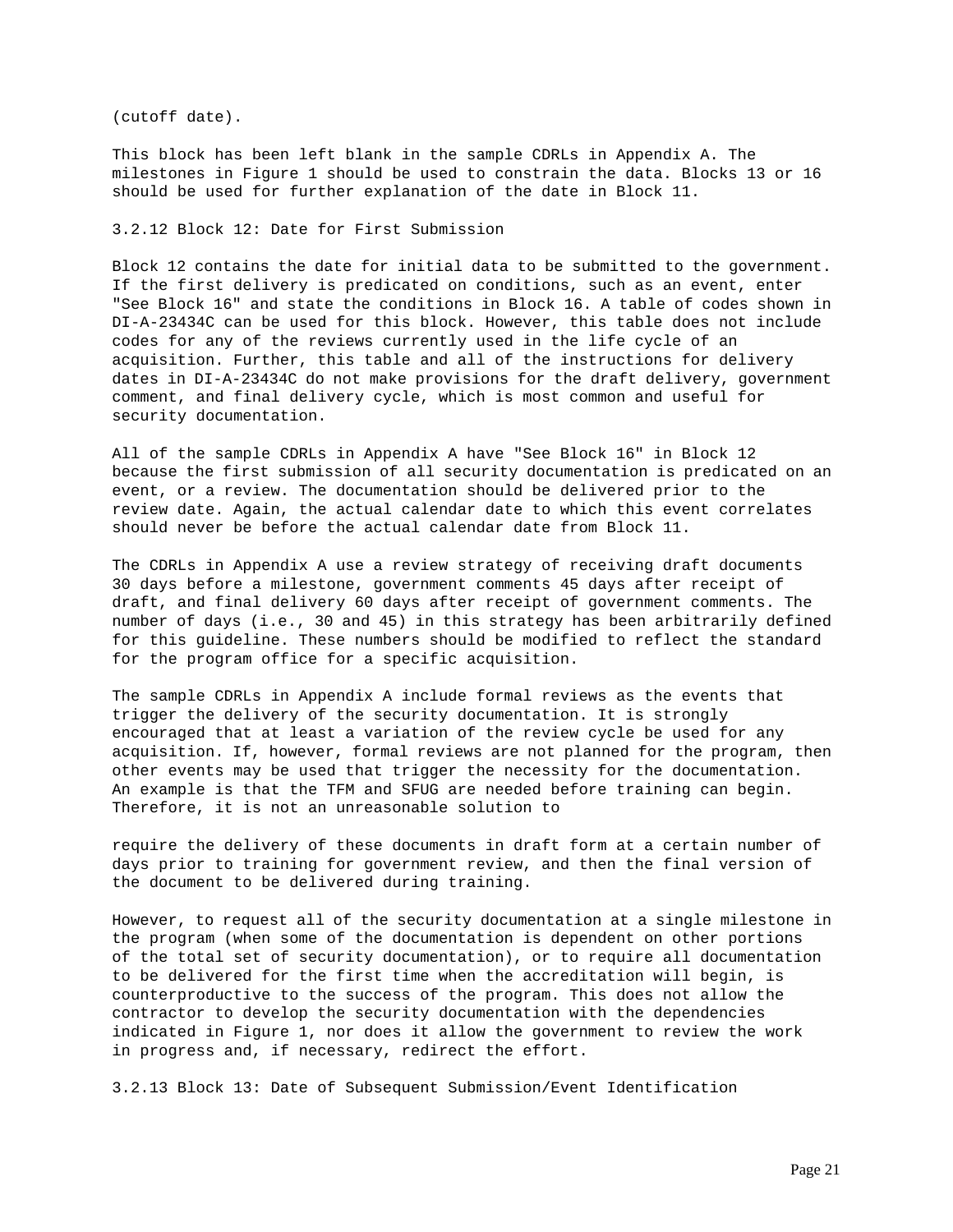(cutoff date).

This block has been left blank in the sample CDRLs in Appendix A. The milestones in Figure 1 should be used to constrain the data. Blocks 13 or 16 should be used for further explanation of the date in Block 11.

### 3.2.12 Block 12: Date for First Submission

Block 12 contains the date for initial data to be submitted to the government. If the first delivery is predicated on conditions, such as an event, enter "See Block 16" and state the conditions in Block 16. A table of codes shown in DI-A-23434C can be used for this block. However, this table does not include codes for any of the reviews currently used in the life cycle of an acquisition. Further, this table and all of the instructions for delivery dates in DI-A-23434C do not make provisions for the draft delivery, government comment, and final delivery cycle, which is most common and useful for security documentation.

All of the sample CDRLs in Appendix A have "See Block 16" in Block 12 because the first submission of all security documentation is predicated on an event, or a review. The documentation should be delivered prior to the review date. Again, the actual calendar date to which this event correlates should never be before the actual calendar date from Block 11.

The CDRLs in Appendix A use a review strategy of receiving draft documents 30 days before a milestone, government comments 45 days after receipt of draft, and final delivery 60 days after receipt of government comments. The number of days (i.e., 30 and 45) in this strategy has been arbitrarily defined for this guideline. These numbers should be modified to reflect the standard for the program office for a specific acquisition.

The sample CDRLs in Appendix A include formal reviews as the events that trigger the delivery of the security documentation. It is strongly encouraged that at least a variation of the review cycle be used for any acquisition. If, however, formal reviews are not planned for the program, then other events may be used that trigger the necessity for the documentation. An example is that the TFM and SFUG are needed before training can begin. Therefore, it is not an unreasonable solution to require the delivery of these documents in draft form at a certain number of days prior to training for government review, and then the final version of the document to be delivered during training.

However, to request all of the security documentation at a single milestone in the program (when some of the documentation is dependent on other portions of the total set of security documentation), or to require all documentation to be delivered for the first time when the accreditation will begin, is counterproductive to the success of the program. This does not allow the contractor to develop the security documentation with the dependencies indicated in Figure 1, nor does it allow the government to review the work in progress and, if necessary, redirect the effort.

### 3.2.13 Block 13: Date of Subsequent Submission/Event Identification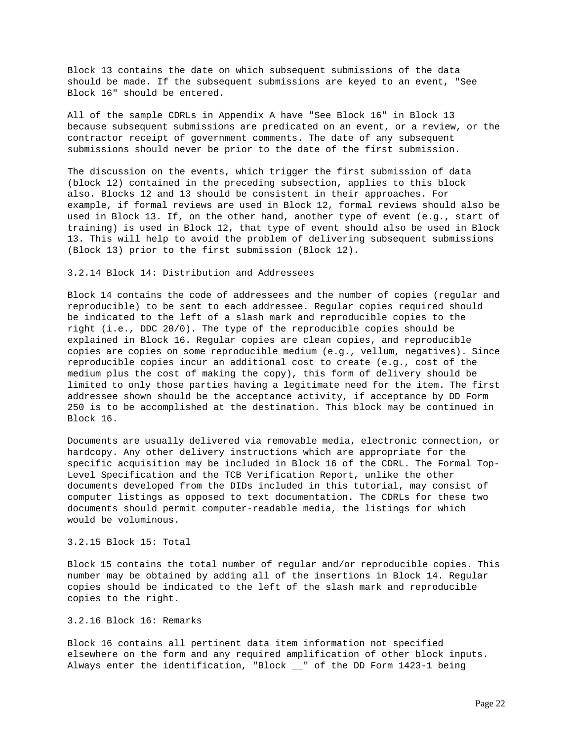Block 13 contains the date on which subsequent submissions of the data should be made. If the subsequent submissions are keyed to an event, "See Block 16" should be entered.

All of the sample CDRLs in Appendix A have "See Block 16" in Block 13 because subsequent submissions are predicated on an event, or a review, or the contractor receipt of government comments. The date of any subsequent submissions should never be prior to the date of the first submission.

The discussion on the events, which trigger the first submission of data (block 12) contained in the preceding subsection, applies to this block also. Blocks 12 and 13 should be consistent in their approaches. For example, if formal reviews are used in Block 12, formal reviews should also be used in Block 13. If, on the other hand, another type of event (e.g., start of training) is used in Block 12, that type of event should also be used in Block 13. This will help to avoid the problem of delivering subsequent submissions (Block 13) prior to the first submission (Block 12).

### 3.2.14 Block 14: Distribution and Addressees

Block 14 contains the code of addressees and the number of copies (regular and reproducible) to be sent to each addressee. Regular copies required should be indicated to the left of a slash mark and reproducible copies to the right (i.e., DDC 20/0). The type of the reproducible copies should be explained in Block 16. Regular copies are clean copies, and reproducible copies are copies on some reproducible medium (e.g., vellum, negatives). Since reproducible copies incur an additional cost to create (e.g., cost of the medium plus the cost of making the copy), this form of delivery should be limited to only those parties having a legitimate need for the item. The first addressee shown should be the acceptance activity, if acceptance by DD Form 250 is to be accomplished at the destination. This block may be continued in Block 16.

Documents are usually delivered via removable media, electronic connection, or hardcopy. Any other delivery instructions which are appropriate for the specific acquisition may be included in Block 16 of the CDRL. The Formal Top-Level Specification and the TCB Verification Report, unlike the other documents developed from the DIDs included in this tutorial, may consist of computer listings as opposed to text documentation. The CDRLs for these two documents should permit computer-readable media, the listings for which would be voluminous.

### 3.2.15 Block 15: Total

Block 15 contains the total number of regular and/or reproducible copies. This number may be obtained by adding all of the insertions in Block 14. Regular copies should be indicated to the left of the slash mark and reproducible copies to the right.

### 3.2.16 Block 16: Remarks

Block 16 contains all pertinent data item information not specified elsewhere on the form and any required amplification of other block inputs. Always enter the identification, "Block __" of the DD Form 1423-1 being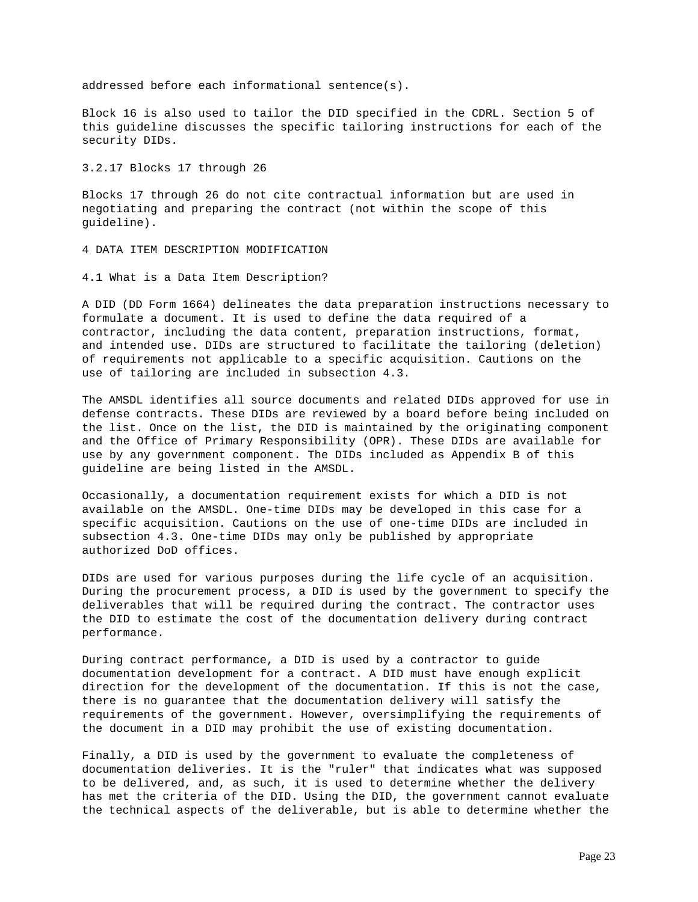addressed before each informational sentence(s).

Block 16 is also used to tailor the DID specified in the CDRL. Section 5 of this guideline discusses the specific tailoring instructions for each of the security DIDs.

### 3.2.17 Blocks 17 through 26

Blocks 17 through 26 do not cite contractual information but are used in negotiating and preparing the contract (not within the scope of this guideline).

# 4 DATA ITEM DESCRIPTION MODIFICATION

## 4.1 What is a Data Item Description?

A DID (DD Form 1664) delineates the data preparation instructions necessary to formulate a document. It is used to define the data required of a contractor, including the data content, preparation instructions, format, and intended use. DIDs are structured to facilitate the tailoring (deletion) of requirements not applicable to a specific acquisition. Cautions on the use of tailoring are included in subsection 4.3.

The AMSDL identifies all source documents and related DIDs approved for use in defense contracts. These DIDs are reviewed by a board before being included on the list. Once on the list, the DID is maintained by the originating component and the Office of Primary Responsibility (OPR). These DIDs are available for use by any government component. The DIDs included as Appendix B of this guideline are being listed in the AMSDL.

Occasionally, a documentation requirement exists for which a DID is not available on the AMSDL. One-time DIDs may be developed in this case for a specific acquisition. Cautions on the use of one-time DIDs are included in subsection 4.3. One-time DIDs may only be published by appropriate authorized DoD offices.

DIDs are used for various purposes during the life cycle of an acquisition. During the procurement process, a DID is used by the government to specify the deliverables that will be required during the contract. The contractor uses the DID to estimate the cost of the documentation delivery during contract performance.

During contract performance, a DID is used by a contractor to guide documentation development for a contract. A DID must have enough explicit direction for the development of the documentation. If this is not the case, there is no guarantee that the documentation delivery will satisfy the requirements of the government. However, oversimplifying the requirements of the document in a DID may prohibit the use of existing documentation.

Finally, a DID is used by the government to evaluate the completeness of documentation deliveries. It is the "ruler" that indicates what was supposed to be delivered, and, as such, it is used to determine whether the delivery has met the criteria of the DID. Using the DID, the government cannot evaluate the technical aspects of the deliverable, but is able to determine whether the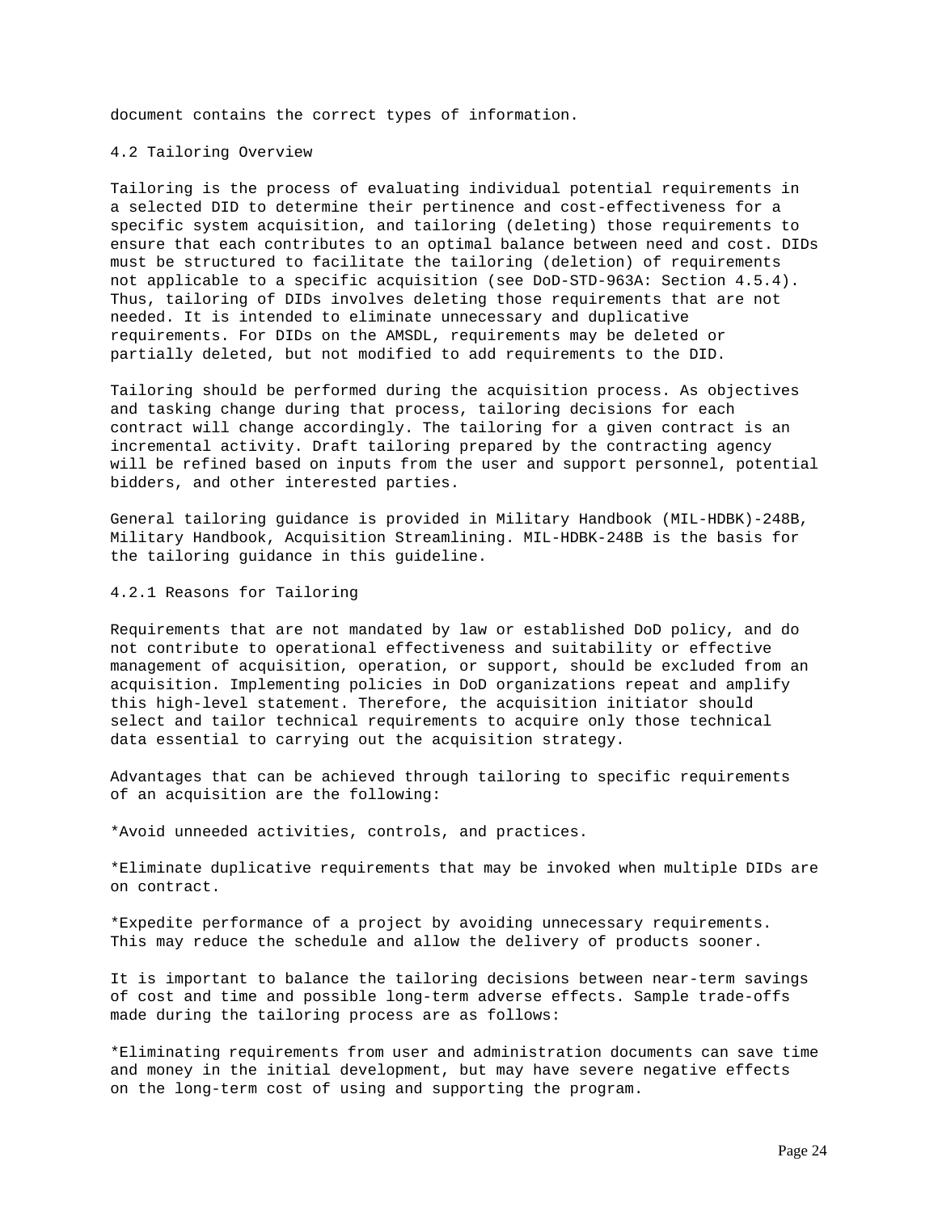document contains the correct types of information.

## 4.2 Tailoring Overview

Tailoring is the process of evaluating individual potential requirements in a selected DID to determine their pertinence and cost-effectiveness for a specific system acquisition, and tailoring (deleting) those requirements to ensure that each contributes to an optimal balance between need and cost. DIDs must be structured to facilitate the tailoring (deletion) of requirements not applicable to a specific acquisition (see DoD-STD-963A: Section 4.5.4). Thus, tailoring of DIDs involves deleting those requirements that are not needed. It is intended to eliminate unnecessary and duplicative requirements. For DIDs on the AMSDL, requirements may be deleted or partially deleted, but not modified to add requirements to the DID.

Tailoring should be performed during the acquisition process. As objectives and tasking change during that process, tailoring decisions for each contract will change accordingly. The tailoring for a given contract is an incremental activity. Draft tailoring prepared by the contracting agency will be refined based on inputs from the user and support personnel, potential bidders, and other interested parties.

General tailoring guidance is provided in Military Handbook (MIL-HDBK)-248B, Military Handbook, Acquisition Streamlining. MIL-HDBK-248B is the basis for the tailoring guidance in this guideline.

### 4.2.1 Reasons for Tailoring

Requirements that are not mandated by law or established DoD policy, and do not contribute to operational effectiveness and suitability or effective management of acquisition, operation, or support, should be excluded from an acquisition. Implementing policies in DoD organizations repeat and amplify this high-level statement. Therefore, the acquisition initiator should select and tailor technical requirements to acquire only those technical data essential to carrying out the acquisition strategy.

Advantages that can be achieved through tailoring to specific requirements of an acquisition are the following:

*Avoid unneeded activities, controls, and practices.

*Eliminate duplicative requirements that may be invoked when multiple DIDs are on contract.

*Expedite performance of a project by avoiding unnecessary requirements. This may reduce the schedule and allow the delivery of products sooner.

It is important to balance the tailoring decisions between near-term savings of cost and time and possible long-term adverse effects. Sample trade-offs made during the tailoring process are as follows:

*Eliminating requirements from user and administration documents can save time and money in the initial development, but may have severe negative effects on the long-term cost of using and supporting the program.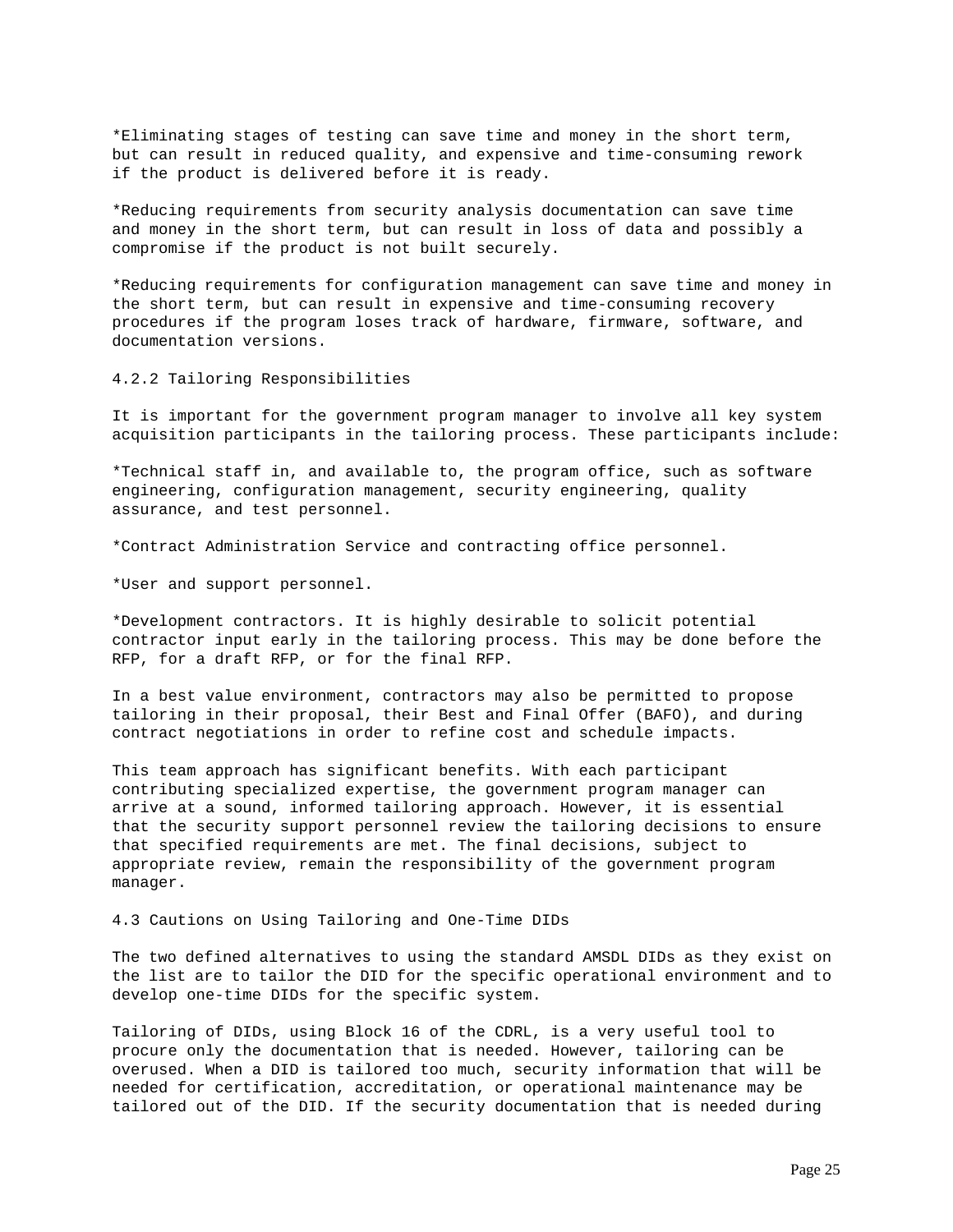* Eliminating stages of testing can save time and money in the short term, but can result in reduced quality, and expensive and time-consuming rework if the product is delivered before it is ready.

* Reducing requirements from security analysis documentation can save time and money in the short term, but can result in loss of data and possibly a compromise if the product is not built securely.

* Reducing requirements for configuration management can save time and money in the short term, but can result in expensive and time-consuming recovery procedures if the program loses track of hardware, firmware, software, and documentation versions.

### 4.2.2 Tailoring Responsibilities

It is important for the government program manager to involve all key system acquisition participants in the tailoring process. These participants include:

* Technical staff in, and available to, the program office, such as software engineering, configuration management, security engineering, quality assurance, and test personnel.

* Contract Administration Service and contracting office personnel.

* User and support personnel.

* Development contractors. It is highly desirable to solicit potential contractor input early in the tailoring process. This may be done before the RFP, for a draft RFP, or for the final RFP.

In a best value environment, contractors may also be permitted to propose tailoring in their proposal, their Best and Final Offer (BAFO), and during contract negotiations in order to refine cost and schedule impacts.

This team approach has significant benefits. With each participant contributing specialized expertise, the government program manager can arrive at a sound, informed tailoring approach. However, it is essential that the security support personnel review the tailoring decisions to ensure that specified requirements are met. The final decisions, subject to appropriate review, remain the responsibility of the government program manager.

## 4.3 Cautions on Using Tailoring and One-Time DIDs

The two defined alternatives to using the standard AMSDL DIDs as they exist on the list are to tailor the DID for the specific operational environment and to develop one-time DIDs for the specific system.

Tailoring of DIDs, using Block 16 of the CDRL, is a very useful tool to procure only the documentation that is needed. However, tailoring can be overused. When a DID is tailored too much, security information that will be needed for certification, accreditation, or operational maintenance may be tailored out of the DID. If the security documentation that is needed during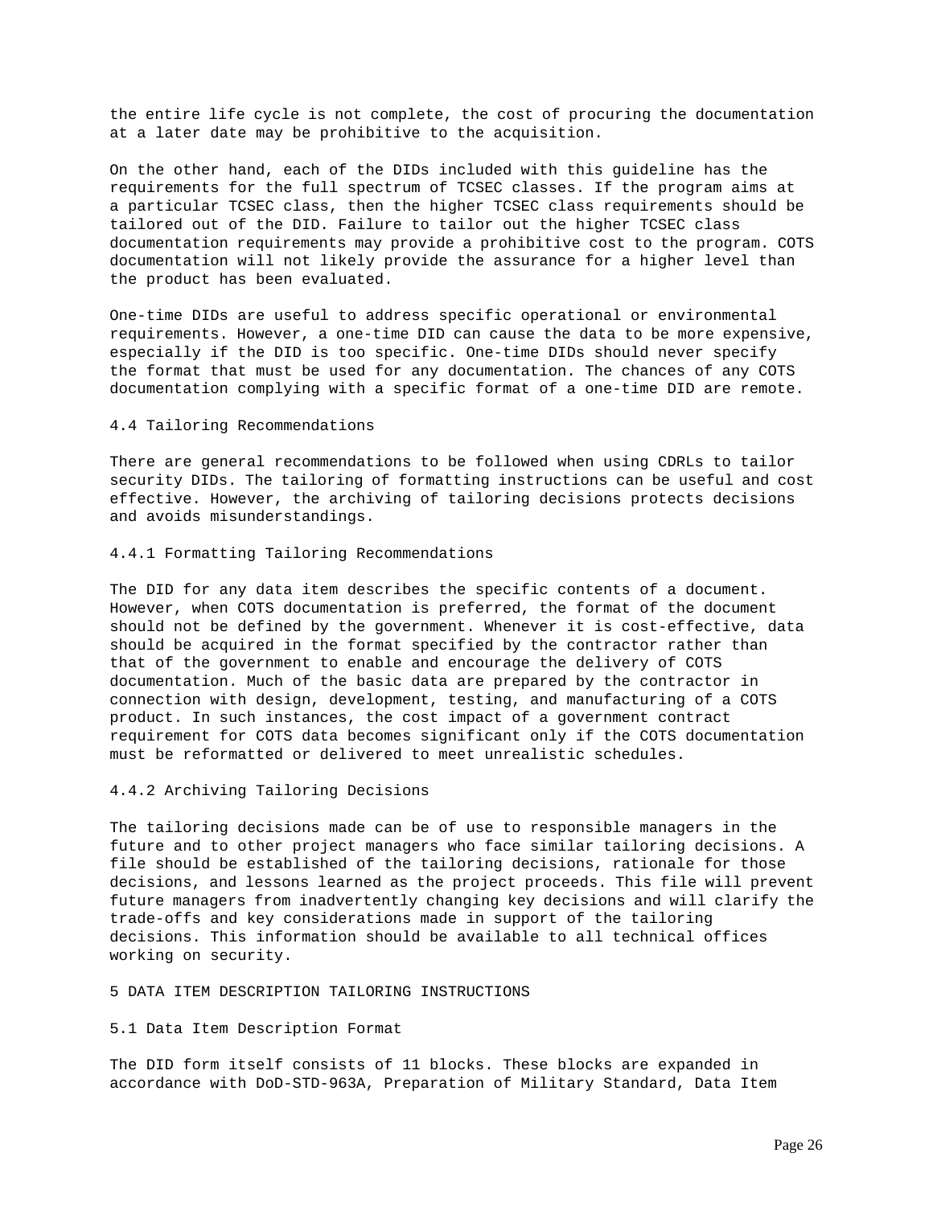the entire life cycle is not complete, the cost of procuring the documentation at a later date may be prohibitive to the acquisition.

On the other hand, each of the DIDs included with this guideline has the requirements for the full spectrum of TCSEC classes. If the program aims at a particular TCSEC class, then the higher TCSEC class requirements should be tailored out of the DID. Failure to tailor out the higher TCSEC class documentation requirements may provide a prohibitive cost to the program. COTS documentation will not likely provide the assurance for a higher level than the product has been evaluated.

One-time DIDs are useful to address specific operational or environmental requirements. However, a one-time DID can cause the data to be more expensive, especially if the DID is too specific. One-time DIDs should never specify the format that must be used for any documentation. The chances of any COTS documentation complying with a specific format of a one-time DID are remote.

### 4.4 Tailoring Recommendations

There are general recommendations to be followed when using CDRLs to tailor security DIDs. The tailoring of formatting instructions can be useful and cost effective. However, the archiving of tailoring decisions protects decisions and avoids misunderstandings.

#### 4.4.1 Formatting Tailoring Recommendations

The DID for any data item describes the specific contents of a document. However, when COTS documentation is preferred, the format of the document should not be defined by the government. Whenever it is cost-effective, data should be acquired in the format specified by the contractor rather than that of the government to enable and encourage the delivery of COTS documentation. Much of the basic data are prepared by the contractor in connection with design, development, testing, and manufacturing of a COTS product. In such instances, the cost impact of a government contract requirement for COTS data becomes significant only if the COTS documentation must be reformatted or delivered to meet unrealistic schedules.

#### 4.4.2 Archiving Tailoring Decisions

The tailoring decisions made can be of use to responsible managers in the future and to other project managers who face similar tailoring decisions. A file should be established of the tailoring decisions, rationale for those decisions, and lessons learned as the project proceeds. This file will prevent future managers from inadvertently changing key decisions and will clarify the trade-offs and key considerations made in support of the tailoring decisions. This information should be available to all technical offices working on security.

## 5 DATA ITEM DESCRIPTION TAILORING INSTRUCTIONS

### 5.1 Data Item Description Format

The DID form itself consists of 11 blocks. These blocks are expanded in accordance with DoD-STD-963A, Preparation of Military Standard, Data Item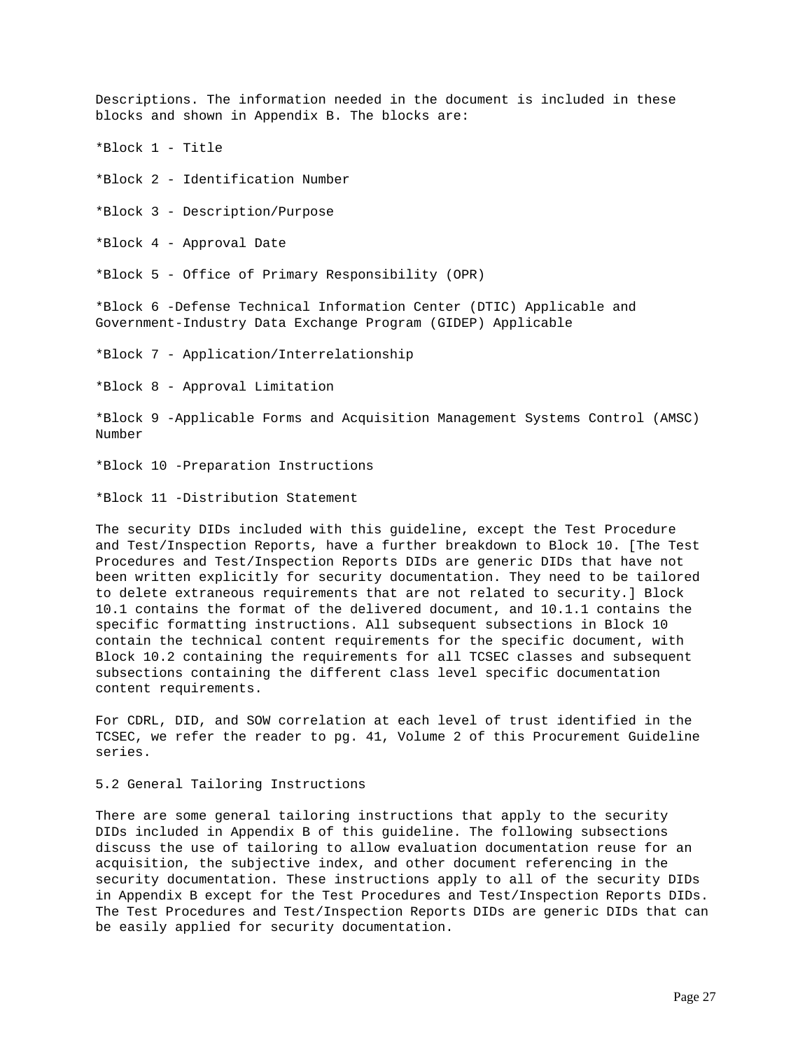Descriptions. The information needed in the document is included in these blocks and shown in Appendix B. The blocks are:

*Block 1 - Title

*Block 2 - Identification Number

*Block 3 - Description/Purpose

*Block 4 - Approval Date

*Block 5 - Office of Primary Responsibility (OPR)

*Block 6 -Defense Technical Information Center (DTIC) Applicable and Government-Industry Data Exchange Program (GIDEP) Applicable

*Block 7 - Application/Interrelationship

*Block 8 - Approval Limitation

*Block 9 -Applicable Forms and Acquisition Management Systems Control (AMSC) Number

*Block 10 -Preparation Instructions

*Block 11 -Distribution Statement

The security DIDs included with this guideline, except the Test Procedure and Test/Inspection Reports, have a further breakdown to Block 10. [The Test Procedures and Test/Inspection Reports DIDs are generic DIDs that have not been written explicitly for security documentation. They need to be tailored to delete extraneous requirements that are not related to security.] Block 10.1 contains the format of the delivered document, and 10.1.1 contains the specific formatting instructions. All subsequent subsections in Block 10 contain the technical content requirements for the specific document, with Block 10.2 containing the requirements for all TCSEC classes and subsequent subsections containing the different class level specific documentation content requirements.

For CDRL, DID, and SOW correlation at each level of trust identified in the TCSEC, we refer the reader to pg. 41, Volume 2 of this Procurement Guideline series.

## 5.2 General Tailoring Instructions

There are some general tailoring instructions that apply to the security DIDs included in Appendix B of this guideline. The following subsections discuss the use of tailoring to allow evaluation documentation reuse for an acquisition, the subjective index, and other document referencing in the security documentation. These instructions apply to all of the security DIDs in Appendix B except for the Test Procedures and Test/Inspection Reports DIDs. The Test Procedures and Test/Inspection Reports DIDs are generic DIDs that can be easily applied for security documentation.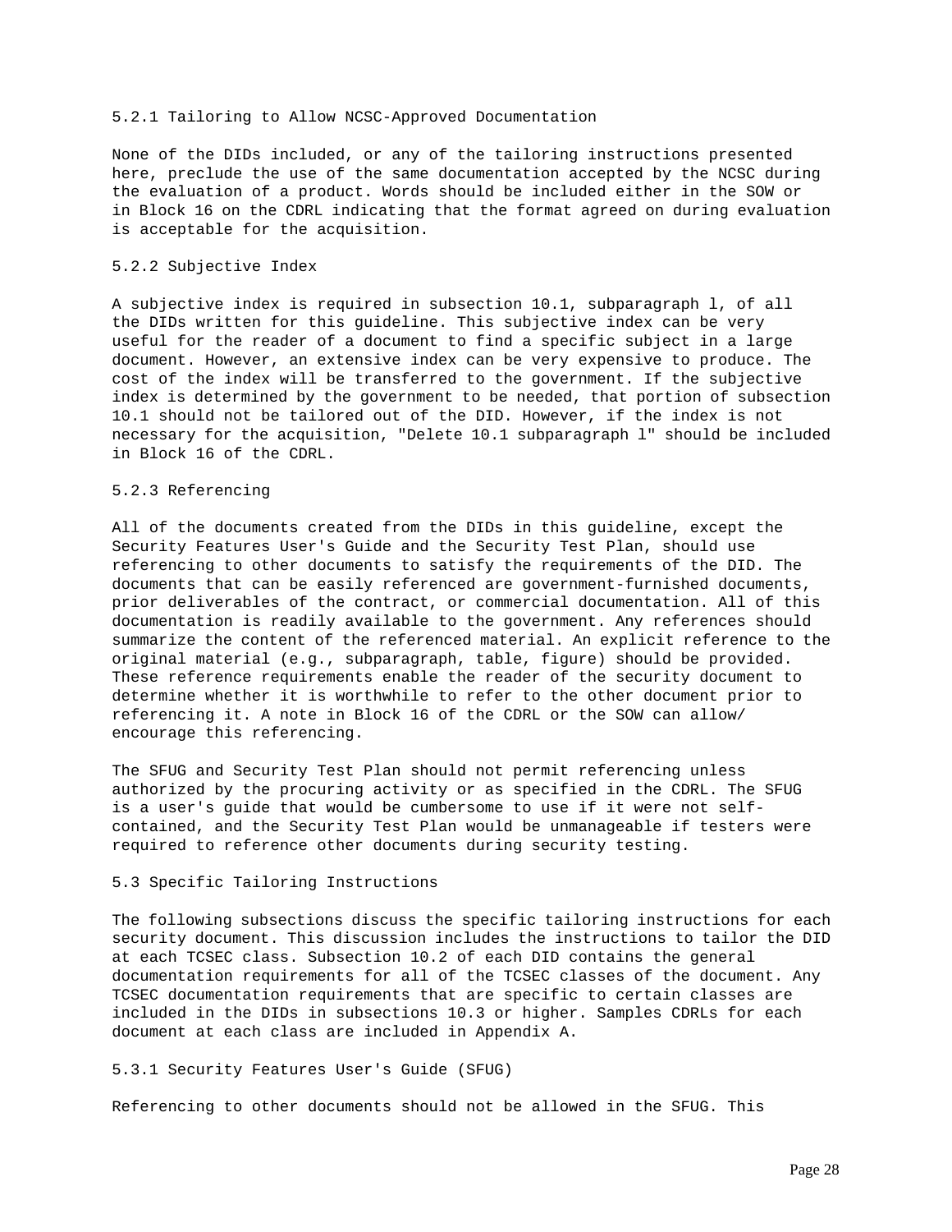### 5.2.1 Tailoring to Allow NCSC-Approved Documentation

None of the DIDs included, or any of the tailoring instructions presented here, preclude the use of the same documentation accepted by the NCSC during the evaluation of a product. Words should be included either in the SOW or in Block 16 on the CDRL indicating that the format agreed on during evaluation is acceptable for the acquisition.

### 5.2.2 Subjective Index

A subjective index is required in subsection 10.1, subparagraph l, of all the DIDs written for this guideline. This subjective index can be very useful for the reader of a document to find a specific subject in a large document. However, an extensive index can be very expensive to produce. The cost of the index will be transferred to the government. If the subjective index is determined by the government to be needed, that portion of subsection 10.1 should not be tailored out of the DID. However, if the index is not necessary for the acquisition, "Delete 10.1 subparagraph l" should be included in Block 16 of the CDRL.

### 5.2.3 Referencing

All of the documents created from the DIDs in this guideline, except the Security Features User's Guide and the Security Test Plan, should use referencing to other documents to satisfy the requirements of the DID. The documents that can be easily referenced are government-furnished documents, prior deliverables of the contract, or commercial documentation. All of this documentation is readily available to the government. Any references should summarize the content of the referenced material. An explicit reference to the original material (e.g., subparagraph, table, figure) should be provided. These reference requirements enable the reader of the security document to determine whether it is worthwhile to refer to the other document prior to referencing it. A note in Block 16 of the CDRL or the SOW can allow/ encourage this referencing.

The SFUG and Security Test Plan should not permit referencing unless authorized by the procuring activity or as specified in the CDRL. The SFUG is a user's guide that would be cumbersome to use if it were not self-contained, and the Security Test Plan would be unmanageable if testers were required to reference other documents during security testing.

## 5.3 Specific Tailoring Instructions

The following subsections discuss the specific tailoring instructions for each security document. This discussion includes the instructions to tailor the DID at each TCSEC class. Subsection 10.2 of each DID contains the general documentation requirements for all of the TCSEC classes of the document. Any TCSEC documentation requirements that are specific to certain classes are included in the DIDs in subsections 10.3 or higher. Samples CDRLs for each document at each class are included in Appendix A.

### 5.3.1 Security Features User's Guide (SFUG)

Referencing to other documents should not be allowed in the SFUG. This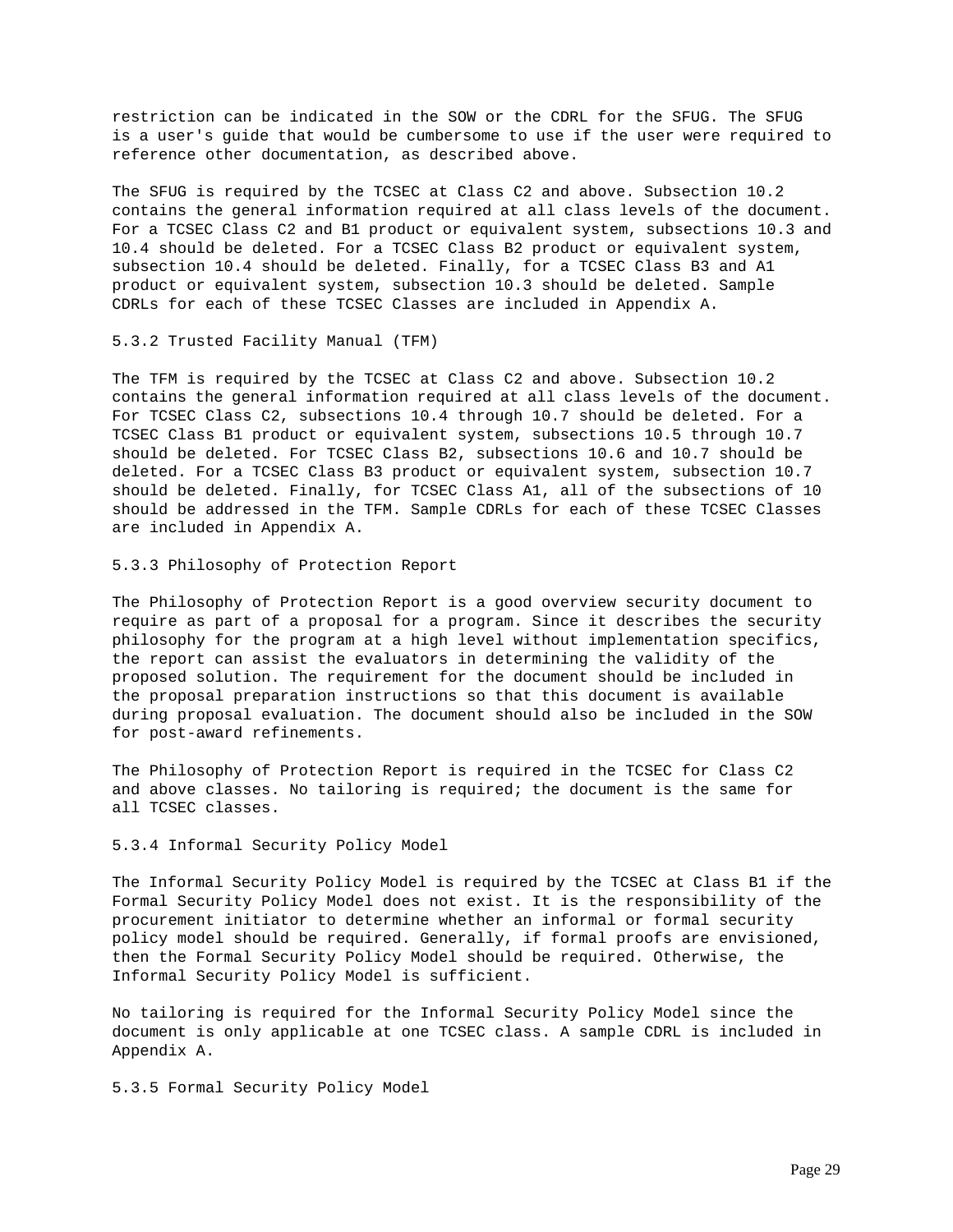restriction can be indicated in the SOW or the CDRL for the SFUG. The SFUG is a user's guide that would be cumbersome to use if the user were required to reference other documentation, as described above.

The SFUG is required by the TCSEC at Class C2 and above. Subsection 10.2 contains the general information required at all class levels of the document. For a TCSEC Class C2 and B1 product or equivalent system, subsections 10.3 and 10.4 should be deleted. For a TCSEC Class B2 product or equivalent system, subsection 10.4 should be deleted. Finally, for a TCSEC Class B3 and A1 product or equivalent system, subsection 10.3 should be deleted. Sample CDRLs for each of these TCSEC Classes are included in Appendix A.

### 5.3.2 Trusted Facility Manual (TFM)

The TFM is required by the TCSEC at Class C2 and above. Subsection 10.2 contains the general information required at all class levels of the document. For TCSEC Class C2, subsections 10.4 through 10.7 should be deleted. For a TCSEC Class B1 product or equivalent system, subsections 10.5 through 10.7 should be deleted. For TCSEC Class B2, subsections 10.6 and 10.7 should be deleted. For a TCSEC Class B3 product or equivalent system, subsection 10.7 should be deleted. Finally, for TCSEC Class A1, all of the subsections of 10 should be addressed in the TFM. Sample CDRLs for each of these TCSEC Classes are included in Appendix A.

### 5.3.3 Philosophy of Protection Report

The Philosophy of Protection Report is a good overview security document to require as part of a proposal for a program. Since it describes the security philosophy for the program at a high level without implementation specifics, the report can assist the evaluators in determining the validity of the proposed solution. The requirement for the document should be included in the proposal preparation instructions so that this document is available during proposal evaluation. The document should also be included in the SOW for post-award refinements.

The Philosophy of Protection Report is required in the TCSEC for Class C2 and above classes. No tailoring is required; the document is the same for all TCSEC classes.

### 5.3.4 Informal Security Policy Model

The Informal Security Policy Model is required by the TCSEC at Class B1 if the Formal Security Policy Model does not exist. It is the responsibility of the procurement initiator to determine whether an informal or formal security policy model should be required. Generally, if formal proofs are envisioned, then the Formal Security Policy Model should be required. Otherwise, the Informal Security Policy Model is sufficient.

No tailoring is required for the Informal Security Policy Model since the document is only applicable at one TCSEC class. A sample CDRL is included in Appendix A.

### 5.3.5 Formal Security Policy Model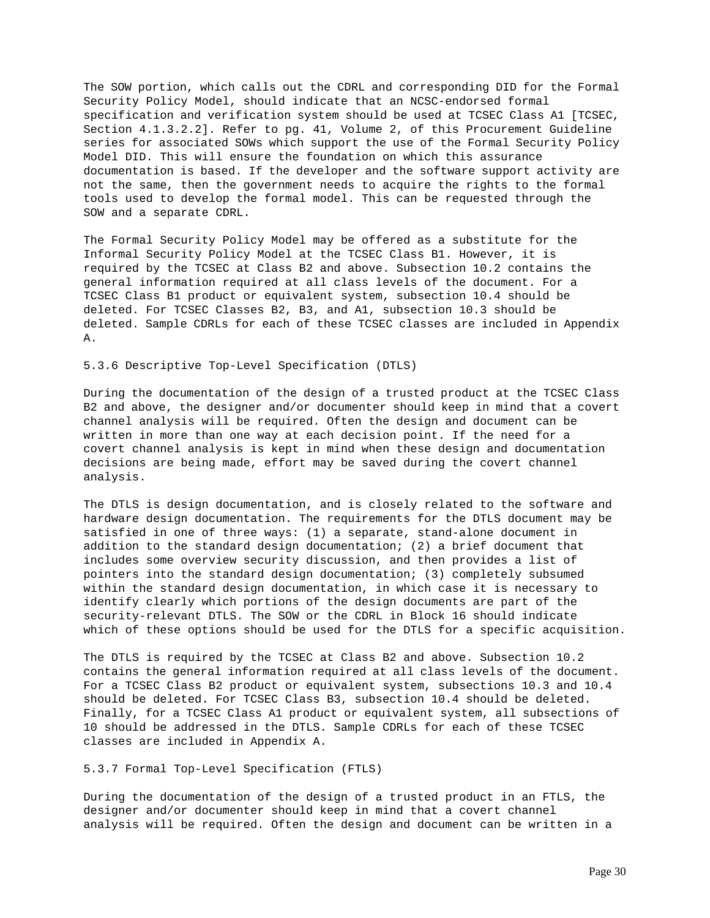The SOW portion, which calls out the CDRL and corresponding DID for the Formal Security Policy Model, should indicate that an NCSC-endorsed formal specification and verification system should be used at TCSEC Class A1 [TCSEC, Section 4.1.3.2.2]. Refer to pg. 41, Volume 2, of this Procurement Guideline series for associated SOWs which support the use of the Formal Security Policy Model DID. This will ensure the foundation on which this assurance documentation is based. If the developer and the software support activity are not the same, then the government needs to acquire the rights to the formal tools used to develop the formal model. This can be requested through the SOW and a separate CDRL.

The Formal Security Policy Model may be offered as a substitute for the Informal Security Policy Model at the TCSEC Class B1. However, it is required by the TCSEC at Class B2 and above. Subsection 10.2 contains the general information required at all class levels of the document. For a TCSEC Class B1 product or equivalent system, subsection 10.4 should be deleted. For TCSEC Classes B2, B3, and A1, subsection 10.3 should be deleted. Sample CDRLs for each of these TCSEC classes are included in Appendix A.

### 5.3.6 Descriptive Top-Level Specification (DTLS)

During the documentation of the design of a trusted product at the TCSEC Class B2 and above, the designer and/or documenter should keep in mind that a covert channel analysis will be required. Often the design and document can be written in more than one way at each decision point. If the need for a covert channel analysis is kept in mind when these design and documentation decisions are being made, effort may be saved during the covert channel analysis.

The DTLS is design documentation, and is closely related to the software and hardware design documentation. The requirements for the DTLS document may be satisfied in one of three ways: (1) a separate, stand-alone document in addition to the standard design documentation; (2) a brief document that includes some overview security discussion, and then provides a list of pointers into the standard design documentation; (3) completely subsumed within the standard design documentation, in which case it is necessary to identify clearly which portions of the design documents are part of the security-relevant DTLS. The SOW or the CDRL in Block 16 should indicate which of these options should be used for the DTLS for a specific acquisition.

The DTLS is required by the TCSEC at Class B2 and above. Subsection 10.2 contains the general information required at all class levels of the document. For a TCSEC Class B2 product or equivalent system, subsections 10.3 and 10.4 should be deleted. For TCSEC Class B3, subsection 10.4 should be deleted. Finally, for a TCSEC Class A1 product or equivalent system, all subsections of 10 should be addressed in the DTLS. Sample CDRLs for each of these TCSEC classes are included in Appendix A.

### 5.3.7 Formal Top-Level Specification (FTLS)

During the documentation of the design of a trusted product in an FTLS, the designer and/or documenter should keep in mind that a covert channel analysis will be required. Often the design and document can be written in a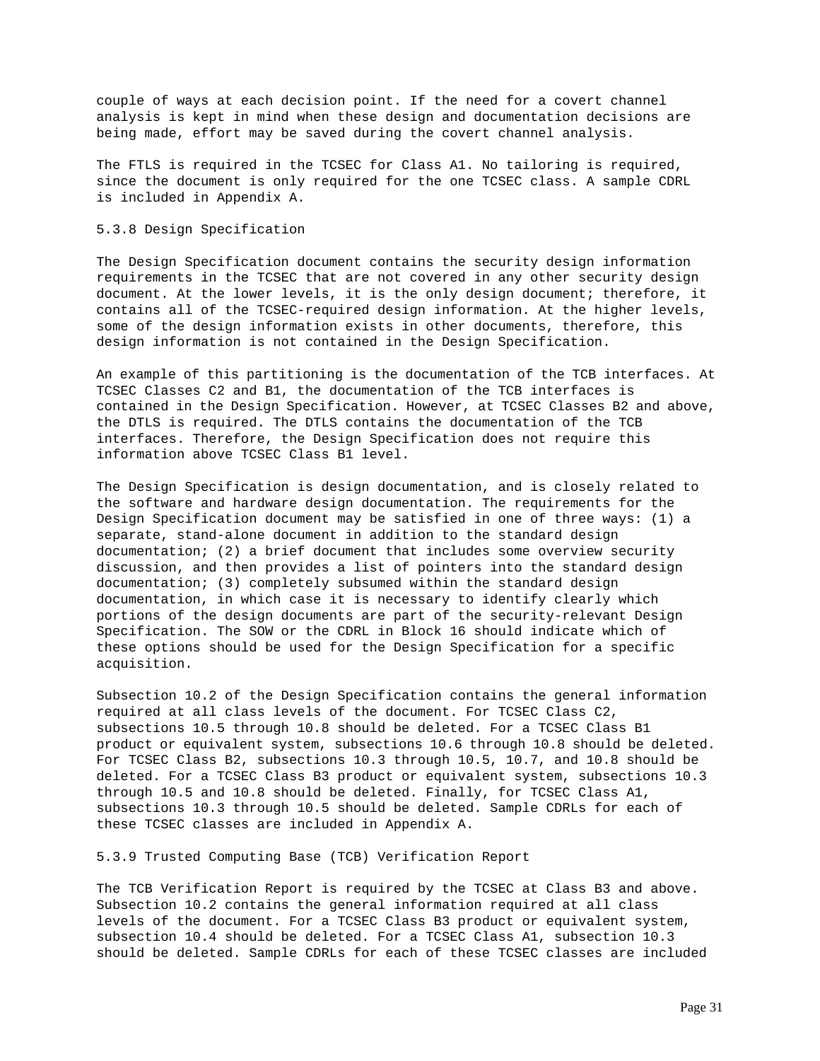couple of ways at each decision point. If the need for a covert channel analysis is kept in mind when these design and documentation decisions are being made, effort may be saved during the covert channel analysis.

The FTLS is required in the TCSEC for Class A1. No tailoring is required, since the document is only required for the one TCSEC class. A sample CDRL is included in Appendix A.

### 5.3.8 Design Specification

The Design Specification document contains the security design information requirements in the TCSEC that are not covered in any other security design document. At the lower levels, it is the only design document; therefore, it contains all of the TCSEC-required design information. At the higher levels, some of the design information exists in other documents, therefore, this design information is not contained in the Design Specification.

An example of this partitioning is the documentation of the TCB interfaces. At TCSEC Classes C2 and B1, the documentation of the TCB interfaces is contained in the Design Specification. However, at TCSEC Classes B2 and above, the DTLS is required. The DTLS contains the documentation of the TCB interfaces. Therefore, the Design Specification does not require this information above TCSEC Class B1 level.

The Design Specification is design documentation, and is closely related to the software and hardware design documentation. The requirements for the Design Specification document may be satisfied in one of three ways: (1) a separate, stand-alone document in addition to the standard design documentation; (2) a brief document that includes some overview security discussion, and then provides a list of pointers into the standard design documentation; (3) completely subsumed within the standard design documentation, in which case it is necessary to identify clearly which portions of the design documents are part of the security-relevant Design Specification. The SOW or the CDRL in Block 16 should indicate which of these options should be used for the Design Specification for a specific acquisition.

Subsection 10.2 of the Design Specification contains the general information required at all class levels of the document. For TCSEC Class C2, subsections 10.5 through 10.8 should be deleted. For a TCSEC Class B1 product or equivalent system, subsections 10.6 through 10.8 should be deleted. For TCSEC Class B2, subsections 10.3 through 10.5, 10.7, and 10.8 should be deleted. For a TCSEC Class B3 product or equivalent system, subsections 10.3 through 10.5 and 10.8 should be deleted. Finally, for TCSEC Class A1, subsections 10.3 through 10.5 should be deleted. Sample CDRLs for each of these TCSEC classes are included in Appendix A.

### 5.3.9 Trusted Computing Base (TCB) Verification Report

The TCB Verification Report is required by the TCSEC at Class B3 and above. Subsection 10.2 contains the general information required at all class levels of the document. For a TCSEC Class B3 product or equivalent system, subsection 10.4 should be deleted. For a TCSEC Class A1, subsection 10.3 should be deleted. Sample CDRLs for each of these TCSEC classes are included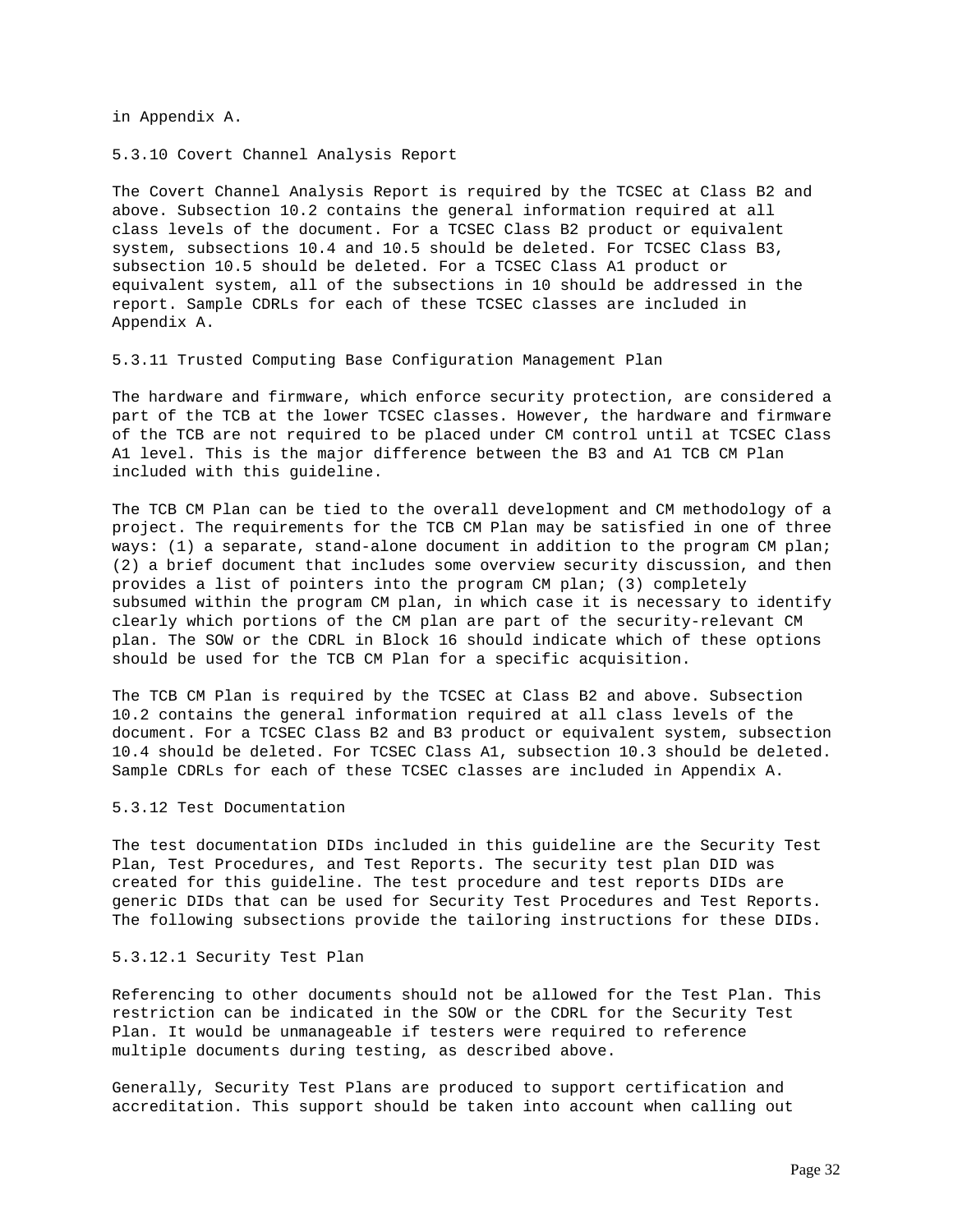in Appendix A.

### 5.3.10 Covert Channel Analysis Report

The Covert Channel Analysis Report is required by the TCSEC at Class B2 and above. Subsection 10.2 contains the general information required at all class levels of the document. For a TCSEC Class B2 product or equivalent system, subsections 10.4 and 10.5 should be deleted. For TCSEC Class B3, subsection 10.5 should be deleted. For a TCSEC Class A1 product or equivalent system, all of the subsections in 10 should be addressed in the report. Sample CDRLs for each of these TCSEC classes are included in Appendix A.

### 5.3.11 Trusted Computing Base Configuration Management Plan

The hardware and firmware, which enforce security protection, are considered a part of the TCB at the lower TCSEC classes. However, the hardware and firmware of the TCB are not required to be placed under CM control until at TCSEC Class A1 level. This is the major difference between the B3 and A1 TCB CM Plan included with this guideline.

The TCB CM Plan can be tied to the overall development and CM methodology of a project. The requirements for the TCB CM Plan may be satisfied in one of three ways: (1) a separate, stand-alone document in addition to the program CM plan; (2) a brief document that includes some overview security discussion, and then provides a list of pointers into the program CM plan; (3) completely subsumed within the program CM plan, in which case it is necessary to identify clearly which portions of the CM plan are part of the security-relevant CM plan. The SOW or the CDRL in Block 16 should indicate which of these options should be used for the TCB CM Plan for a specific acquisition.

The TCB CM Plan is required by the TCSEC at Class B2 and above. Subsection 10.2 contains the general information required at all class levels of the document. For a TCSEC Class B2 and B3 product or equivalent system, subsection 10.4 should be deleted. For TCSEC Class A1, subsection 10.3 should be deleted. Sample CDRLs for each of these TCSEC classes are included in Appendix A.

### 5.3.12 Test Documentation

The test documentation DIDs included in this guideline are the Security Test Plan, Test Procedures, and Test Reports. The security test plan DID was created for this guideline. The test procedure and test reports DIDs are generic DIDs that can be used for Security Test Procedures and Test Reports. The following subsections provide the tailoring instructions for these DIDs.

#### 5.3.12.1 Security Test Plan

Referencing to other documents should not be allowed for the Test Plan. This restriction can be indicated in the SOW or the CDRL for the Security Test Plan. It would be unmanageable if testers were required to reference multiple documents during testing, as described above.

Generally, Security Test Plans are produced to support certification and accreditation. This support should be taken into account when calling out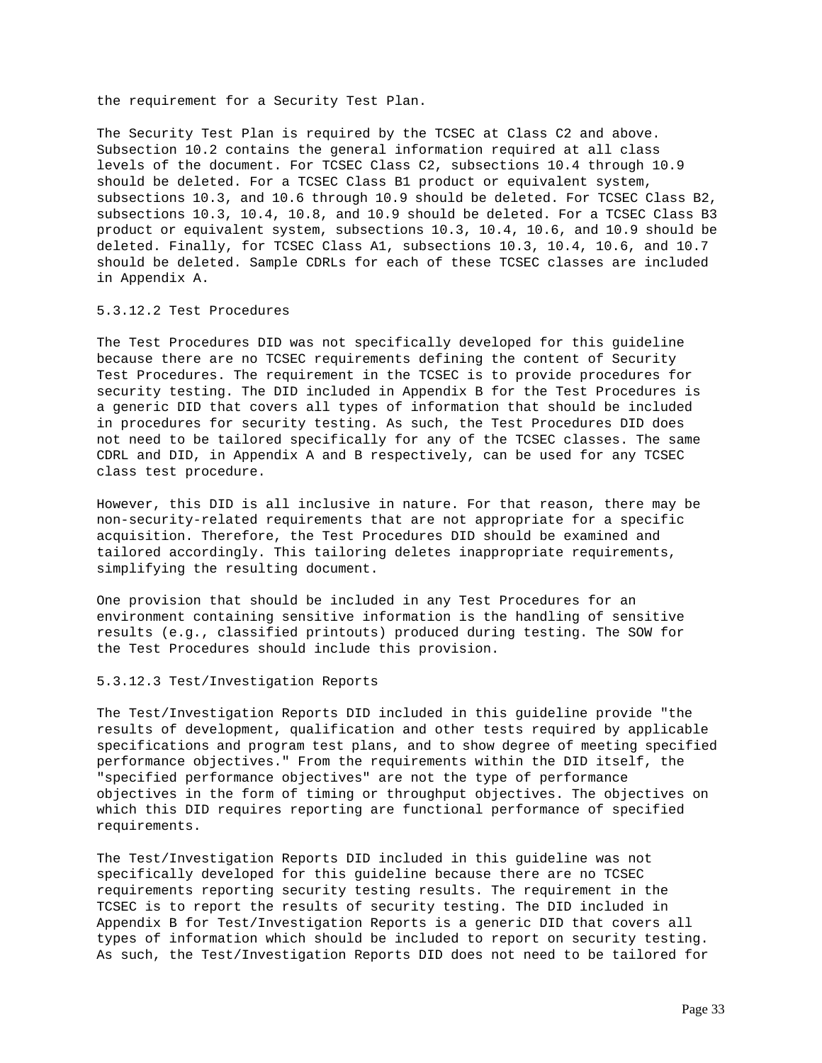the requirement for a Security Test Plan.

The Security Test Plan is required by the TCSEC at Class C2 and above. Subsection 10.2 contains the general information required at all class levels of the document. For TCSEC Class C2, subsections 10.4 through 10.9 should be deleted. For a TCSEC Class B1 product or equivalent system, subsections 10.3, and 10.6 through 10.9 should be deleted. For TCSEC Class B2, subsections 10.3, 10.4, 10.8, and 10.9 should be deleted. For a TCSEC Class B3 product or equivalent system, subsections 10.3, 10.4, 10.6, and 10.9 should be deleted. Finally, for TCSEC Class A1, subsections 10.3, 10.4, 10.6, and 10.7 should be deleted. Sample CDRLs for each of these TCSEC classes are included in Appendix A.

#### 5.3.12.2 Test Procedures

The Test Procedures DID was not specifically developed for this guideline because there are no TCSEC requirements defining the content of Security Test Procedures. The requirement in the TCSEC is to provide procedures for security testing. The DID included in Appendix B for the Test Procedures is a generic DID that covers all types of information that should be included in procedures for security testing. As such, the Test Procedures DID does not need to be tailored specifically for any of the TCSEC classes. The same CDRL and DID, in Appendix A and B respectively, can be used for any TCSEC class test procedure.

However, this DID is all inclusive in nature. For that reason, there may be non-security-related requirements that are not appropriate for a specific acquisition. Therefore, the Test Procedures DID should be examined and tailored accordingly. This tailoring deletes inappropriate requirements, simplifying the resulting document.

One provision that should be included in any Test Procedures for an environment containing sensitive information is the handling of sensitive results (e.g., classified printouts) produced during testing. The SOW for the Test Procedures should include this provision.

#### 5.3.12.3 Test/Investigation Reports

The Test/Investigation Reports DID included in this guideline provide "the results of development, qualification and other tests required by applicable specifications and program test plans, and to show degree of meeting specified performance objectives." From the requirements within the DID itself, the "specified performance objectives" are not the type of performance objectives in the form of timing or throughput objectives. The objectives on which this DID requires reporting are functional performance of specified requirements.

The Test/Investigation Reports DID included in this guideline was not specifically developed for this guideline because there are no TCSEC requirements reporting security testing results. The requirement in the TCSEC is to report the results of security testing. The DID included in Appendix B for Test/Investigation Reports is a generic DID that covers all types of information which should be included to report on security testing. As such, the Test/Investigation Reports DID does not need to be tailored for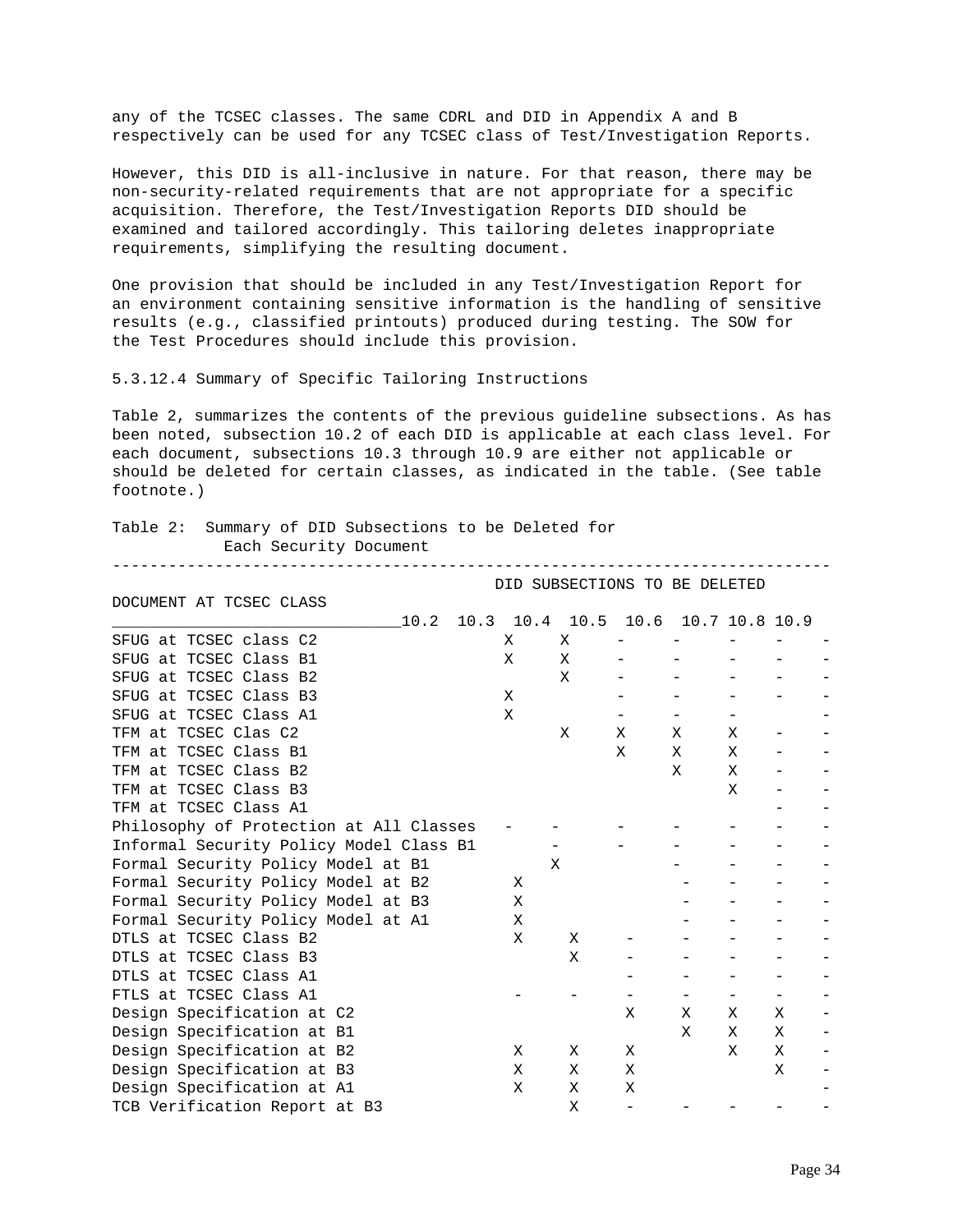any of the TCSEC classes. The same CDRL and DID in Appendix A and B respectively can be used for any TCSEC class of Test/Investigation Reports.

However, this DID is all-inclusive in nature. For that reason, there may be non-security-related requirements that are not appropriate for a specific acquisition. Therefore, the Test/Investigation Reports DID should be examined and tailored accordingly. This tailoring deletes inappropriate requirements, simplifying the resulting document.

One provision that should be included in any Test/Investigation Report for an environment containing sensitive information is the handling of sensitive results (e.g., classified printouts) produced during testing. The SOW for the Test Procedures should include this provision.

5.3.12.4 Summary of Specific Tailoring Instructions

Table 2, summarizes the contents of the previous guideline subsections. As has been noted, subsection 10.2 of each DID is applicable at each class level. For each document, subsections 10.3 through 10.9 are either not applicable or should be deleted for certain classes, as indicated in the table. (See table footnote.)

Table 2: Summary of DID Subsections to be Deleted for Each Security Document

| DOCUMENT AT TCSEC CLASS | DID SUBSECTIONS TO BE DELETED | | | | | | | |
|---|---|---|---|---|---|---|---|---|
| | 10.2 | 10.3 | 10.4 | 10.5 | 10.6 | 10.7 | 10.8 | 10.9 |
| SFUG at TCSEC class C2 | | X | X | - | - | - | - | - |
| SFUG at TCSEC Class B1 | | X | X | - | - | - | - | - |
| SFUG at TCSEC Class B2 | | | X | - | - | - | - | - |
| SFUG at TCSEC Class B3 | | X | | - | - | - | - | - |
| SFUG at TCSEC Class A1 | | X | | - | - | - | | - |
| TFM at TCSEC Clas C2 | | | X | X | X | X | - | - |
| TFM at TCSEC Class B1 | | | | X | X | X | - | - |
| TFM at TCSEC Class B2 | | | | | X | X | - | - |
| TFM at TCSEC Class B3 | | | | | | X | - | - |
| TFM at TCSEC Class A1 | | | | | | | - | - |
| Philosophy of Protection at All Classes | | - | - | - | - | - | - | - |
| Informal Security Policy Model Class B1 | | | - | - | - | - | - | - |
| Formal Security Policy Model at B1 | | | X | | - | - | - | - |
| Formal Security Policy Model at B2 | | X | | | - | - | - | - |
| Formal Security Policy Model at B3 | | X | | | - | - | - | - |
| Formal Security Policy Model at A1 | | X | | | - | - | - | - |
| DTLS at TCSEC Class B2 | | X | X | - | - | - | - | - |
| DTLS at TCSEC Class B3 | | | X | - | - | - | - | - |
| DTLS at TCSEC Class A1 | | | | - | - | - | - | - |
| FTLS at TCSEC Class A1 | | - | - | - | - | - | - | - |
| Design Specification at C2 | | | | X | X | X | X | - |
| Design Specification at B1 | | | | | X | X | X | - |
| Design Specification at B2 | | X | X | X | | X | X | - |
| Design Specification at B3 | | X | X | X | | | X | - |
| Design Specification at A1 | | X | X | X | | | | - |
| TCB Verification Report at B3 | | | X | - | - | - | - | - |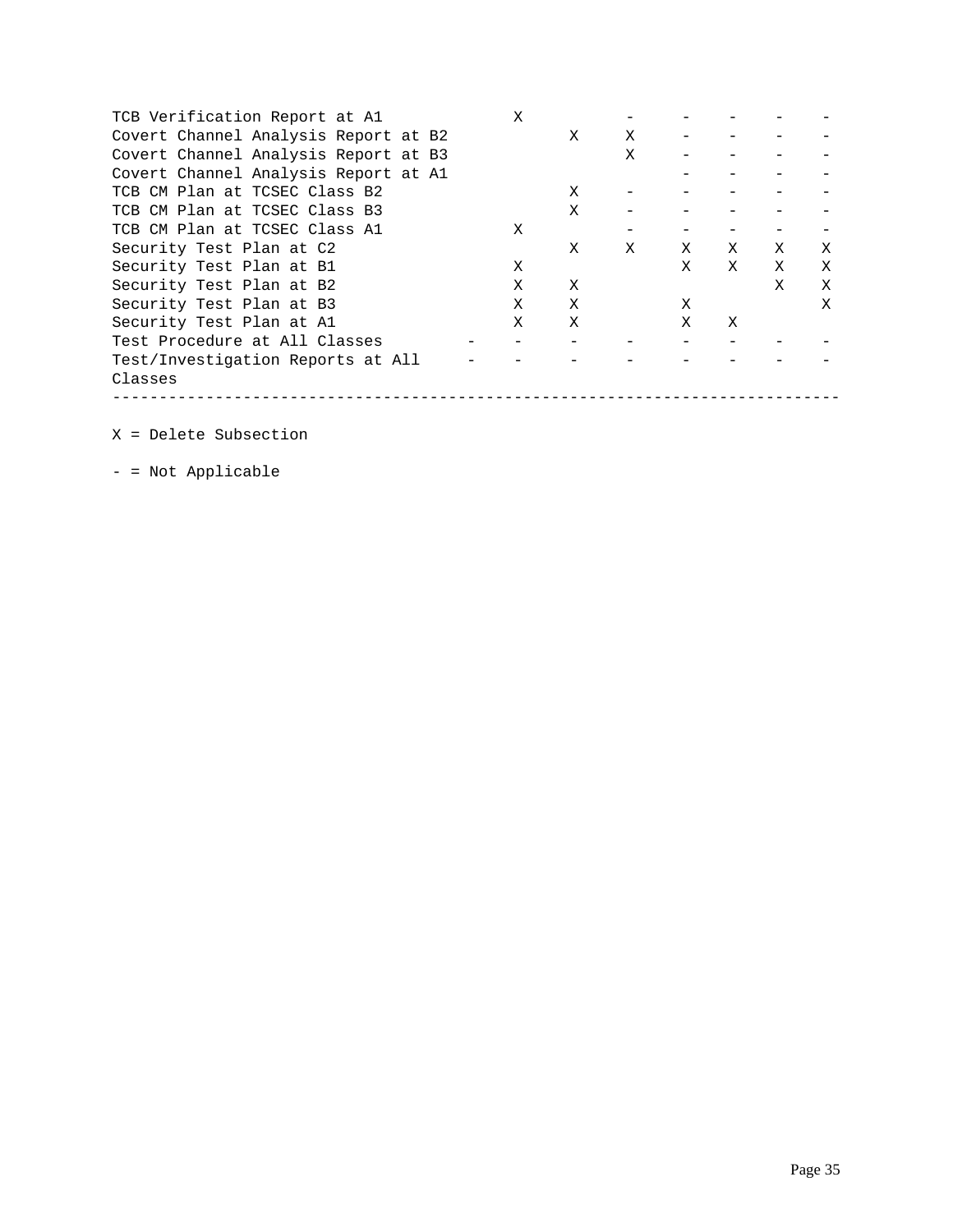| | | | | | | | | |
|---|---|---|---|---|---|---|---|---|
| TCB Verification Report at A1 | | X | | - | - | - | - | - |
| Covert Channel Analysis Report at B2 | | | X | X | - | - | - | - |
| Covert Channel Analysis Report at B3 | | | | X | - | - | - | - |
| Covert Channel Analysis Report at A1 | | | | | - | - | - | - |
| TCB CM Plan at TCSEC Class B2 | | | X | - | - | - | - | - |
| TCB CM Plan at TCSEC Class B3 | | | X | - | - | - | - | - |
| TCB CM Plan at TCSEC Class A1 | | X | | - | - | - | - | - |
| Security Test Plan at C2 | | | X | X | X | X | X | X |
| Security Test Plan at B1 | | X | | | X | X | X | X |
| Security Test Plan at B2 | | X | X | | | | X | X |
| Security Test Plan at B3 | | X | X | | X | | | X |
| Security Test Plan at A1 | | X | X | | X | X | | |
| Test Procedure at All Classes | - | - | - | - | - | - | - | - |
| Test/Investigation Reports at All Classes | - | - | - | - | - | - | - | - |

X = Delete Subsection

\- = Not Applicable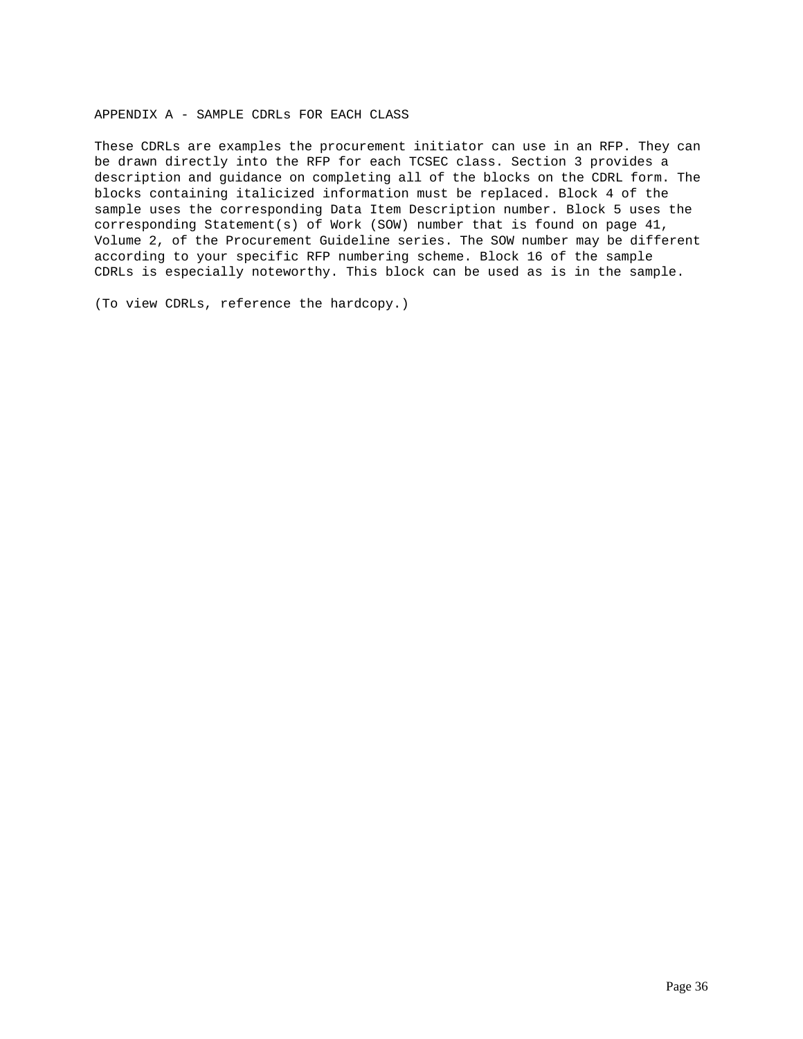# APPENDIX A - SAMPLE CDRLs FOR EACH CLASS

These CDRLs are examples the procurement initiator can use in an RFP. They can be drawn directly into the RFP for each TCSEC class. Section 3 provides a description and guidance on completing all of the blocks on the CDRL form. The blocks containing italicized information must be replaced. Block 4 of the sample uses the corresponding Data Item Description number. Block 5 uses the corresponding Statement(s) of Work (SOW) number that is found on page 41, Volume 2, of the Procurement Guideline series. The SOW number may be different according to your specific RFP numbering scheme. Block 16 of the sample CDRLs is especially noteworthy. This block can be used as is in the sample.

(To view CDRLs, reference the hardcopy.)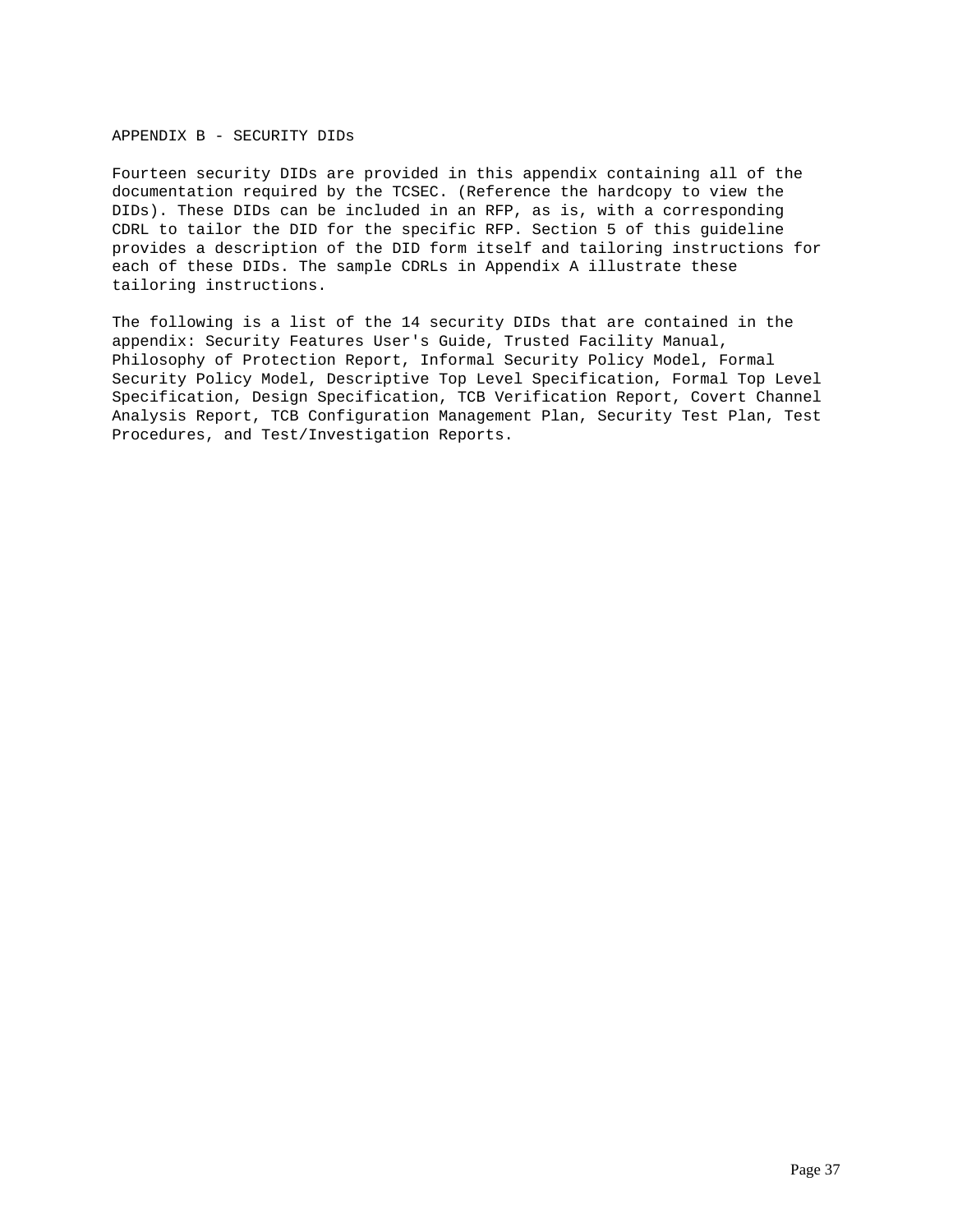# APPENDIX B - SECURITY DIDs

Fourteen security DIDs are provided in this appendix containing all of the documentation required by the TCSEC. (Reference the hardcopy to view the DIDs). These DIDs can be included in an RFP, as is, with a corresponding CDRL to tailor the DID for the specific RFP. Section 5 of this guideline provides a description of the DID form itself and tailoring instructions for each of these DIDs. The sample CDRLs in Appendix A illustrate these tailoring instructions.

The following is a list of the 14 security DIDs that are contained in the appendix: Security Features User's Guide, Trusted Facility Manual, Philosophy of Protection Report, Informal Security Policy Model, Formal Security Policy Model, Descriptive Top Level Specification, Formal Top Level Specification, Design Specification, TCB Verification Report, Covert Channel Analysis Report, TCB Configuration Management Plan, Security Test Plan, Test Procedures, and Test/Investigation Reports.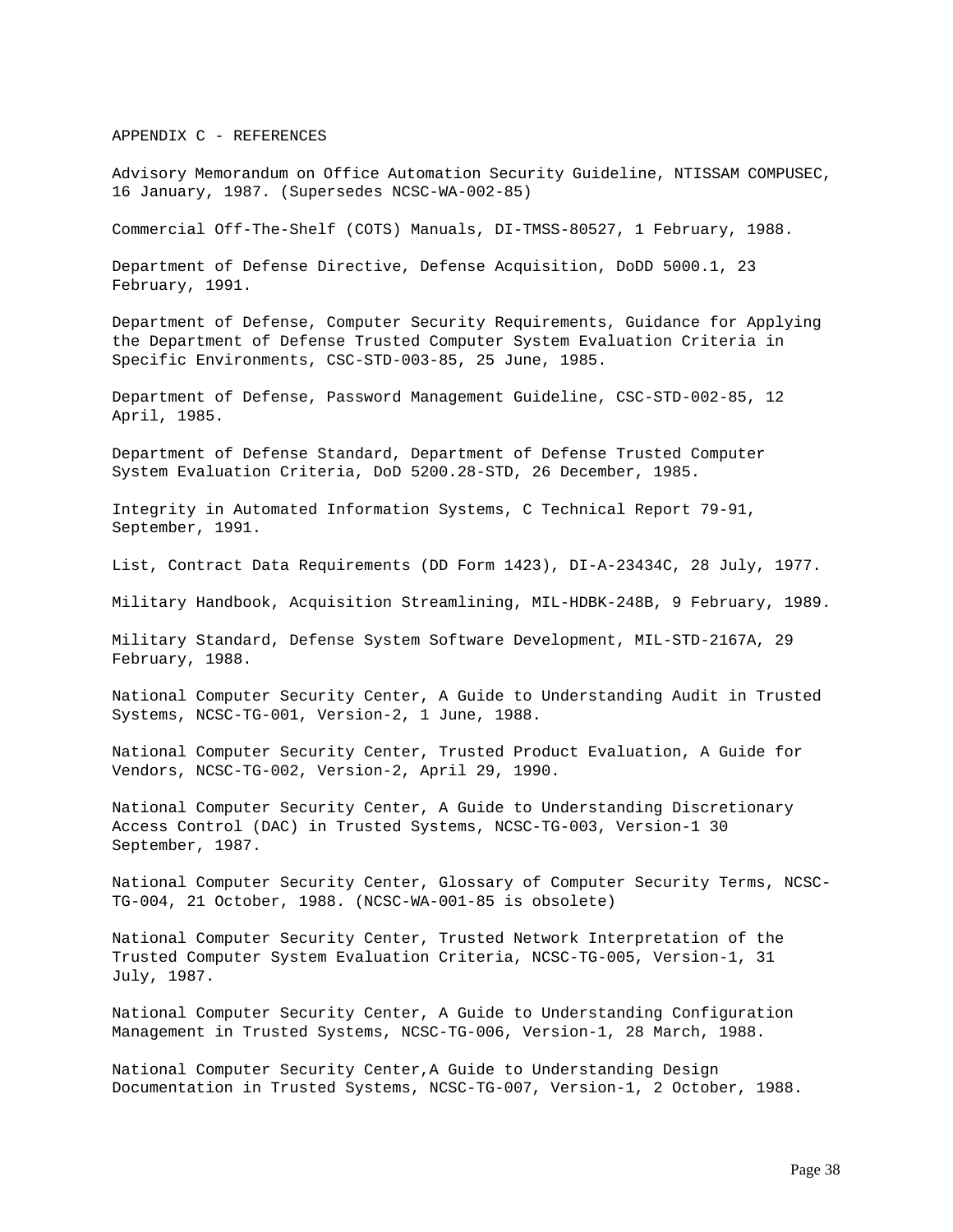## APPENDIX C - REFERENCES

Advisory Memorandum on Office Automation Security Guideline, NTISSAM COMPUSEC, 16 January, 1987. (Supersedes NCSC-WA-002-85)

Commercial Off-The-Shelf (COTS) Manuals, DI-TMSS-80527, 1 February, 1988.

Department of Defense Directive, Defense Acquisition, DoDD 5000.1, 23 February, 1991.

Department of Defense, Computer Security Requirements, Guidance for Applying the Department of Defense Trusted Computer System Evaluation Criteria in Specific Environments, CSC-STD-003-85, 25 June, 1985.

Department of Defense, Password Management Guideline, CSC-STD-002-85, 12 April, 1985.

Department of Defense Standard, Department of Defense Trusted Computer System Evaluation Criteria, DoD 5200.28-STD, 26 December, 1985.

Integrity in Automated Information Systems, C Technical Report 79-91, September, 1991.

List, Contract Data Requirements (DD Form 1423), DI-A-23434C, 28 July, 1977.

Military Handbook, Acquisition Streamlining, MIL-HDBK-248B, 9 February, 1989.

Military Standard, Defense System Software Development, MIL-STD-2167A, 29 February, 1988.

National Computer Security Center, A Guide to Understanding Audit in Trusted Systems, NCSC-TG-001, Version-2, 1 June, 1988.

National Computer Security Center, Trusted Product Evaluation, A Guide for Vendors, NCSC-TG-002, Version-2, April 29, 1990.

National Computer Security Center, A Guide to Understanding Discretionary Access Control (DAC) in Trusted Systems, NCSC-TG-003, Version-1 30 September, 1987.

National Computer Security Center, Glossary of Computer Security Terms, NCSC-TG-004, 21 October, 1988. (NCSC-WA-001-85 is obsolete)

National Computer Security Center, Trusted Network Interpretation of the Trusted Computer System Evaluation Criteria, NCSC-TG-005, Version-1, 31 July, 1987.

National Computer Security Center, A Guide to Understanding Configuration Management in Trusted Systems, NCSC-TG-006, Version-1, 28 March, 1988.

National Computer Security Center,A Guide to Understanding Design Documentation in Trusted Systems, NCSC-TG-007, Version-1, 2 October, 1988.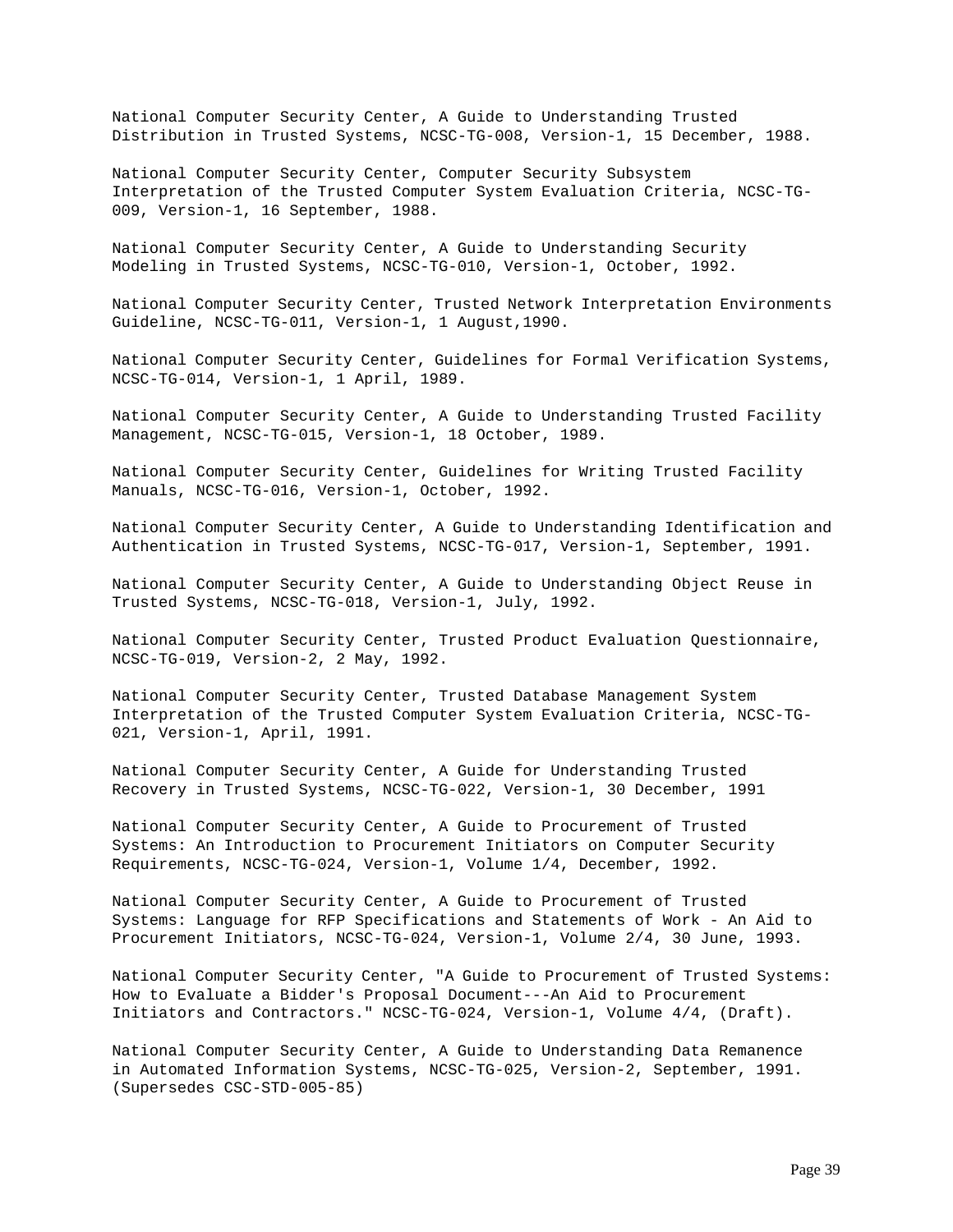National Computer Security Center, A Guide to Understanding Trusted Distribution in Trusted Systems, NCSC-TG-008, Version-1, 15 December, 1988.

National Computer Security Center, Computer Security Subsystem Interpretation of the Trusted Computer System Evaluation Criteria, NCSC-TG-009, Version-1, 16 September, 1988.

National Computer Security Center, A Guide to Understanding Security Modeling in Trusted Systems, NCSC-TG-010, Version-1, October, 1992.

National Computer Security Center, Trusted Network Interpretation Environments Guideline, NCSC-TG-011, Version-1, 1 August,1990.

National Computer Security Center, Guidelines for Formal Verification Systems, NCSC-TG-014, Version-1, 1 April, 1989.

National Computer Security Center, A Guide to Understanding Trusted Facility Management, NCSC-TG-015, Version-1, 18 October, 1989.

National Computer Security Center, Guidelines for Writing Trusted Facility Manuals, NCSC-TG-016, Version-1, October, 1992.

National Computer Security Center, A Guide to Understanding Identification and Authentication in Trusted Systems, NCSC-TG-017, Version-1, September, 1991.

National Computer Security Center, A Guide to Understanding Object Reuse in Trusted Systems, NCSC-TG-018, Version-1, July, 1992.

National Computer Security Center, Trusted Product Evaluation Questionnaire, NCSC-TG-019, Version-2, 2 May, 1992.

National Computer Security Center, Trusted Database Management System Interpretation of the Trusted Computer System Evaluation Criteria, NCSC-TG-021, Version-1, April, 1991.

National Computer Security Center, A Guide for Understanding Trusted Recovery in Trusted Systems, NCSC-TG-022, Version-1, 30 December, 1991

National Computer Security Center, A Guide to Procurement of Trusted Systems: An Introduction to Procurement Initiators on Computer Security Requirements, NCSC-TG-024, Version-1, Volume 1/4, December, 1992.

National Computer Security Center, A Guide to Procurement of Trusted Systems: Language for RFP Specifications and Statements of Work - An Aid to Procurement Initiators, NCSC-TG-024, Version-1, Volume 2/4, 30 June, 1993.

National Computer Security Center, "A Guide to Procurement of Trusted Systems: How to Evaluate a Bidder's Proposal Document---An Aid to Procurement Initiators and Contractors." NCSC-TG-024, Version-1, Volume 4/4, (Draft).

National Computer Security Center, A Guide to Understanding Data Remanence in Automated Information Systems, NCSC-TG-025, Version-2, September, 1991. (Supersedes CSC-STD-005-85)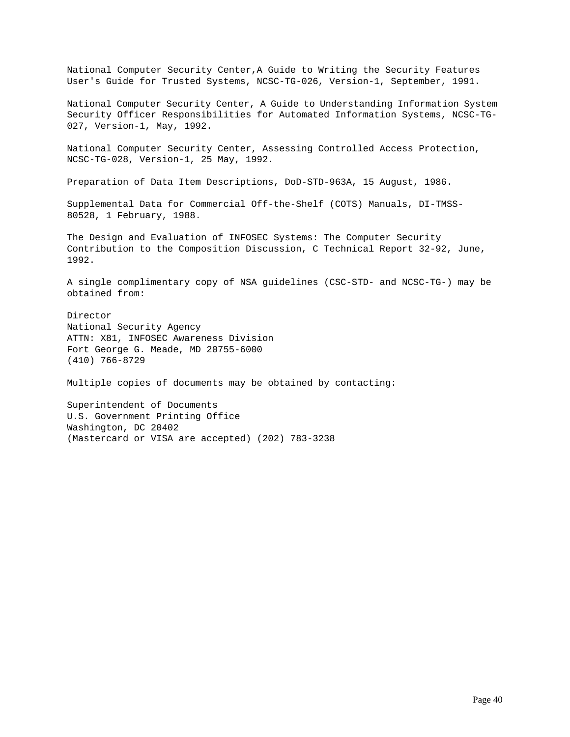National Computer Security Center,A Guide to Writing the Security Features User's Guide for Trusted Systems, NCSC-TG-026, Version-1, September, 1991.

National Computer Security Center, A Guide to Understanding Information System Security Officer Responsibilities for Automated Information Systems, NCSC-TG-027, Version-1, May, 1992.

National Computer Security Center, Assessing Controlled Access Protection, NCSC-TG-028, Version-1, 25 May, 1992.

Preparation of Data Item Descriptions, DoD-STD-963A, 15 August, 1986.

Supplemental Data for Commercial Off-the-Shelf (COTS) Manuals, DI-TMSS-80528, 1 February, 1988.

The Design and Evaluation of INFOSEC Systems: The Computer Security Contribution to the Composition Discussion, C Technical Report 32-92, June, 1992.

A single complimentary copy of NSA guidelines (CSC-STD- and NCSC-TG-) may be obtained from:

Director  
National Security Agency  
ATTN: X81, INFOSEC Awareness Division  
Fort George G. Meade, MD 20755-6000  
(410) 766-8729

Multiple copies of documents may be obtained by contacting:

Superintendent of Documents  
U.S. Government Printing Office  
Washington, DC 20402  
(Mastercard or VISA are accepted) (202) 783-3238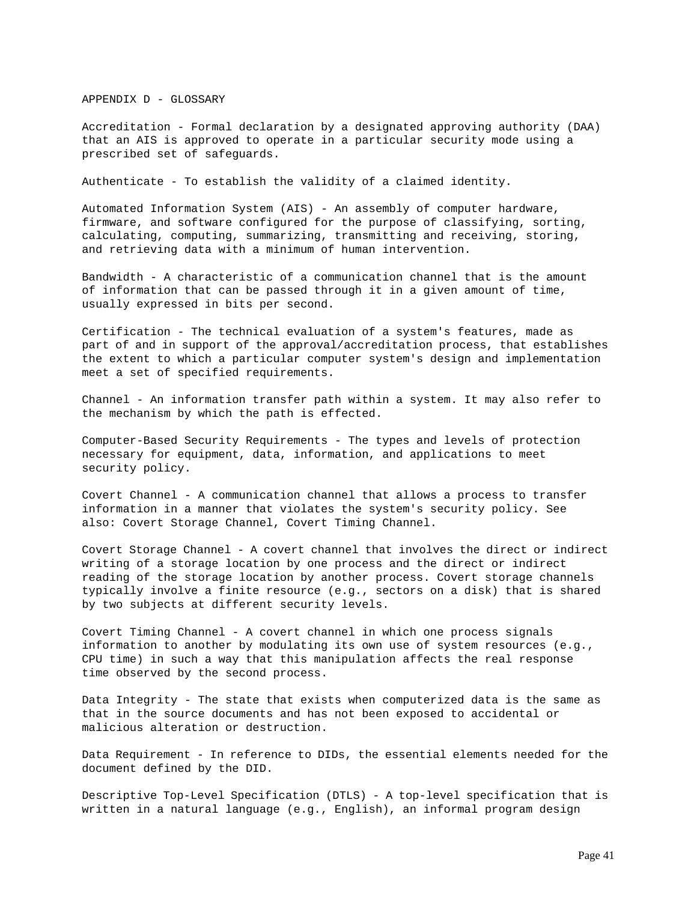# APPENDIX D - GLOSSARY

Accreditation - Formal declaration by a designated approving authority (DAA) that an AIS is approved to operate in a particular security mode using a prescribed set of safeguards.

Authenticate - To establish the validity of a claimed identity.

Automated Information System (AIS) - An assembly of computer hardware, firmware, and software configured for the purpose of classifying, sorting, calculating, computing, summarizing, transmitting and receiving, storing, and retrieving data with a minimum of human intervention.

Bandwidth - A characteristic of a communication channel that is the amount of information that can be passed through it in a given amount of time, usually expressed in bits per second.

Certification - The technical evaluation of a system's features, made as part of and in support of the approval/accreditation process, that establishes the extent to which a particular computer system's design and implementation meet a set of specified requirements.

Channel - An information transfer path within a system. It may also refer to the mechanism by which the path is effected.

Computer-Based Security Requirements - The types and levels of protection necessary for equipment, data, information, and applications to meet security policy.

Covert Channel - A communication channel that allows a process to transfer information in a manner that violates the system's security policy. See also: Covert Storage Channel, Covert Timing Channel.

Covert Storage Channel - A covert channel that involves the direct or indirect writing of a storage location by one process and the direct or indirect reading of the storage location by another process. Covert storage channels typically involve a finite resource (e.g., sectors on a disk) that is shared by two subjects at different security levels.

Covert Timing Channel - A covert channel in which one process signals information to another by modulating its own use of system resources (e.g., CPU time) in such a way that this manipulation affects the real response time observed by the second process.

Data Integrity - The state that exists when computerized data is the same as that in the source documents and has not been exposed to accidental or malicious alteration or destruction.

Data Requirement - In reference to DIDs, the essential elements needed for the document defined by the DID.

Descriptive Top-Level Specification (DTLS) - A top-level specification that is written in a natural language (e.g., English), an informal program design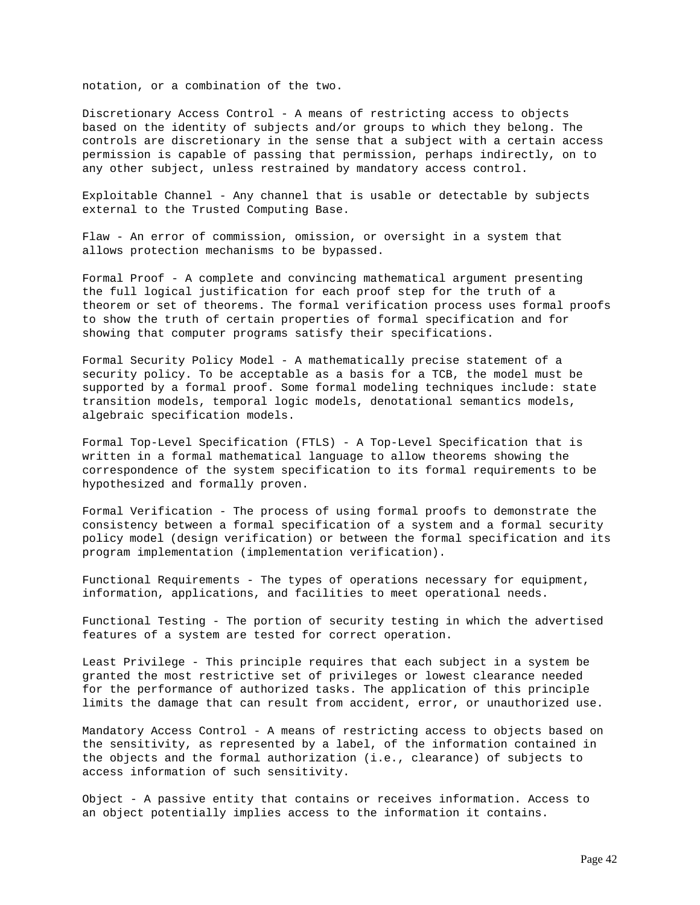notation, or a combination of the two.

Discretionary Access Control - A means of restricting access to objects based on the identity of subjects and/or groups to which they belong. The controls are discretionary in the sense that a subject with a certain access permission is capable of passing that permission, perhaps indirectly, on to any other subject, unless restrained by mandatory access control.

Exploitable Channel - Any channel that is usable or detectable by subjects external to the Trusted Computing Base.

Flaw - An error of commission, omission, or oversight in a system that allows protection mechanisms to be bypassed.

Formal Proof - A complete and convincing mathematical argument presenting the full logical justification for each proof step for the truth of a theorem or set of theorems. The formal verification process uses formal proofs to show the truth of certain properties of formal specification and for showing that computer programs satisfy their specifications.

Formal Security Policy Model - A mathematically precise statement of a security policy. To be acceptable as a basis for a TCB, the model must be supported by a formal proof. Some formal modeling techniques include: state transition models, temporal logic models, denotational semantics models, algebraic specification models.

Formal Top-Level Specification (FTLS) - A Top-Level Specification that is written in a formal mathematical language to allow theorems showing the correspondence of the system specification to its formal requirements to be hypothesized and formally proven.

Formal Verification - The process of using formal proofs to demonstrate the consistency between a formal specification of a system and a formal security policy model (design verification) or between the formal specification and its program implementation (implementation verification).

Functional Requirements - The types of operations necessary for equipment, information, applications, and facilities to meet operational needs.

Functional Testing - The portion of security testing in which the advertised features of a system are tested for correct operation.

Least Privilege - This principle requires that each subject in a system be granted the most restrictive set of privileges or lowest clearance needed for the performance of authorized tasks. The application of this principle limits the damage that can result from accident, error, or unauthorized use.

Mandatory Access Control - A means of restricting access to objects based on the sensitivity, as represented by a label, of the information contained in the objects and the formal authorization (i.e., clearance) of subjects to access information of such sensitivity.

Object - A passive entity that contains or receives information. Access to an object potentially implies access to the information it contains.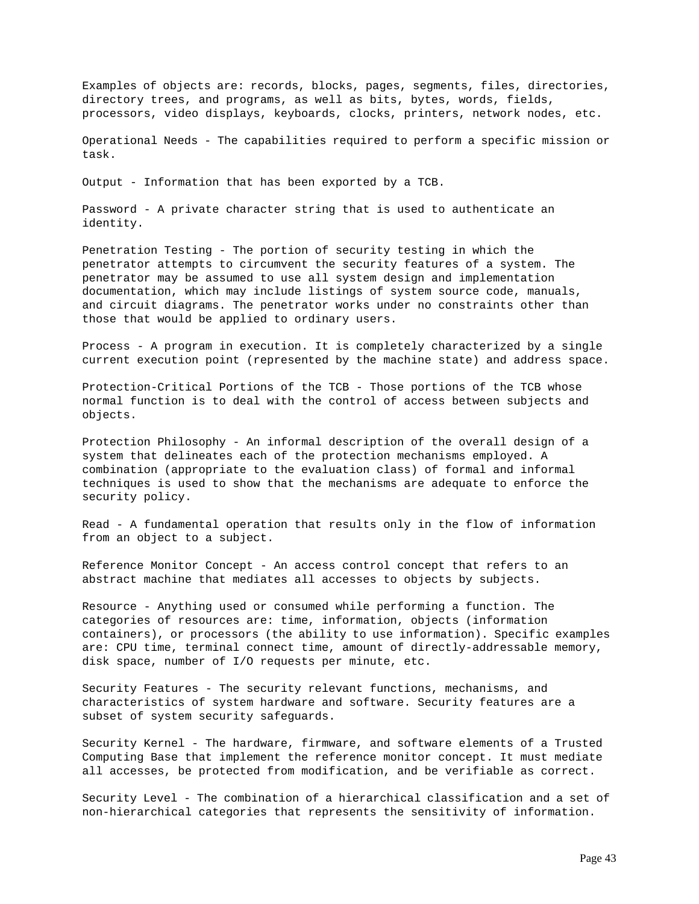Examples of objects are: records, blocks, pages, segments, files, directories, directory trees, and programs, as well as bits, bytes, words, fields, processors, video displays, keyboards, clocks, printers, network nodes, etc.

Operational Needs - The capabilities required to perform a specific mission or task.

Output - Information that has been exported by a TCB.

Password - A private character string that is used to authenticate an identity.

Penetration Testing - The portion of security testing in which the penetrator attempts to circumvent the security features of a system. The penetrator may be assumed to use all system design and implementation documentation, which may include listings of system source code, manuals, and circuit diagrams. The penetrator works under no constraints other than those that would be applied to ordinary users.

Process - A program in execution. It is completely characterized by a single current execution point (represented by the machine state) and address space.

Protection-Critical Portions of the TCB - Those portions of the TCB whose normal function is to deal with the control of access between subjects and objects.

Protection Philosophy - An informal description of the overall design of a system that delineates each of the protection mechanisms employed. A combination (appropriate to the evaluation class) of formal and informal techniques is used to show that the mechanisms are adequate to enforce the security policy.

Read - A fundamental operation that results only in the flow of information from an object to a subject.

Reference Monitor Concept - An access control concept that refers to an abstract machine that mediates all accesses to objects by subjects.

Resource - Anything used or consumed while performing a function. The categories of resources are: time, information, objects (information containers), or processors (the ability to use information). Specific examples are: CPU time, terminal connect time, amount of directly-addressable memory, disk space, number of I/O requests per minute, etc.

Security Features - The security relevant functions, mechanisms, and characteristics of system hardware and software. Security features are a subset of system security safeguards.

Security Kernel - The hardware, firmware, and software elements of a Trusted Computing Base that implement the reference monitor concept. It must mediate all accesses, be protected from modification, and be verifiable as correct.

Security Level - The combination of a hierarchical classification and a set of non-hierarchical categories that represents the sensitivity of information.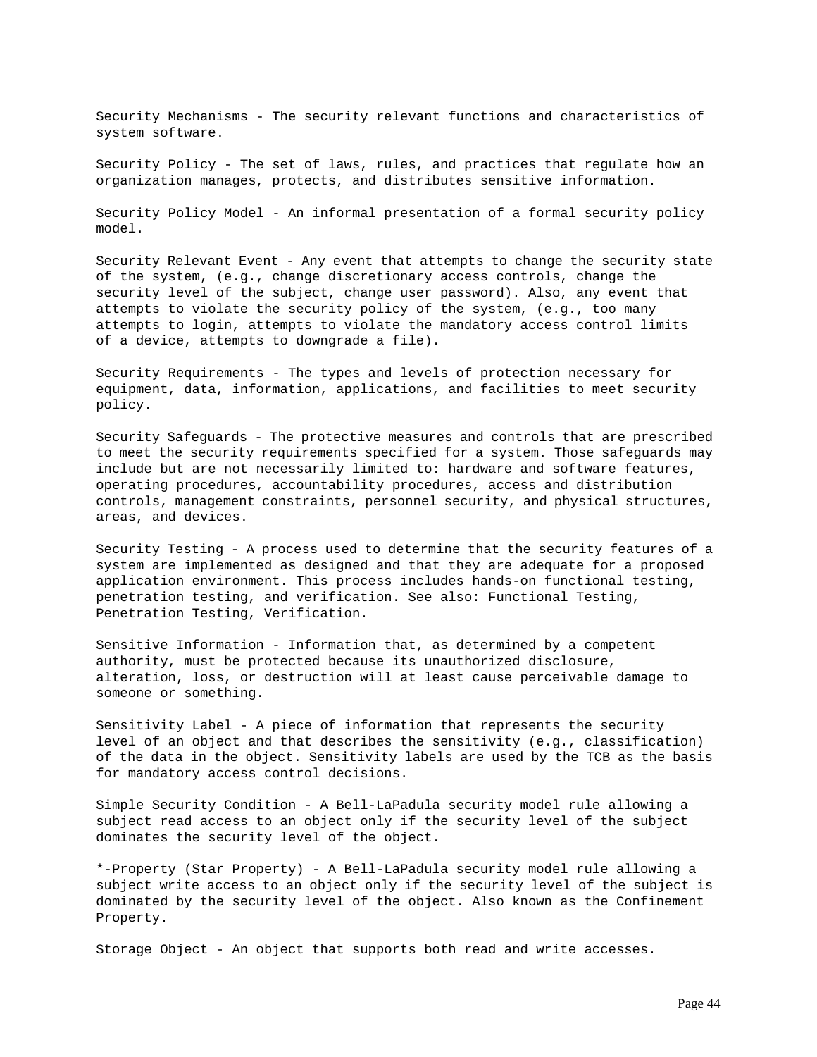Security Mechanisms - The security relevant functions and characteristics of system software.

Security Policy - The set of laws, rules, and practices that regulate how an organization manages, protects, and distributes sensitive information.

Security Policy Model - An informal presentation of a formal security policy model.

Security Relevant Event - Any event that attempts to change the security state of the system, (e.g., change discretionary access controls, change the security level of the subject, change user password). Also, any event that attempts to violate the security policy of the system, (e.g., too many attempts to login, attempts to violate the mandatory access control limits of a device, attempts to downgrade a file).

Security Requirements - The types and levels of protection necessary for equipment, data, information, applications, and facilities to meet security policy.

Security Safeguards - The protective measures and controls that are prescribed to meet the security requirements specified for a system. Those safeguards may include but are not necessarily limited to: hardware and software features, operating procedures, accountability procedures, access and distribution controls, management constraints, personnel security, and physical structures, areas, and devices.

Security Testing - A process used to determine that the security features of a system are implemented as designed and that they are adequate for a proposed application environment. This process includes hands-on functional testing, penetration testing, and verification. See also: Functional Testing, Penetration Testing, Verification.

Sensitive Information - Information that, as determined by a competent authority, must be protected because its unauthorized disclosure, alteration, loss, or destruction will at least cause perceivable damage to someone or something.

Sensitivity Label - A piece of information that represents the security level of an object and that describes the sensitivity (e.g., classification) of the data in the object. Sensitivity labels are used by the TCB as the basis for mandatory access control decisions.

Simple Security Condition - A Bell-LaPadula security model rule allowing a subject read access to an object only if the security level of the subject dominates the security level of the object.

*-Property (Star Property) - A Bell-LaPadula security model rule allowing a subject write access to an object only if the security level of the subject is dominated by the security level of the object. Also known as the Confinement Property.

Storage Object - An object that supports both read and write accesses.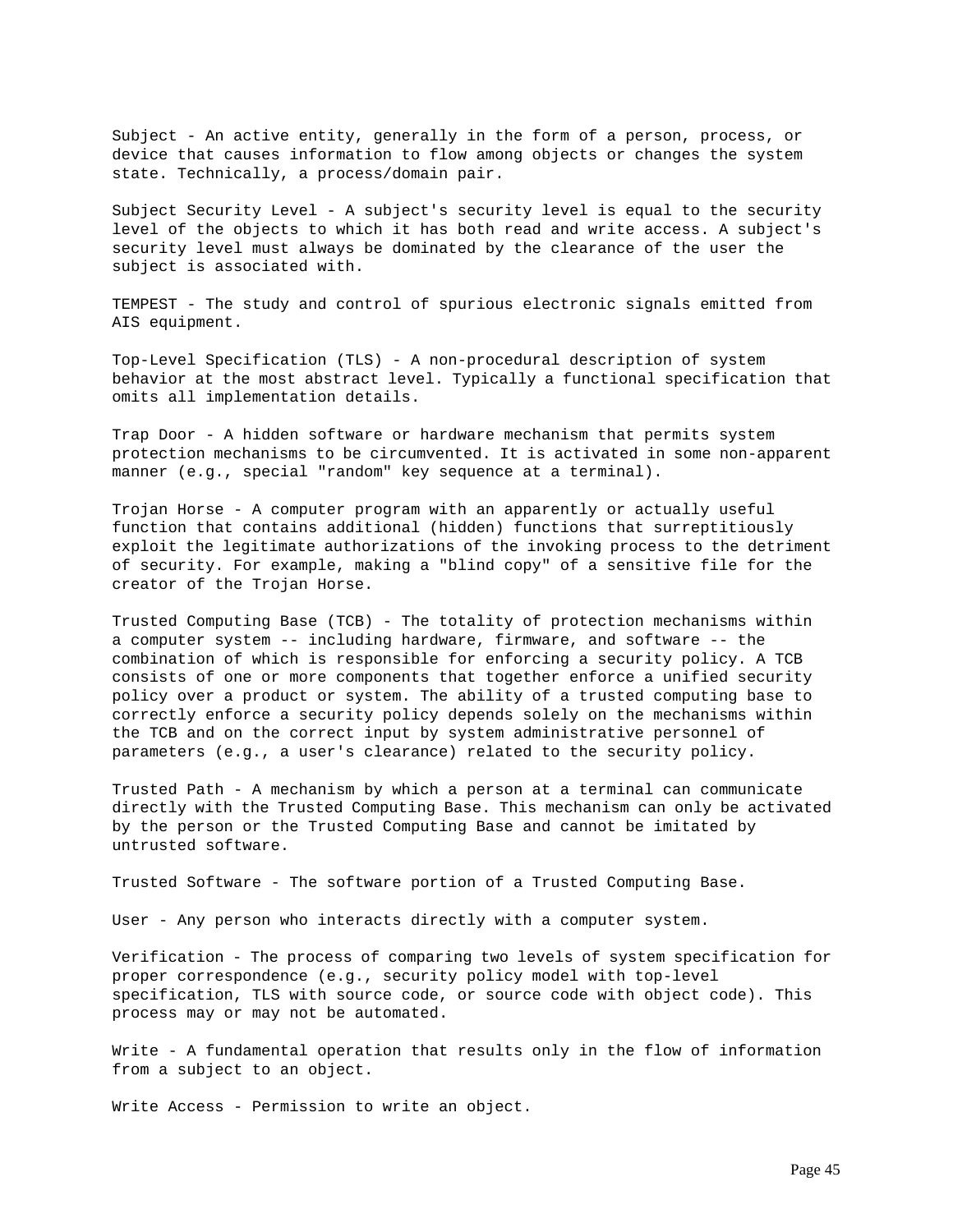Subject - An active entity, generally in the form of a person, process, or device that causes information to flow among objects or changes the system state. Technically, a process/domain pair.

Subject Security Level - A subject's security level is equal to the security level of the objects to which it has both read and write access. A subject's security level must always be dominated by the clearance of the user the subject is associated with.

TEMPEST - The study and control of spurious electronic signals emitted from AIS equipment.

Top-Level Specification (TLS) - A non-procedural description of system behavior at the most abstract level. Typically a functional specification that omits all implementation details.

Trap Door - A hidden software or hardware mechanism that permits system protection mechanisms to be circumvented. It is activated in some non-apparent manner (e.g., special "random" key sequence at a terminal).

Trojan Horse - A computer program with an apparently or actually useful function that contains additional (hidden) functions that surreptitiously exploit the legitimate authorizations of the invoking process to the detriment of security. For example, making a "blind copy" of a sensitive file for the creator of the Trojan Horse.

Trusted Computing Base (TCB) - The totality of protection mechanisms within a computer system -- including hardware, firmware, and software -- the combination of which is responsible for enforcing a security policy. A TCB consists of one or more components that together enforce a unified security policy over a product or system. The ability of a trusted computing base to correctly enforce a security policy depends solely on the mechanisms within the TCB and on the correct input by system administrative personnel of parameters (e.g., a user's clearance) related to the security policy.

Trusted Path - A mechanism by which a person at a terminal can communicate directly with the Trusted Computing Base. This mechanism can only be activated by the person or the Trusted Computing Base and cannot be imitated by untrusted software.

Trusted Software - The software portion of a Trusted Computing Base.

User - Any person who interacts directly with a computer system.

Verification - The process of comparing two levels of system specification for proper correspondence (e.g., security policy model with top-level specification, TLS with source code, or source code with object code). This process may or may not be automated.

Write - A fundamental operation that results only in the flow of information from a subject to an object.

Write Access - Permission to write an object.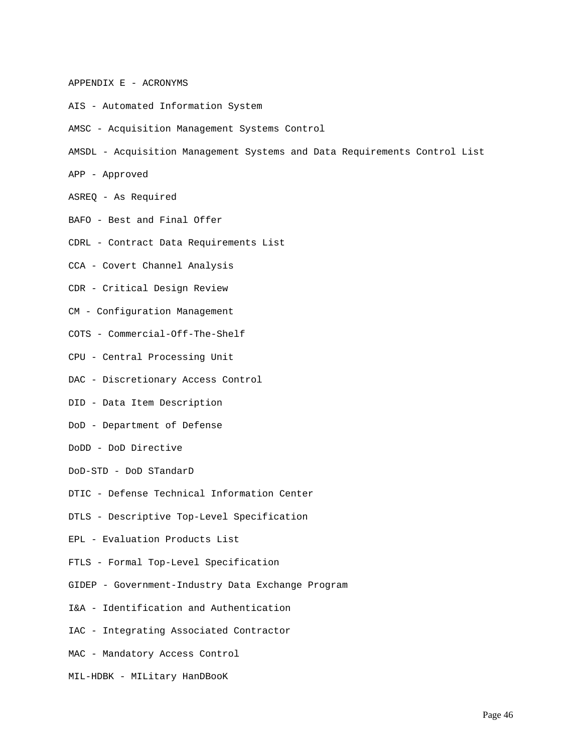## APPENDIX E - ACRONYMS

AIS - Automated Information System

AMSC - Acquisition Management Systems Control

AMSDL - Acquisition Management Systems and Data Requirements Control List

APP - Approved

ASREQ - As Required

BAFO - Best and Final Offer

CDRL - Contract Data Requirements List

CCA - Covert Channel Analysis

CDR - Critical Design Review

CM - Configuration Management

COTS - Commercial-Off-The-Shelf

CPU - Central Processing Unit

DAC - Discretionary Access Control

DID - Data Item Description

DoD - Department of Defense

DoDD - DoD Directive

DoD-STD - DoD STandarD

DTIC - Defense Technical Information Center

DTLS - Descriptive Top-Level Specification

EPL - Evaluation Products List

FTLS - Formal Top-Level Specification

GIDEP - Government-Industry Data Exchange Program

I&A - Identification and Authentication

IAC - Integrating Associated Contractor

MAC - Mandatory Access Control

MIL-HDBK - MILitary HanDBooK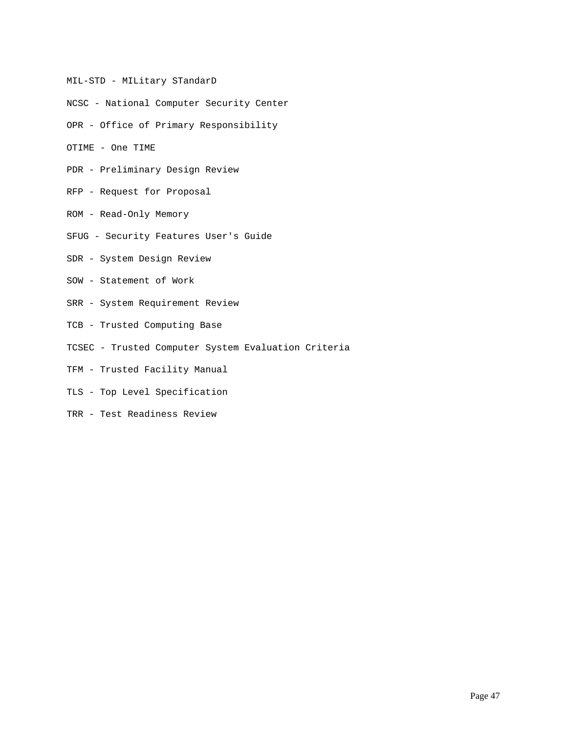MIL-STD - MILitary STandarD

NCSC - National Computer Security Center

OPR - Office of Primary Responsibility

OTIME - One TIME

PDR - Preliminary Design Review

RFP - Request for Proposal

ROM - Read-Only Memory

SFUG - Security Features User's Guide

SDR - System Design Review

SOW - Statement of Work

SRR - System Requirement Review

TCB - Trusted Computing Base

TCSEC - Trusted Computer System Evaluation Criteria

TFM - Trusted Facility Manual

TLS - Top Level Specification

TRR - Test Readiness Review